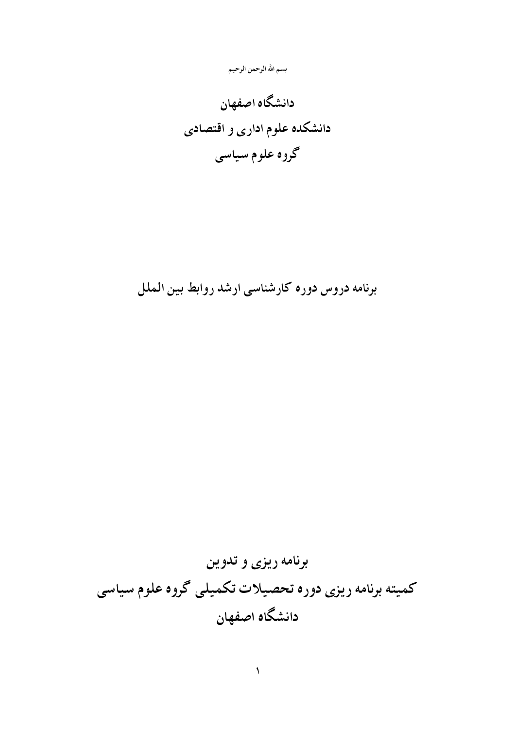بسم الله الرحمن الرحیم

# دانشگاه اصفهان
# دانشکده علوم اداری و اقتصادی
# گروه علوم سیاسی

## برنامه دروس دوره کارشناسی ارشد روابط بین الملل

## برنامه ریزی و تدوین
## کمیته برنامه ریزی دوره تحصیلات تکمیلی گروه علوم سیاسی
## دانشگاه اصفهان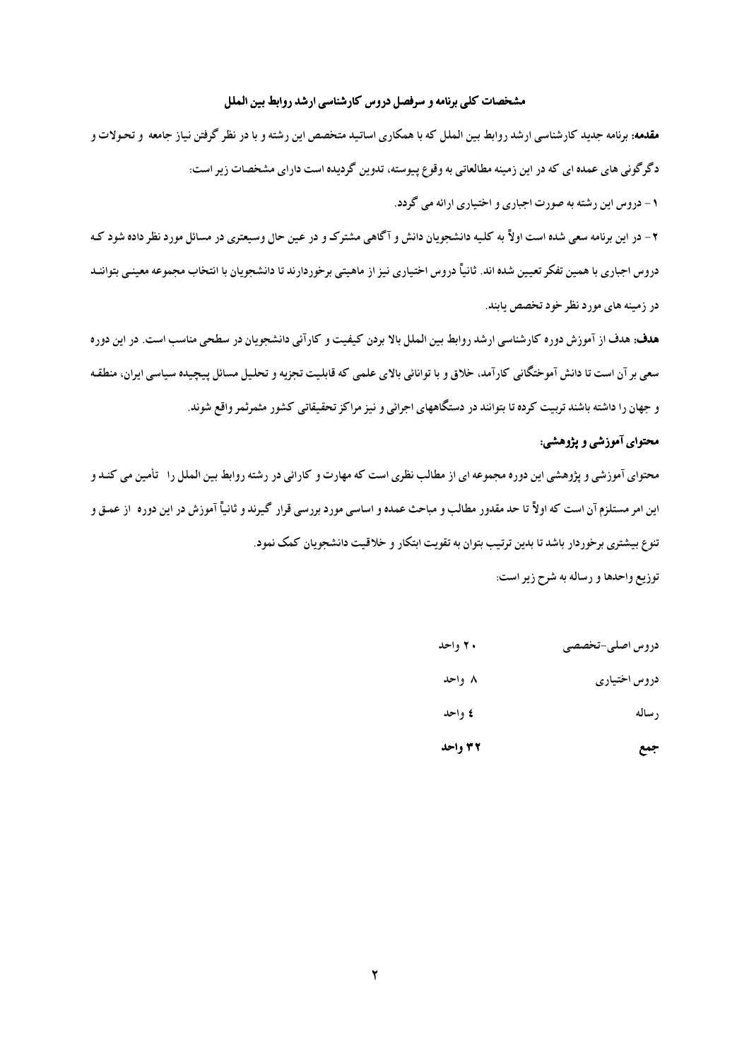## مشخصات کلی برنامه و سرفصل دروس کارشناسی ارشد روابط بین الملل

**مقدمه:** برنامه جدید کارشناسی ارشد روابط بین الملل که با همکاری اساتید متخصص این رشته و با در نظر گرفتن نیاز جامعه و تحولات و دگرگونی های عمده ای که در این زمینه مطالعاتی به وقوع پیوسته، تدوین گردیده است دارای مشخصات زیر است:

۱ - دروس این رشته به صورت اجباری و اختیاری ارائه می گردد.

۲ - در این برنامه سعی شده است اولاً به کلیه دانشجویان دانش و آگاهی مشترک و در عین حال وسیعتری در مسائل مورد نظر داده شود که دروس اجباری با همین تفکر تعیین شده اند. ثانیاً دروس اختیاری نیز از ماهیتی برخوردارند تا دانشجویان با انتخاب مجموعه معینی بتوانند در زمینه های مورد نظر خود تخصص یابند.

**هدف:** هدف از آموزش دوره کارشناسی ارشد روابط بین الملل بالا بردن کیفیت و کارآئی دانشجویان در سطحی مناسب است. در این دوره سعی بر آن است تا دانش آموختگانی کارآمد، خلاق و با توانائی بالای علمی که قابلیت تجزیه و تحلیل مسائل پیچیده سیاسی ایران، منطقه و جهان را داشته باشند تربیت کرده تا بتوانند در دستگاههای اجرائی و نیز مراکز تحقیقاتی کشور مشرثمر واقع شوند.

**محتوای آموزشی و پژوهشی:**

محتوای آموزشی و پژوهشی این دوره مجموعه ای از مطالب نظری است که مهارت و کارائی در رشته روابط بین الملل را تأمین می کند و این امر مستلزم آن است که اولاً تا حد مقدور مطالب و مباحث عمده و اساسی مورد بررسی قرار گیرند و ثانیاً آموزش در این دوره از عمق و تنوع بیشتری برخوردار باشد تا بدین ترتیب بتوان به تقویت ابتکار و خلاقیت دانشجویان کمک نمود.

توزیع واحدها و رساله به شرح زیر است:

| | |
|---|---|
| دروس اصلی-تخصصی | ۲۰ واحد |
| دروس اختیاری | ۸ واحد |
| رساله | ٤ واحد |
| **جمع** | **۳۲ واحد** |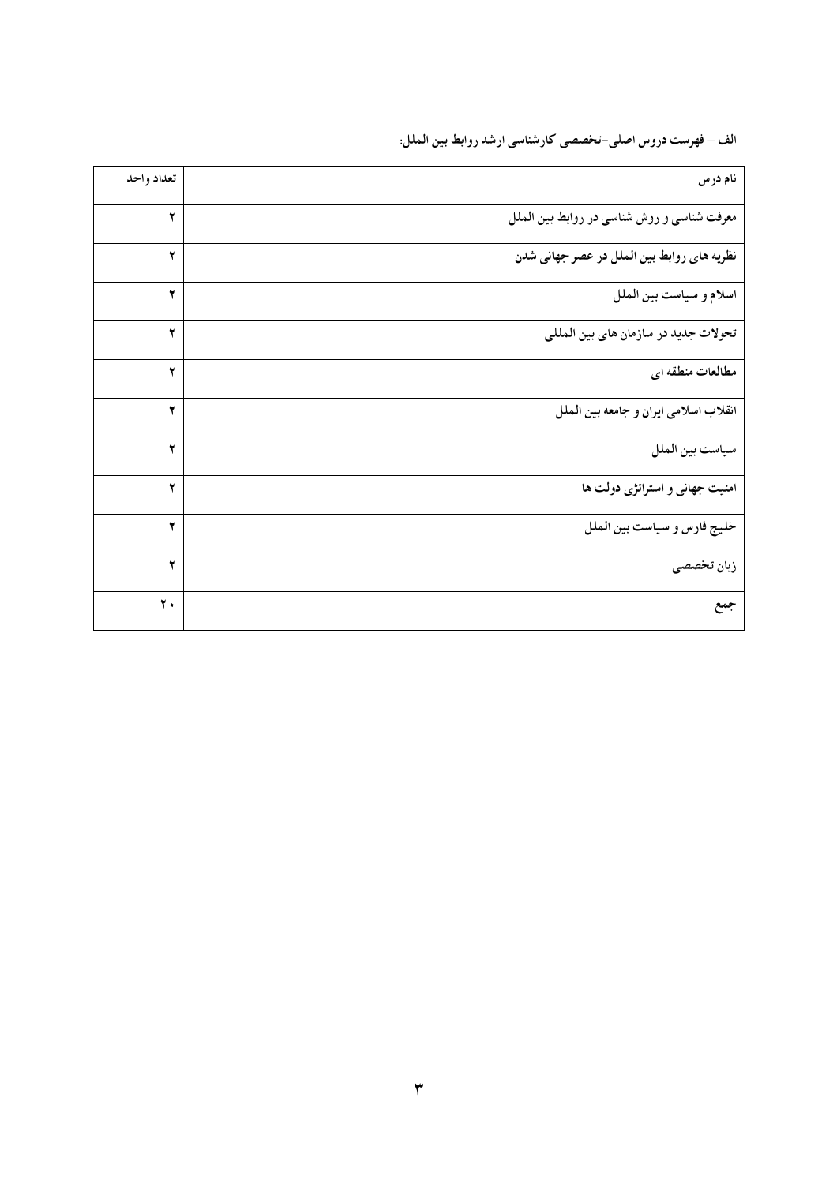الف – فهرست دروس اصلی-تخصصی کارشناسی ارشد روابط بین الملل:

| نام درس | تعداد واحد |
|---|---|
| معرفت شناسی و روش شناسی در روابط بین الملل | ۲ |
| نظریه های روابط بین الملل در عصر جهانی شدن | ۲ |
| اسلام و سیاست بین الملل | ۲ |
| تحولات جدید در سازمان های بین المللی | ۲ |
| مطالعات منطقه ای | ۲ |
| انقلاب اسلامی ایران و جامعه بین الملل | ۲ |
| سیاست بین الملل | ۲ |
| امنیت جهانی و استراتژی دولت ها | ۲ |
| خلیج فارس و سیاست بین الملل | ۲ |
| زبان تخصصی | ۲ |
| جمع | ۲۰ |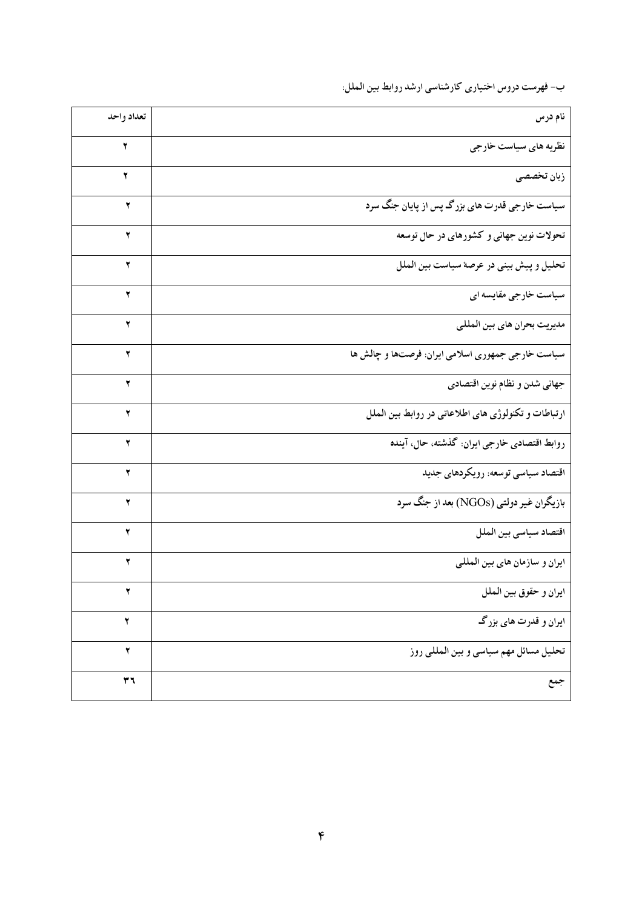ب- فهرست دروس اختیاری کارشناسی ارشد روابط بین الملل:

| نام درس | تعداد واحد |
|---|---|
| نظریه های سیاست خارجی | ۲ |
| زبان تخصصی | ۲ |
| سیاست خارجی قدرت های بزرگ پس از پایان جنگ سرد | ۲ |
| تحولات نوین جهانی و کشورهای در حال توسعه | ۲ |
| تحلیل و پیش بینی در عرصهٔ سیاست بین الملل | ۲ |
| سیاست خارجی مقایسه ای | ۲ |
| مدیریت بحران های بین المللی | ۲ |
| سیاست خارجی جمهوری اسلامی ایران: فرصت‌ها و چالش ها | ۲ |
| جهانی شدن و نظام نوین اقتصادی | ۲ |
| ارتباطات و تکنولوژی های اطلاعاتی در روابط بین الملل | ۲ |
| روابط اقتصادی خارجی ایران: گذشته، حال، آینده | ۲ |
| اقتصاد سیاسی توسعه: رویکردهای جدید | ۲ |
| بازیگران غیر دولتی (NGOs) بعد از جنگ سرد | ۲ |
| اقتصاد سیاسی بین الملل | ۲ |
| ایران و سازمان های بین المللی | ۲ |
| ایران و حقوق بین الملل | ۲ |
| ایران و قدرت های بزرگ | ۲ |
| تحلیل مسائل مهم سیاسی و بین المللی روز | ۲ |
| جمع | ۳۶ |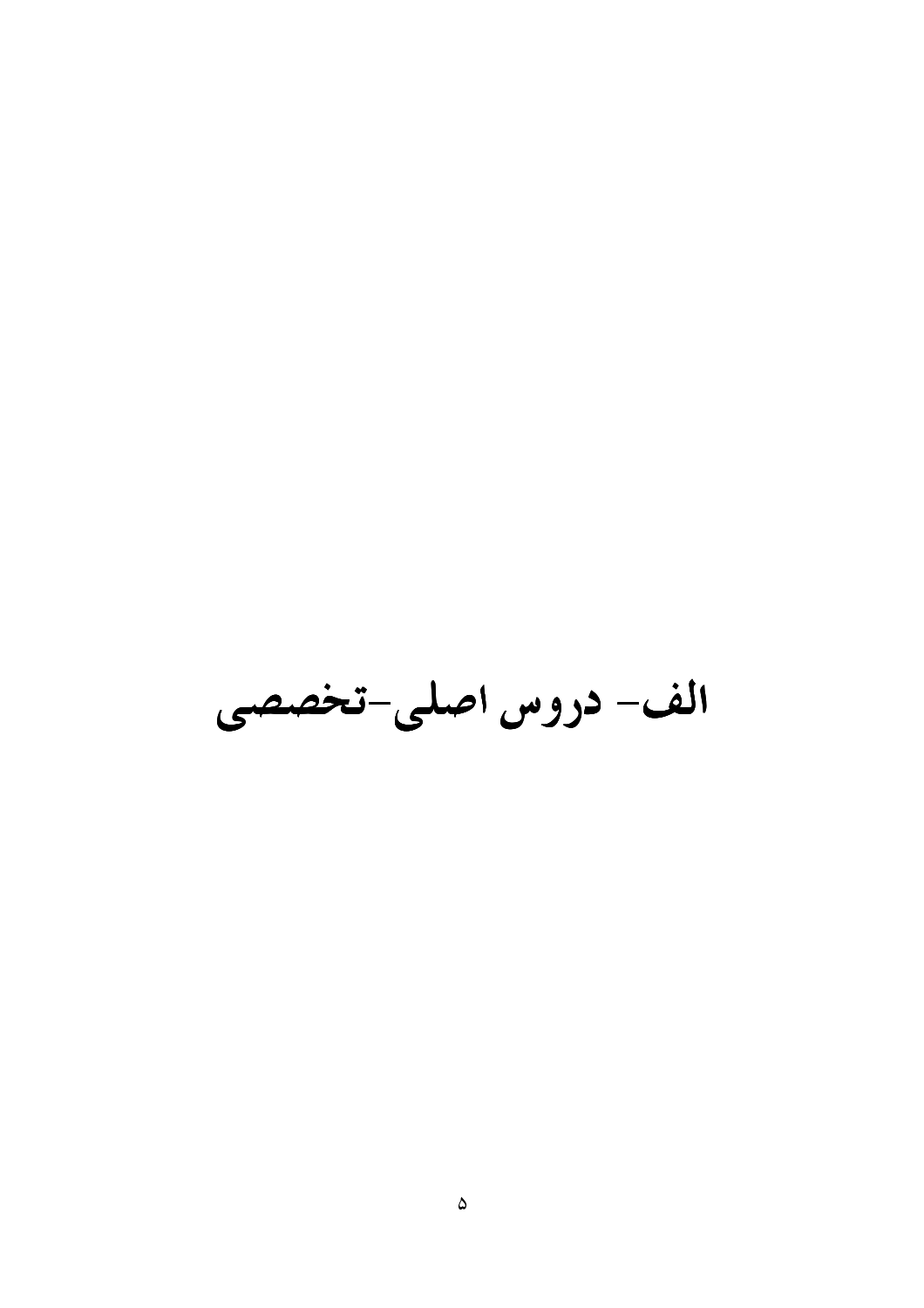# الف- دروس اصلی-تخصصی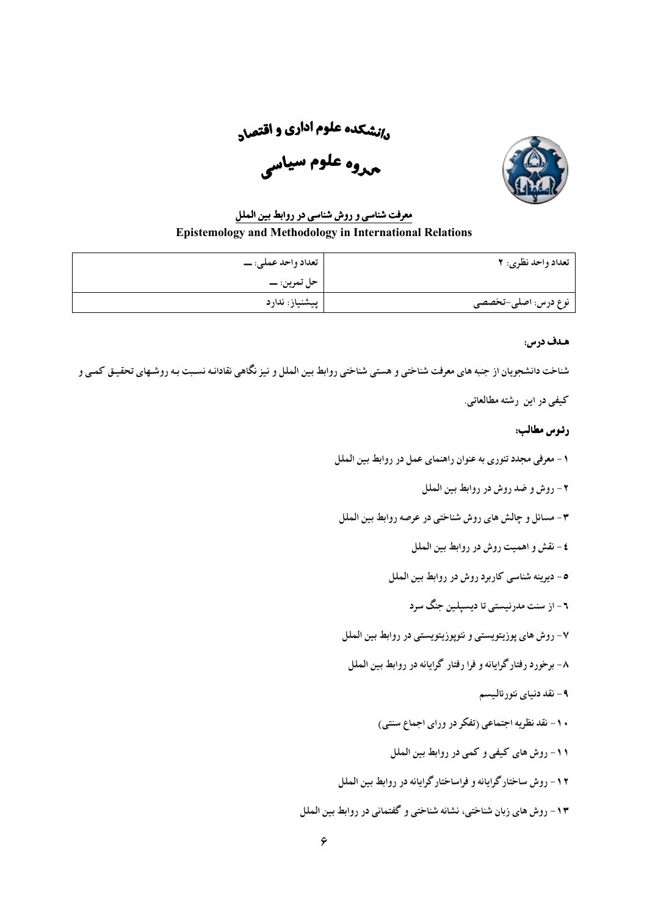# دانشکده علوم اداری و اقتصاد

## گروه علوم سیاسی

**معرفت شناسی و روش شناسی در روابط بین الملل**

**Epistemology and Methodology in International Relations**

| تعداد واحد نظری: ۲ | تعداد واحد عملی: ــ |
| --- | --- |
| | حل تمرین: ــ |
| نوع درس: اصلی-تخصصی | پیشنیاز: ندارد |

**هدف درس:**

شناخت دانشجویان از جنبه های معرفت شناختی و هستی شناختی روابط بین الملل و نیز نگاهی نقادانه نسبت به روشهای تحقیق کمی و کیفی در این رشته مطالعاتی.

**رئوس مطالب:**

۱- معرفی مجدد تئوری به عنوان راهنمای عمل در روابط بین الملل

۲- روش و ضد روش در روابط بین الملل

۳- مسائل و چالش های روش شناختی در عرصه روابط بین الملل

٤- نقش و اهمیت روش در روابط بین الملل

٥- دیرینه شناسی کاربرد روش در روابط بین الملل

٦- از سنت مدرنیستی تا دیسیپلین جنگ سرد

۷- روش های پوزیتویستی و نئوپوزیتویستی در روابط بین الملل

۸- برخورد رفتارگرایانه و فرا رفتار گرایانه در روابط بین الملل

۹- نقد دنیای نئورئالیسم

۱۰- نقد نظریه اجتماعی (تفکر در ورای اجماع سنتی)

۱۱- روش های کیفی و کمی در روابط بین الملل

۱۲- روش ساختارگرایانه و فراساختارگرایانه در روابط بین الملل

۱۳- روش های زبان شناختی، نشانه شناختی و گفتمانی در روابط بین الملل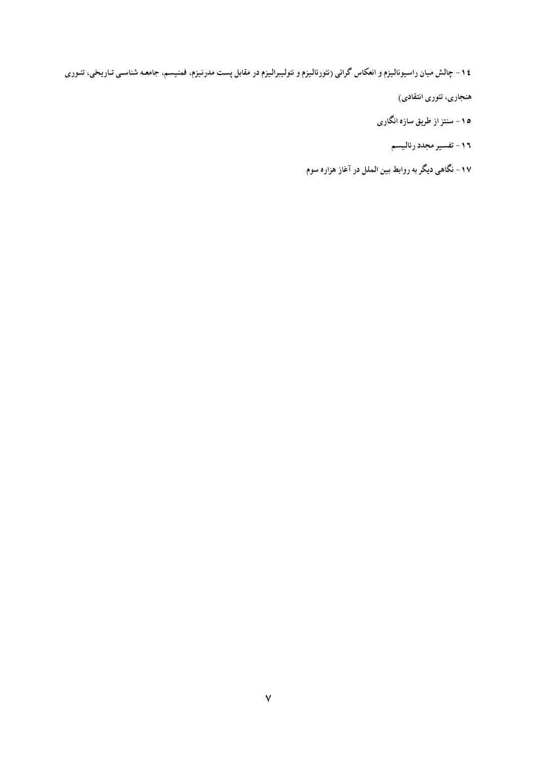**۱۴- چالش میان راسیونالیزم و انعکاس گرائی (نئورئالیزم و نئولیبرالیزم در مقابل پست مدرنیزم، فمنیسم، جامعه شناسی تاریخی، تئوری هنجاری، تئوری انتقادی)**

**۱۵- سنتز از طریق سازه انگاری**

**۱۶- تفسیر مجدد رئالیسم**

**۱۷- نگاهی دیگر به روابط بین الملل در آغاز هزاره سوم**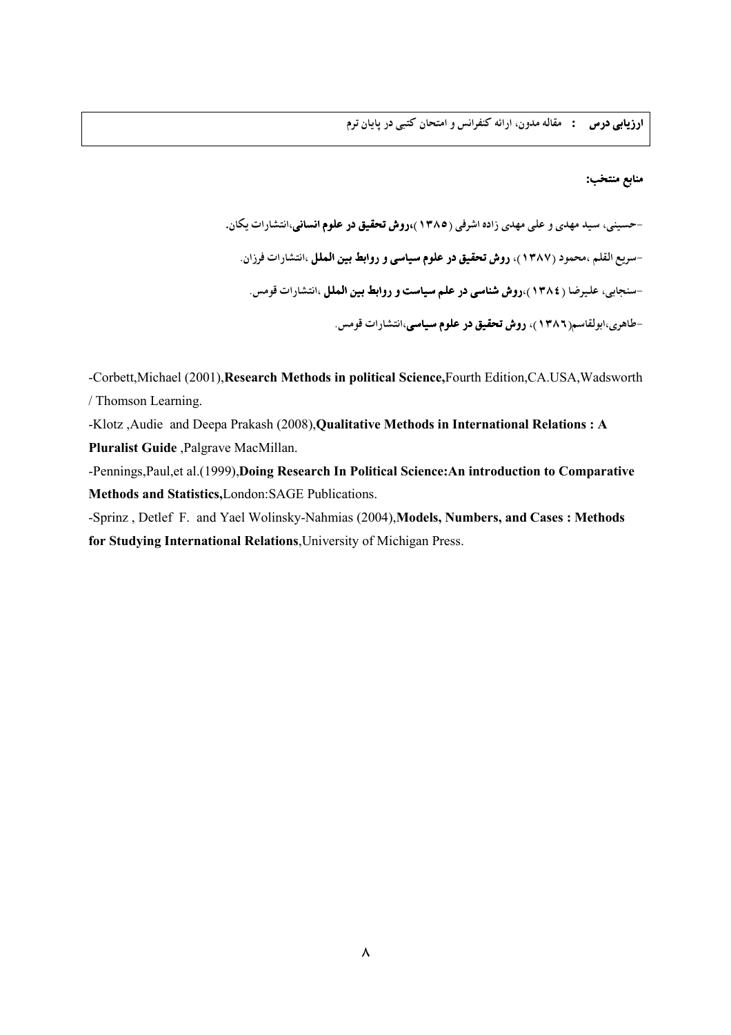**ارزیابی درس :** مقاله مدون، ارائه کنفرانس و امتحان کتبی در پایان ترم

**منابع منتخب:**

-حسینی، سید مهدی و علی مهدی زاده اشرفی (۱۳۸۵)،**روش تحقیق در علوم انسانی**،انتشارات یکان.

-سریع القلم ،محمود (۱۳۸۷)، **روش تحقیق در علوم سیاسی و روابط بین الملل** ،انتشارات فرزان.

-سنجابی، علیرضا (۱۳۸٤)،**روش شناسی در علم سیاست و روابط بین الملل** ،انتشارات قومس.

-طاهری،ابولقاسم(۱۳۸٦)، **روش تحقیق در علوم سیاسی**،انتشارات قومس.

-Corbett,Michael (2001),**Research Methods in political Science,**Fourth Edition,CA.USA,Wadsworth / Thomson Learning.

-Klotz ,Audie and Deepa Prakash (2008),**Qualitative Methods in International Relations : A Pluralist Guide** ,Palgrave MacMillan.

-Pennings,Paul,et al.(1999),**Doing Research In Political Science:An introduction to Comparative Methods and Statistics,**London:SAGE Publications.

-Sprinz , Detlef F. and Yael Wolinsky-Nahmias (2004),**Models, Numbers, and Cases : Methods for Studying International Relations**,University of Michigan Press.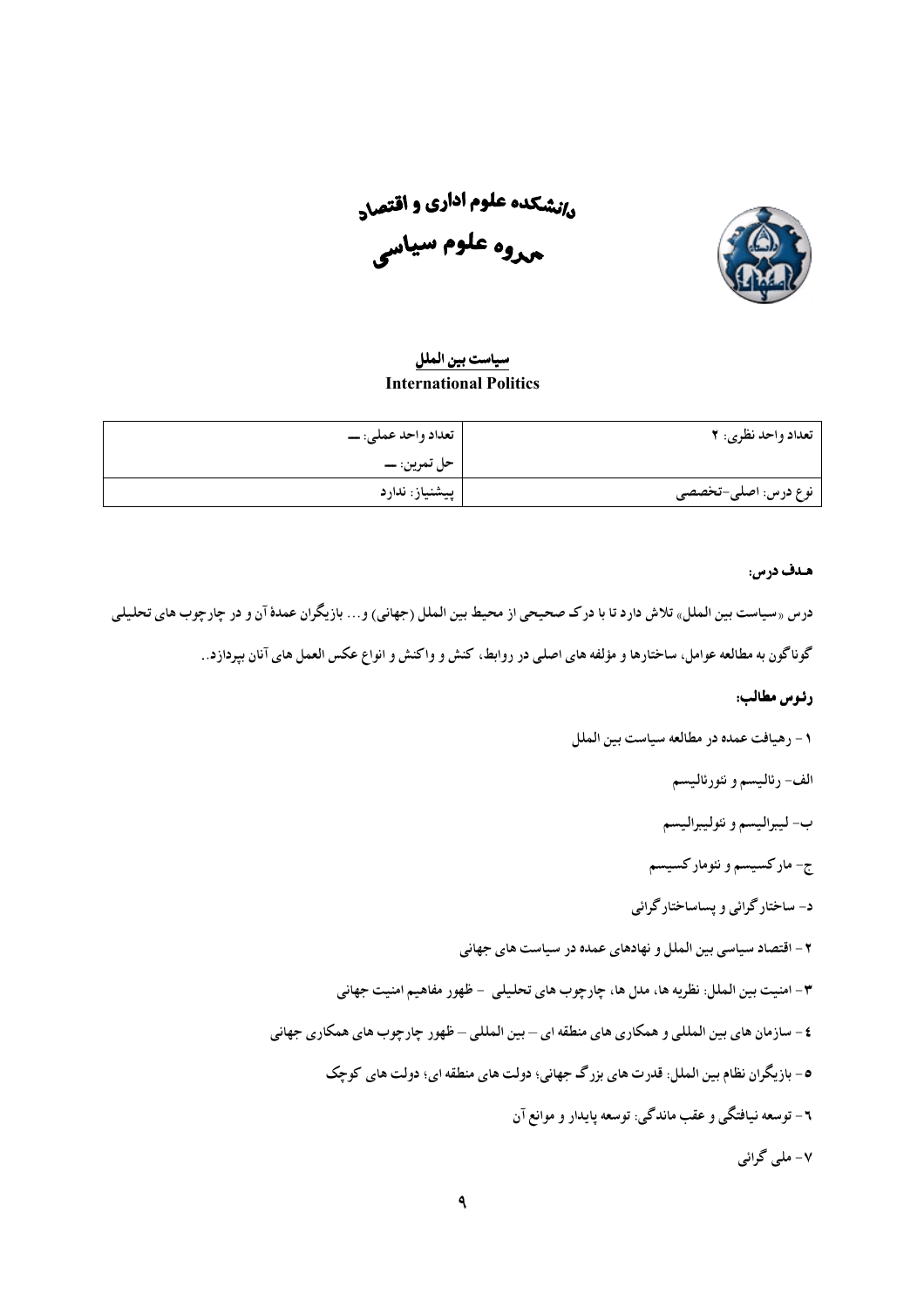# دانشکده علوم اداری و اقتصاد

# گروه علوم سیاسی

## سیاست بین الملل
**International Politics**

| تعداد واحد نظری: ۲ | تعداد واحد عملی: ــ<br>حل تمرین: ــ |
|---|---|
| نوع درس: اصلی-تخصصی | پیشنیاز: ندارد |

**هدف درس:**

درس «سیاست بین الملل» تلاش دارد تا با درک صحیحی از محیط بین الملل (جهانی) و... بازیگران عمدهٔ آن و در چارچوب های تحلیلی گوناگون به مطالعه عوامل، ساختارها و مؤلفه های اصلی در روابط، کنش و واکنش و انواع عکس العمل های آنان بپردازد..

**رئوس مطالب:**

۱- رهیافت عمده در مطالعه سیاست بین الملل

الف- رئالیسم و نئورئالیسم

ب- لیبرالیسم و نئولیبرالیسم

ج- مارکسیسم و نئومارکسیسم

د- ساختارگرائی و پساساختارگرائی

۲- اقتصاد سیاسی بین الملل و نهادهای عمده در سیاست های جهانی

۳- امنیت بین الملل: نظریه ها، مدل ها، چارچوب های تحلیلی - ظهور مفاهیم امنیت جهانی

٤- سازمان های بین المللی و همکاری های منطقه ای – بین المللی – ظهور چارچوب های همکاری جهانی

٥- بازیگران نظام بین الملل: قدرت های بزرگ جهانی؛ دولت های منطقه ای؛ دولت های کوچک

٦- توسعه نیافتگی و عقب ماندگی: توسعه پایدار و موانع آن

۷- ملی گرائی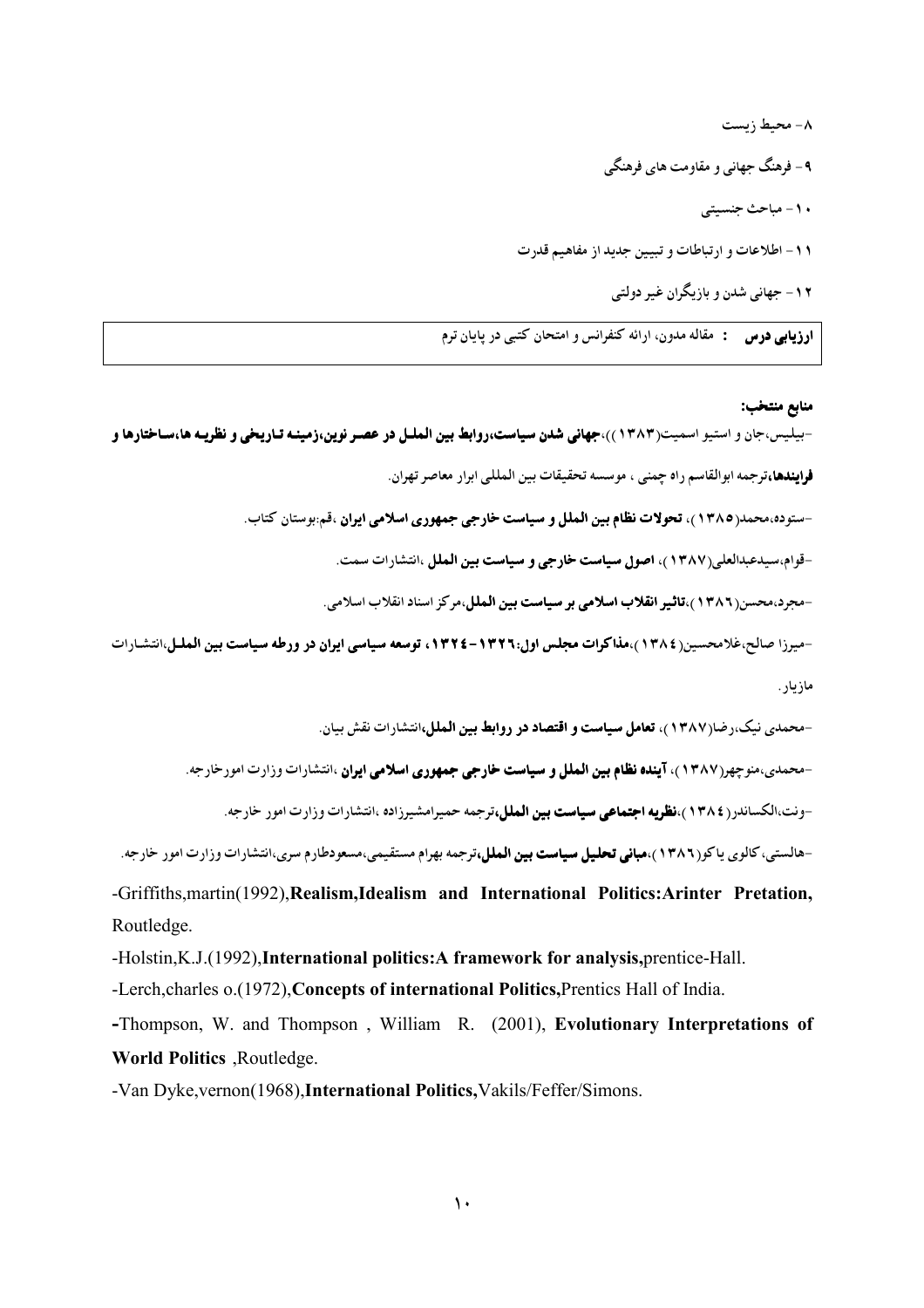۸- محیط زیست

۹- فرهنگ جهانی و مقاومت های فرهنگی

۱۰- مباحث جنسیتی

۱۱- اطلاعات و ارتباطات و تبیین جدید از مفاهیم قدرت

۱۲- جهانی شدن و بازیگران غیر دولتی

| **ارزیابی درس** : مقاله مدون، ارائه کنفرانس و امتحان کتبی در پایان ترم |
|---|

**منابع منتخب:**

-بیلیس،جان و استیو اسمیت(۱۳۸۳))،**جهانی شدن سیاست،روابط بین الملل در عصر نوین،زمینه تاریخی و نظریه ها،ساختارها و فرایندها**،ترجمه ابوالقاسم راه چمنی ، موسسه تحقیقات بین المللی ابرار معاصر تهران.

-ستوده،محمد(۱۳۸۵)، **تحولات نظام بین الملل و سیاست خارجی جمهوری اسلامی ایران** ،قم:بوستان کتاب.

-قوام،سیدعبدالعلی(۱۳۸۷)، **اصول سیاست خارجی و سیاست بین الملل** ،انتشارات سمت.

-مجرد،محسن(۱۳۸٦)،**تاثیر انقلاب اسلامی بر سیاست بین الملل**،مرکز اسناد انقلاب اسلامی.

-میرزا صالح،غلامحسین(۱۳۸٤)،**مذاکرات مجلس اول:۱۳۲٦-۱۳۲٤ ، توسعه سیاسی ایران در ورطه سیاست بین الملل**،انتشارات مازیار.

-محمدی نیک،رضا(۱۳۸۷)، **تعامل سیاست و اقتصاد در روابط بین الملل**،انتشارات نقش بیان.

-محمدی،منوچهر(۱۳۸۷)، **آینده نظام بین الملل و سیاست خارجی جمهوری اسلامی ایران** ،انتشارات وزارت امورخارجه.

-ونت،الکساندر(۱۳۸٤)،**نظریه اجتماعی سیاست بین الملل**،ترجمه حمیرامشیرزاده ،انتشارات وزارت امور خارجه.

-هالستی، کالوی یاکو(۱۳۸٦)،**مبانی تحلیل سیاست بین الملل**،ترجمه بهرام مستقیمی،مسعودطارم سری،انتشارات وزارت امور خارجه.

-Griffiths,martin(1992),**Realism,Idealism and International Politics:Arinter Pretation,** Routledge.

-Holstin,K.J.(1992),**International politics:A framework for analysis,**prentice-Hall.

-Lerch,charles o.(1972),**Concepts of international Politics,**Prentics Hall of India.

-Thompson, W. and Thompson , William R. (2001), **Evolutionary Interpretations of World Politics** ,Routledge.

-Van Dyke,vernon(1968),**International Politics,**Vakils/Feffer/Simons.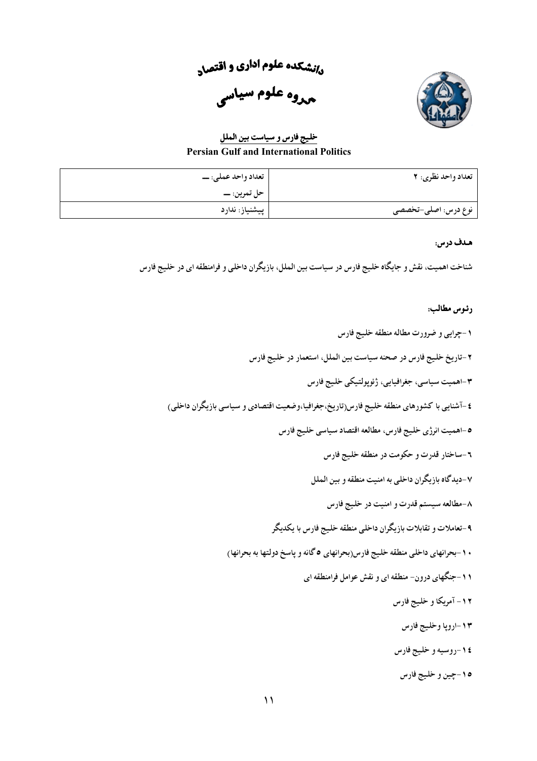# دانشکده علوم اداری و اقتصاد

## گروه علوم سیاسی

### خلیج فارس و سیاست بین الملل

**Persian Gulf and International Politics**

| تعداد واحد نظری: ۲ | تعداد واحد عملی: ــ |
| --- | --- |
| | حل تمرین: ــ |
| نوع درس: اصلی-تخصصی | پیشنیاز: ندارد |

**هـدف درس:**

شناخت اهمیت، نقش و جایگاه خلیج فارس در سیاست بین الملل، بازیگران داخلی و فرامنطقه ای در خلیج فارس

**رئوس مطالب:**

۱-چرایی و ضرورت مطاله منطقه خلیج فارس

۲-تاریخ خلیج فارس در صحنه سیاست بین الملل، استعمار در خلیج فارس

۳-اهمیت سیاسی، جغرافیایی، ژئوپولتیکی خلیج فارس

٤-آشنایی با کشورهای منطقه خلیج فارس(تاریخ،جغرافیا،وضعیت اقتصادی و سیاسی بازیگران داخلی)

۵-اهمیت انرژی خلیج فارس، مطالعه اقتصاد سیاسی خلیج فارس

٦-ساختار قدرت و حکومت در منطقه خلیج فارس

۷-دیدگاه بازیگران داخلی به امنیت منطقه و بین الملل

۸-مطالعه سیستم قدرت و امنیت در خلیج فارس

۹-تعاملات و تقابلات بازیگران داخلی منطقه خلیج فارس با یکدیگر

۱۰-بحرانهای داخلی منطقه خلیج فارس(بحرانهای ۵ گانه و پاسخ دولتها به بحرانها)

۱۱-جنگهای درون- منطقه ای و نقش عوامل فرامنطقه ای

۱۲- آمریکا و خلیج فارس

۱۳-اروپا وخلیج فارس

۱٤-روسیه و خلیج فارس

۱۵-چین و خلیج فارس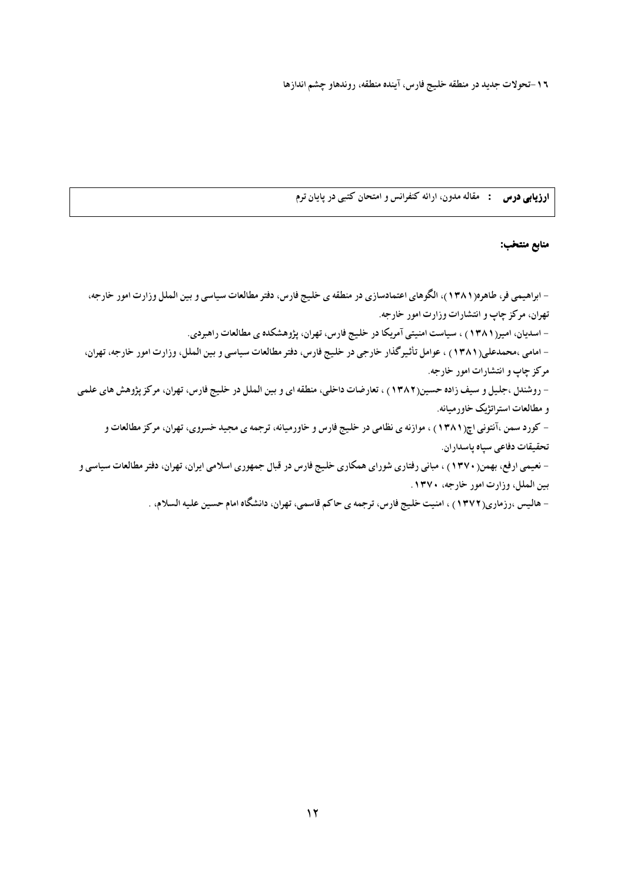۱۶-تحولات جدید در منطقه خلیج فارس، آینده منطقه، روندهاو چشم اندازها

| **ارزیابی درس** : مقاله مدون، ارائه کنفرانس و امتحان کتبی در پایان ترم |
|---|

**منابع منتخب:**

- ابراهیمی فر، طاهره(۱۳۸۱)، الگوهای اعتمادسازی در منطقه ی خلیج فارس، دفتر مطالعات سیاسی و بین الملل وزارت امور خارجه، تهران، مرکز چاپ و انتشارات وزارت امور خارجه.
- اسدیان، امیر(۱۳۸۱) ، سیاست امنیتی آمریکا در خلیج فارس، تهران، پژوهشکده ی مطالعات راهبردی.
- امامی ،محمدعلی(۱۳۸۱) ، عوامل تأثیرگذار خارجی در خلیج فارس، دفتر مطالعات سیاسی و بین الملل، وزارت امور خارجه، تهران، مرکز چاپ و انتشارات امور خارجه.
- روشندل ،جلیل و سیف زاده حسین(۱۳۸۲) ، تعارضات داخلی، منطقه ای و بین الملل در خلیج فارس، تهران، مرکز پژوهش های علمی و مطالعات استراتژیک خاورمیانه.
- کورد سمن ،آنتونی اچ(۱۳۸۱) ، موازنه ی نظامی در خلیج فارس و خاورمیانه، ترجمه ی مجید خسروی، تهران، مرکز مطالعات و تحقیقات دفاعی سپاه پاسداران.
- نعیمی ارفع، بهمن(۱۳۷۰) ، مبانی رفتاری شورای همکاری خلیج فارس در قبال جمهوری اسلامی ایران، تهران، دفتر مطالعات سیاسی و بین الملل، وزارت امور خارجه، ۱۳۷۰.
- هالیس ،رزماری(۱۳۷۲) ، امنیت خلیج فارس، ترجمه ی حاکم قاسمی، تهران، دانشگاه امام حسین علیه السلام، .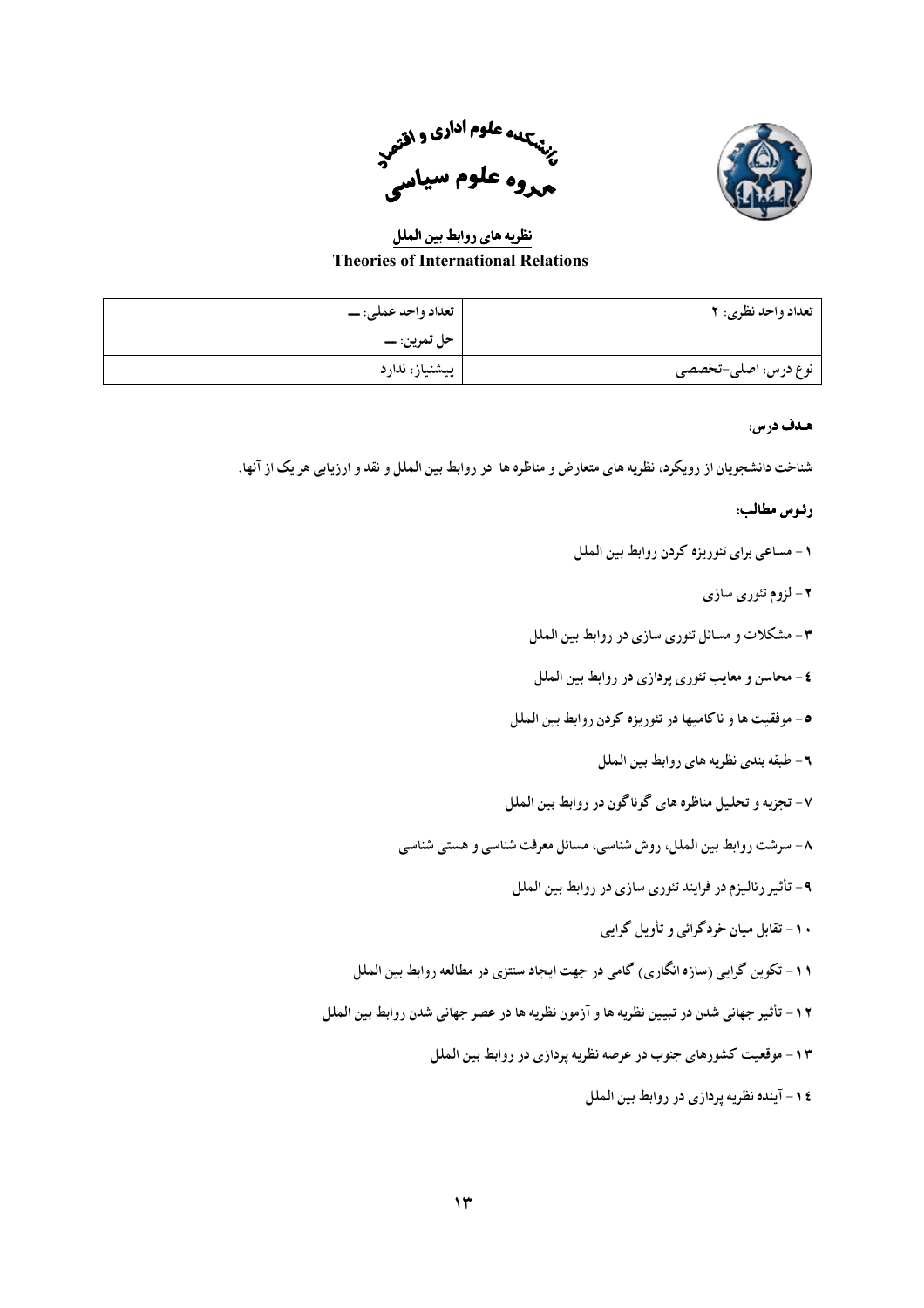دانشکده علوم اداری و اقتصاد
گروه علوم سیاسی

## نظریه های روابط بین الملل
**Theories of International Relations**

| تعداد واحد نظری: ۲ | تعداد واحد عملی: ــ<br>حل تمرین: ــ |
|---|---|
| نوع درس: اصلی-تخصصی | پیشنیاز: ندارد |

**هـدف درس:**

شناخت دانشجویان از رویکرد، نظریه های متعارض و مناظره ها در روابط بین الملل و نقد و ارزیابی هر یک از آنها.

**رئوس مطالب:**

۱- مساعی برای تئوریزه کردن روابط بین الملل

۲- لزوم تئوری سازی

۳- مشکلات و مسائل تئوری سازی در روابط بین الملل

٤- محاسن و معایب تئوری پردازی در روابط بین الملل

۵- موفقیت ها و ناکامیها در تئوریزه کردن روابط بین الملل

٦- طبقه بندی نظریه های روابط بین الملل

۷- تجزیه و تحلیل مناظره های گوناگون در روابط بین الملل

۸- سرشت روابط بین الملل، روش شناسی، مسائل معرفت شناسی و هستی شناسی

۹- تأثیر رئالیزم در فرایند تئوری سازی در روابط بین الملل

۱۰- تقابل میان خردگرائی و تأویل گرایی

۱۱- تکوین گرایی (سازه انگاری) گامی در جهت ایجاد سنتزی در مطالعه روابط بین الملل

۱۲- تأثیر جهانی شدن در تبیین نظریه ها و آزمون نظریه ها در عصر جهانی شدن روابط بین الملل

۱۳- موقعیت کشورهای جنوب در عرصه نظریه پردازی در روابط بین الملل

۱٤- آینده نظریه پردازی در روابط بین الملل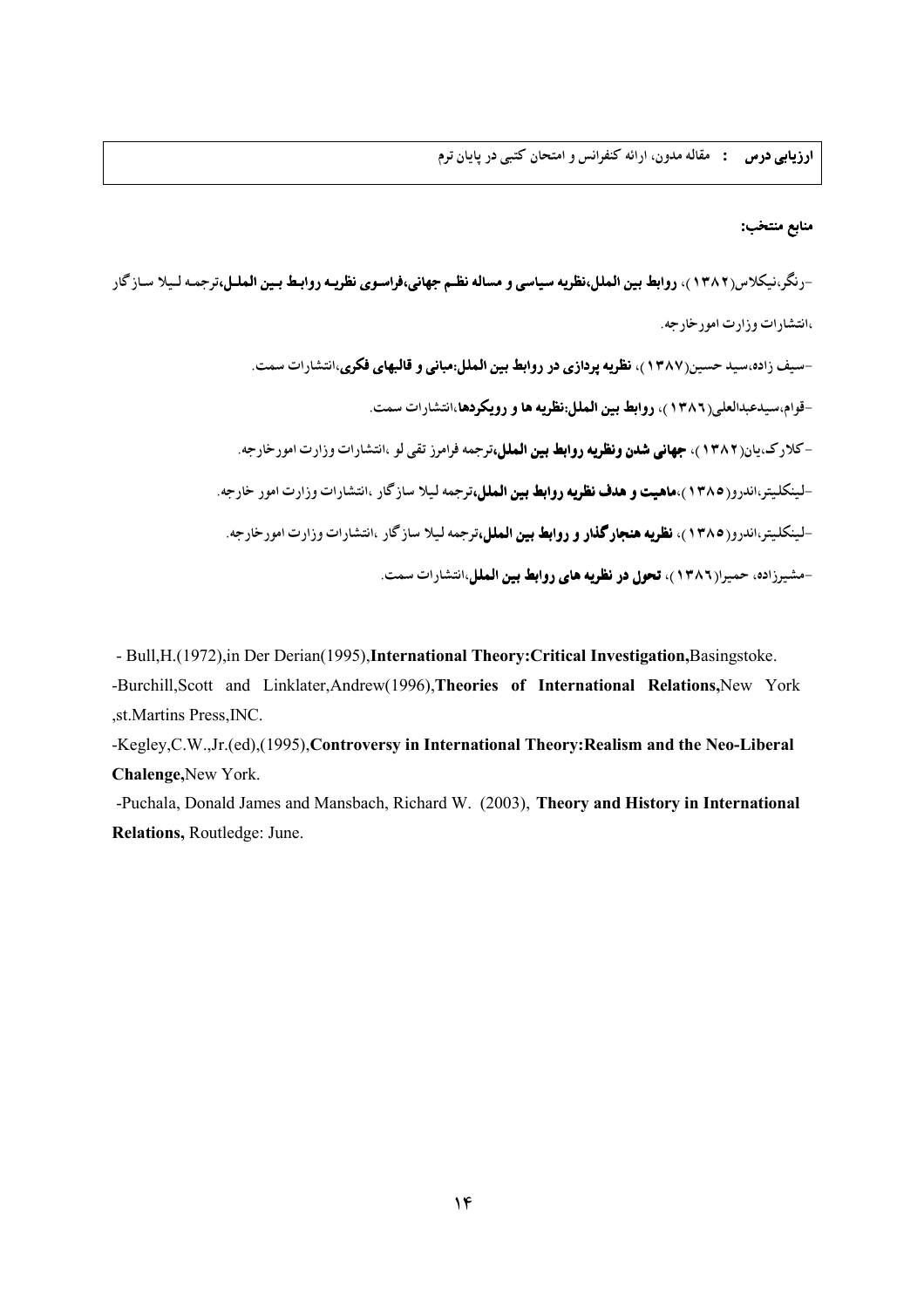| **ارزیابی درس** : مقاله مدون، ارائه کنفرانس و امتحان کتبی در پایان ترم |
|---|

**منابع منتخب:**

-رنگر،نیکلاس(۱۳۸۲)، **روابط بین الملل،نظریه سیاسی و مساله نظم جهانی،فراسوی نظریه روابط بین الملل**،ترجمه لیلا سازگار ،انتشارات وزارت امورخارجه.

-سیف زاده،سید حسین(۱۳۸۷)، **نظریه پردازی در روابط بین الملل:مبانی و قالبهای فکری**،انتشارات سمت.

-قوام،سیدعبدالعلی(۱۳۸٦)، **روابط بین الملل:نظریه ها و رویکردها**،انتشارات سمت.

-کلارک،یان(۱۳۸۲)، **جهانی شدن ونظریه روابط بین الملل**،ترجمه فرامرز تقی لو ،انتشارات وزارت امورخارجه.

-لینکلیتر،اندرو(۱۳۸۵)،**ماهیت و هدف نظریه روابط بین الملل**،ترجمه لیلا سازگار ،انتشارات وزارت امور خارجه.

-لینکلیتر،اندرو(۱۳۸۵)، **نظریه هنجارگذار و روابط بین الملل**،ترجمه لیلا سازگار ،انتشارات وزارت امورخارجه.

-مشیرزاده، حمیرا(۱۳۸٦)، **تحول در نظریه های روابط بین الملل**،انتشارات سمت.

- Bull,H.(1972),in Der Derian(1995),**International Theory:Critical Investigation,**Basingstoke.

-Burchill,Scott and Linklater,Andrew(1996),**Theories of International Relations,**New York ,st.Martins Press,INC.

-Kegley,C.W.,Jr.(ed),(1995),**Controversy in International Theory:Realism and the Neo-Liberal Chalenge,**New York.

-Puchala, Donald James and Mansbach, Richard W. (2003), **Theory and History in International Relations,** Routledge: June.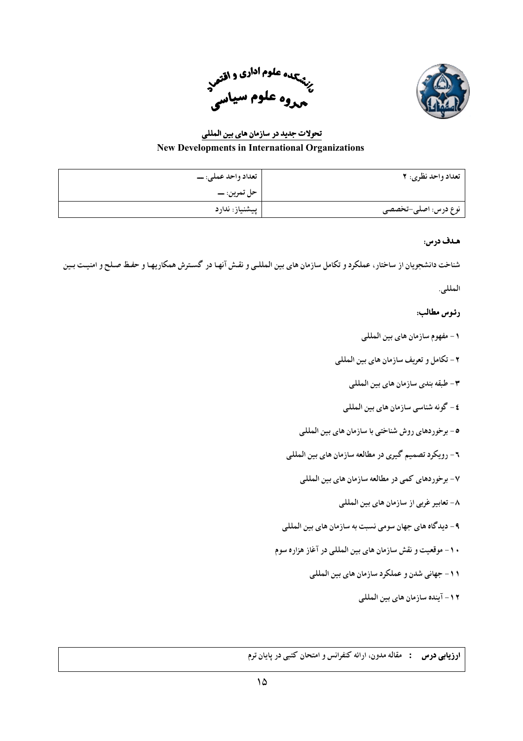دانشکده علوم اداری و اقتصاد
گروه علوم سیاسی

## تحولات جدید در سازمان های بین المللی

## New Developments in International Organizations

| تعداد واحد نظری: ۲ | تعداد واحد عملی: ـــ |
| --- | --- |
| | حل تمرین: ـــ |
| نوع درس: اصلی-تخصصی | پیشنیاز: ندارد |

**هـدف درس:**

شناخت دانشجویان از ساختار، عملکرد و تکامل سازمان های بین المللـی و نقش آنهـا در گسـترش همکاریهـا و حفـظ صـلح و امنیـت بـین المللی.

**رئـوس مطالب:**

۱- مفهوم سازمان های بین المللی

۲- تکامل و تعریف سازمان های بین المللی

۳- طبقه بندی سازمان های بین المللی

٤- گونه شناسی سازمان های بین المللی

٥- برخوردهای روش شناختی با سازمان های بین المللی

٦- رویکرد تصمیم گیری در مطالعه سازمان های بین المللی

۷- برخوردهای کمی در مطالعه سازمان های بین المللی

۸- تعابیر غربی از سازمان های بین المللی

۹- دیدگاه های جهان سومی نسبت به سازمان های بین المللی

۱۰- موقعیت و نقش سازمان های بین المللی در آغاز هزاره سوم

۱۱- جهانی شدن و عملکرد سازمان های بین المللی

۱۲- آینده سازمان های بین المللی

| **ارزیابی درس :** مقاله مدون، ارائه کنفرانس و امتحان کتبی در پایان ترم |
| --- |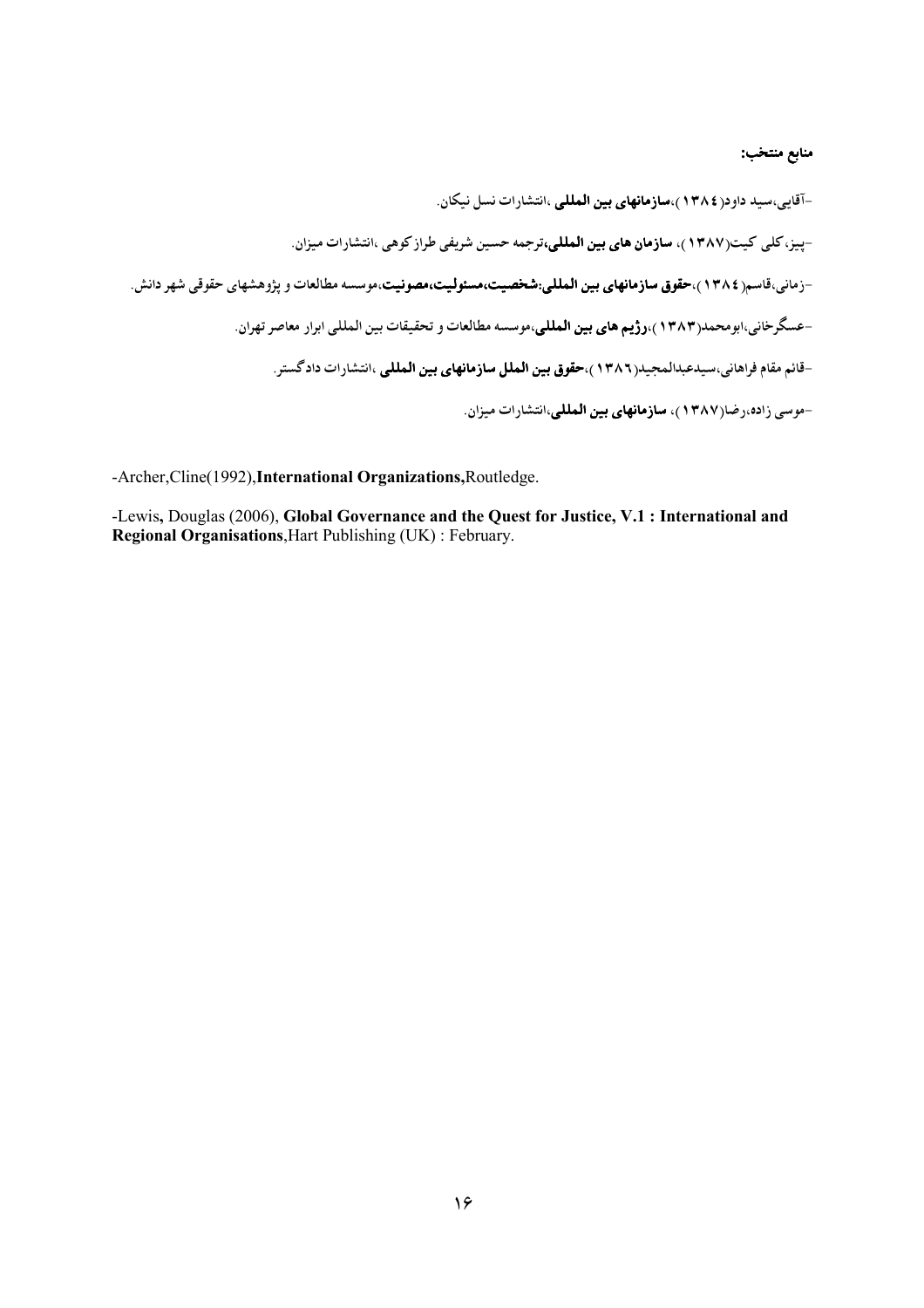**منابع منتخب:**

-آقایی،سید داود(۱۳۸٤)،**سازمانهای بین المللی** ،انتشارات نسل نیکان.

-پیز،کلی کیت(۱۳۸۷)، **سازمان های بین المللی،**ترجمه حسین شریفی طرازکوهی ،انتشارات میزان.

-زمانی،قاسم(۱۳۸٤)،**حقوق سازمانهای بین المللی:شخصیت،مسئولیت،مصونیت**،موسسه مطالعات و پژوهشهای حقوقی شهر دانش.

-عسگرخانی،ابومحمد(۱۳۸۳)،**رژیم های بین المللی**،موسسه مطالعات و تحقیقات بین المللی ابرار معاصر تهران.

-قائم مقام فراهانی،سیدعبدالمجید(۱۳۸٦)،**حقوق بین الملل سازمانهای بین المللی** ،انتشارات دادگستر.

-موسی زاده،رضا(۱۳۸۷)، **سازمانهای بین المللی**،انتشارات میزان.

-Archer,Cline(1992),**International Organizations,**Routledge.

-Lewis**,** Douglas (2006), **Global Governance and the Quest for Justice, V.1 : International and Regional Organisations**,Hart Publishing (UK) : February.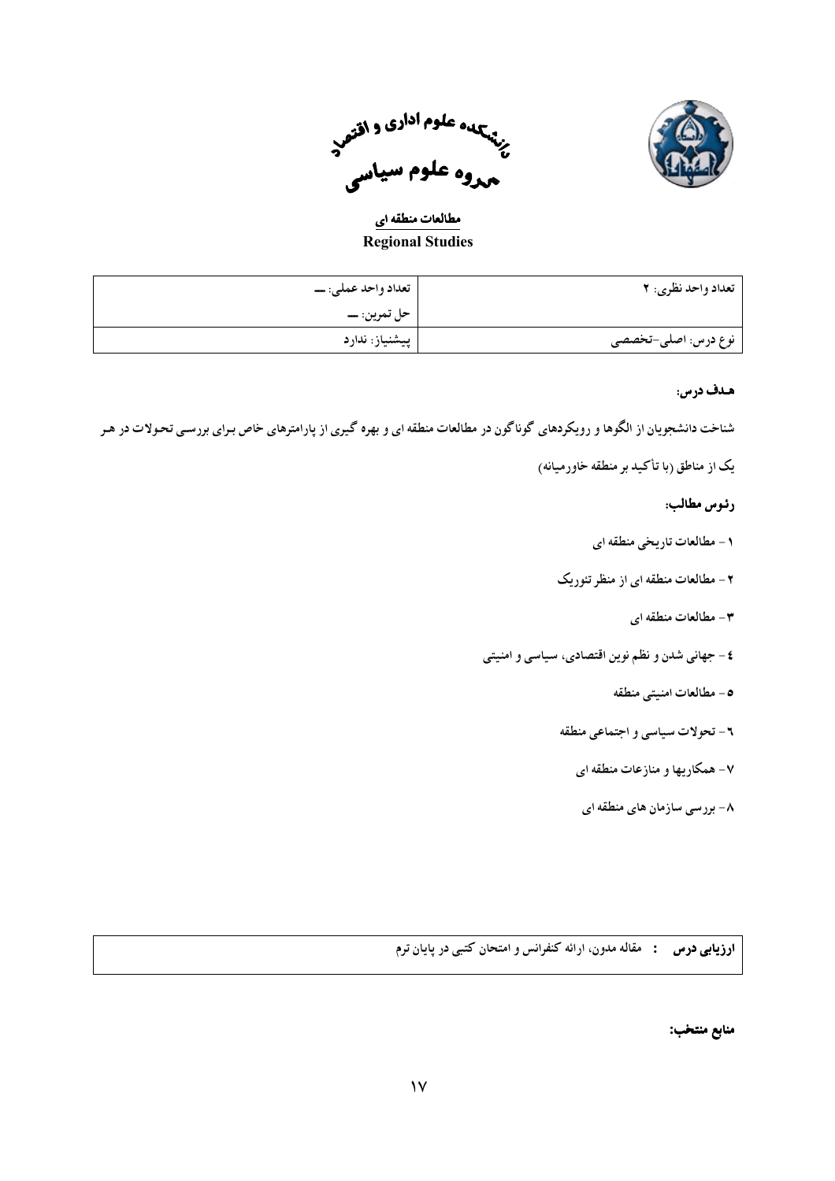دانشکده علوم اداری و اقتصاد

گروه علوم سیاسی

## مطالعات منطقه ای

## Regional Studies

| تعداد واحد نظری: ۲ | تعداد واحد عملی: ــ |
|---|---|
| | حل تمرین: ــ |
| نوع درس: اصلی-تخصصی | پیشنیاز: ندارد |

**هـدف درس:**

شناخت دانشجویان از الگوها و رویکردهای گوناگون در مطالعات منطقه ای و بهره گیری از پارامترهای خاص بـرای بررسـی تحـولات در هـر یک از مناطق (با تأکید بر منطقه خاورمیانه)

**رئوس مطالب:**

۱ - مطالعات تاریخی منطقه ای

۲ - مطالعات منطقه ای از منظر تئوریک

۳ - مطالعات منطقه ای

٤ - جهانی شدن و نظم نوین اقتصادی، سیاسی و امنیتی

٥ - مطالعات امنیتی منطقه

٦ - تحولات سیاسی و اجتماعی منطقه

۷- همکاریها و منازعات منطقه ای

۸- بررسی سازمان های منطقه ای

| **ارزیابی درس** : مقاله مدون، ارائه کنفرانس و امتحان کتبی در پایان ترم |
|---|

**منابع منتخب:**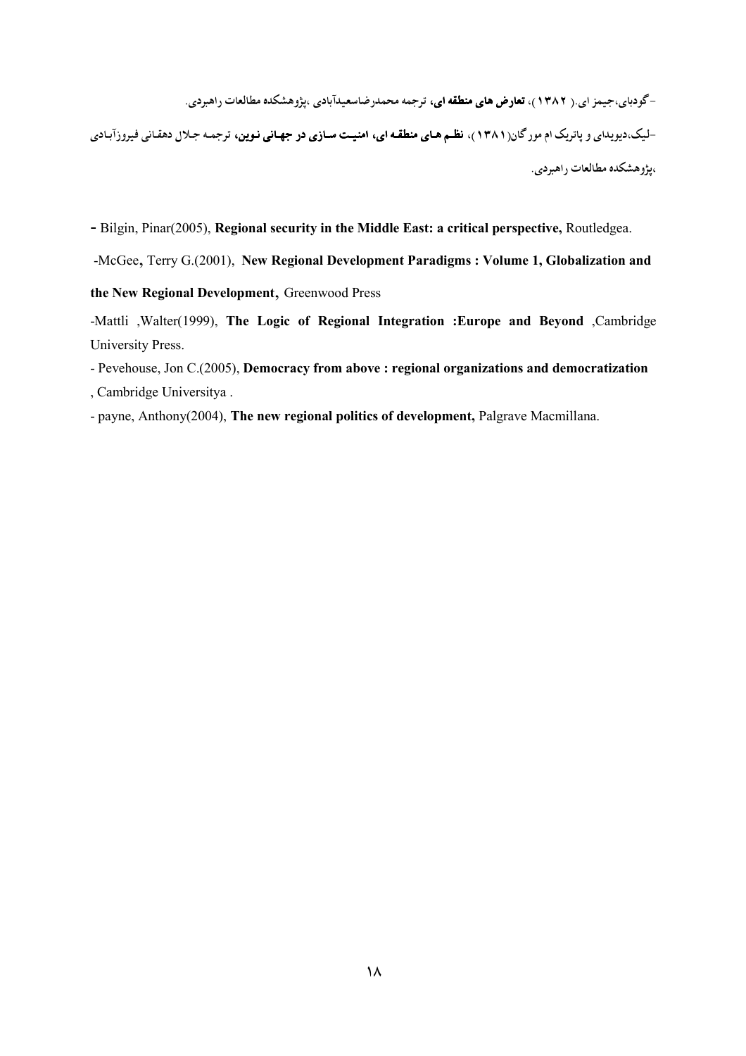-گودبای،جیمز ای.( ۱۳۸۲)، **تعارض های منطقه ای،** ترجمه محمدرضاسعیدآبادی ،پژوهشکده مطالعات راهبردی.

-لیک،دیویدای و پاتریک ام مورگان(۱۳۸۱)، **نظم های منطقه ای، امنیت سازی در جهانی نوین،** ترجمه جلال دهقانی فیروزآبادی ،پژوهشکده مطالعات راهبردی.

- Bilgin, Pinar(2005), **Regional security in the Middle East: a critical perspective,** Routledgea.

-McGee, Terry G.(2001), **New Regional Development Paradigms : Volume 1, Globalization and the New Regional Development,** Greenwood Press

-Mattli ,Walter(1999), **The Logic of Regional Integration :Europe and Beyond** ,Cambridge University Press.

- Pevehouse, Jon C.(2005), **Democracy from above : regional organizations and democratization** , Cambridge Universitya .

- payne, Anthony(2004), **The new regional politics of development,** Palgrave Macmillana.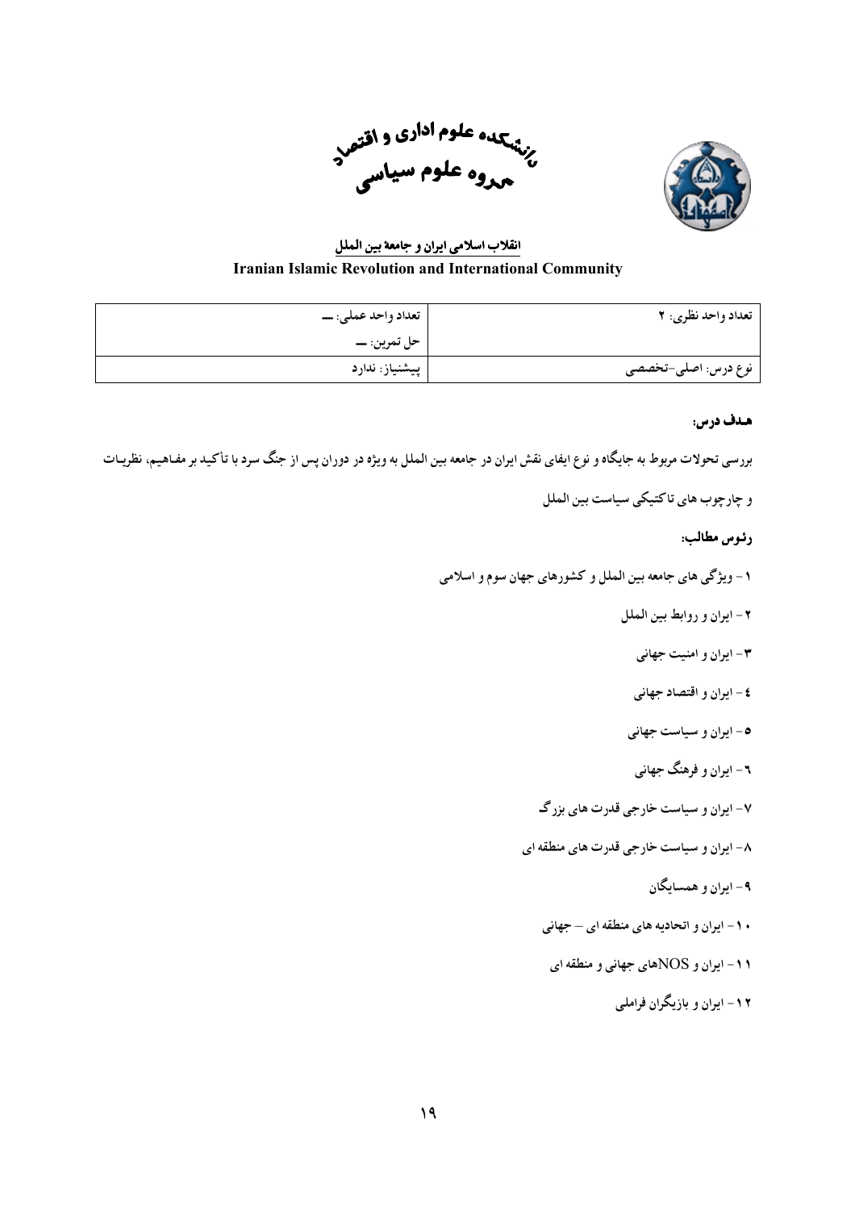دانشکده علوم اداری و اقتصاد
گروه علوم سیاسی

## انقلاب اسلامی ایران و جامعهٔ بین الملل

**Iranian Islamic Revolution and International Community**

| تعداد واحد نظری: ۲ | تعداد واحد عملی: ــ |
|---|---|
| | حل تمرین: ــ |
| نوع درس: اصلی-تخصصی | پیشنیاز: ندارد |

**هدف درس:**

بررسی تحولات مربوط به جایگاه و نوع ایفای نقش ایران در جامعه بین الملل به ویژه در دوران پس از جنگ سرد با تأکید بر مفاهیم، نظریات و چارچوب های تاکتیکی سیاست بین الملل

**رئوس مطالب:**

۱- ویژگی های جامعه بین الملل و کشورهای جهان سوم و اسلامی

۲- ایران و روابط بین الملل

۳- ایران و امنیت جهانی

٤- ایران و اقتصاد جهانی

٥- ایران و سیاست جهانی

٦- ایران و فرهنگ جهانی

۷- ایران و سیاست خارجی قدرت های بزرگ

۸- ایران و سیاست خارجی قدرت های منطقه ای

۹- ایران و همسایگان

۱۰- ایران و اتحادیه های منطقه ای – جهانی

۱۱- ایران و NOSهای جهانی و منطقه ای

۱۲- ایران و بازیگران فراملی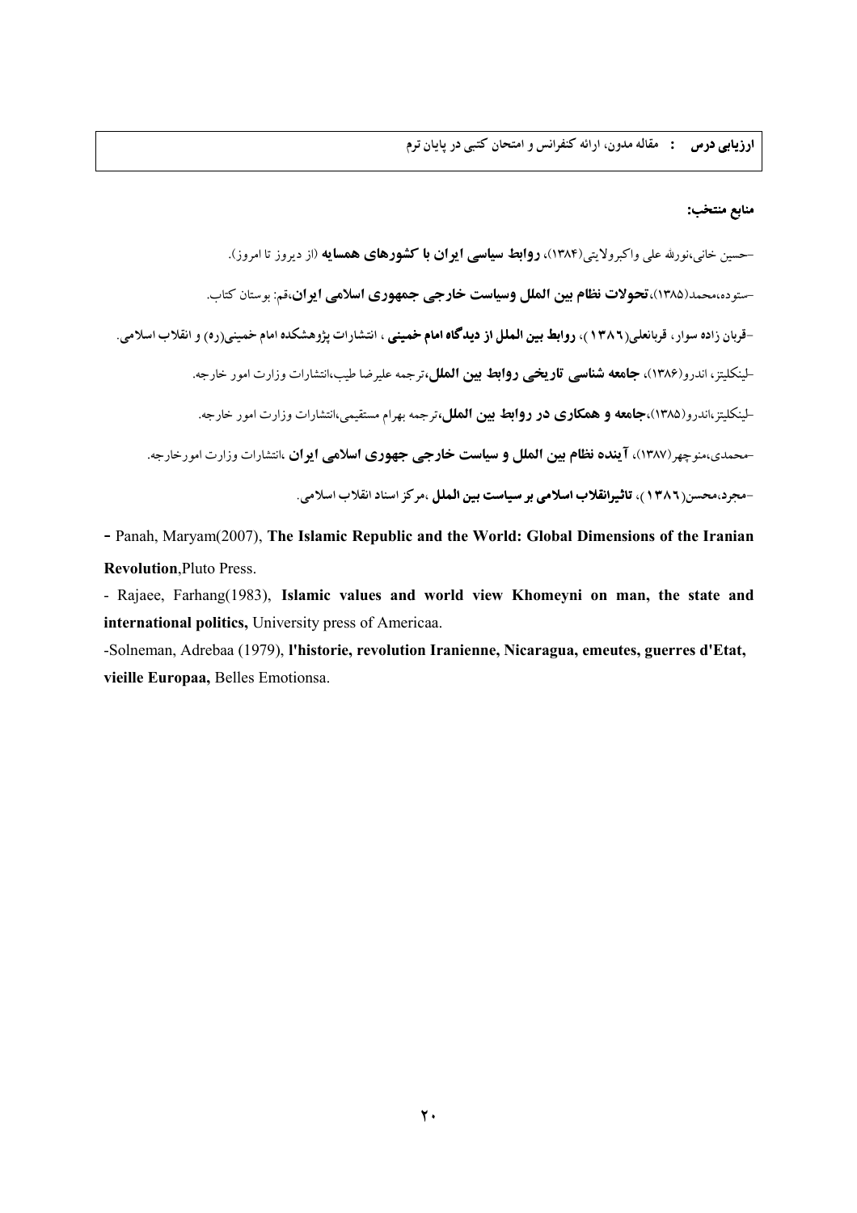| **ارزیابی درس** : مقاله مدون، ارائه کنفرانس و امتحان کتبی در پایان ترم |
|---|

**منابع منتخب:**

-حسین خانی،نورالله علی واکبرولایتی(۱۳۸۴)، **روابط سیاسی ایران با کشورهای همسایه** (از دیروز تا امروز).

-ستوده،محمد(۱۳۸۵)،**تحولات نظام بین الملل وسیاست خارجی جمهوری اسلامی ایران**،قم: بوستان کتاب.

-قربان زاده سوار، قربانعلی(۱۳۸۶)، **روابط بین الملل از دیدگاه امام خمینی** ، انتشارات پژوهشکده امام خمینی(ره) و انقلاب اسلامی.

-لینکلیتز، اندرو(۱۳۸۶)، **جامعه شناسی تاریخی روابط بین الملل**،ترجمه علیرضا طیب،انتشارات وزارت امور خارجه.

-لینکلیتز،اندرو(۱۳۸۵)،**جامعه و همکاری در روابط بین الملل**،ترجمه بهرام مستقیمی،انتشارات وزارت امور خارجه.

-محمدی،منوچهر(۱۳۸۷)، **آینده نظام بین الملل و سیاست خارجی جهوری اسلامی ایران** ،انتشارات وزارت امورخارجه.

-مجرد،محسن(۱۳۸۶)، **تاثیرانقلاب اسلامی بر سیاست بین الملل** ،مرکز اسناد انقلاب اسلامی.

- Panah, Maryam(2007), **The Islamic Republic and the World: Global Dimensions of the Iranian Revolution**,Pluto Press.

- Rajaee, Farhang(1983), **Islamic values and world view Khomeyni on man, the state and international politics,** University press of Americaa.

-Solneman, Adrebaa (1979), **l'historie, revolution Iranienne, Nicaragua, emeutes, guerres d'Etat, vieille Europaa,** Belles Emotionsa.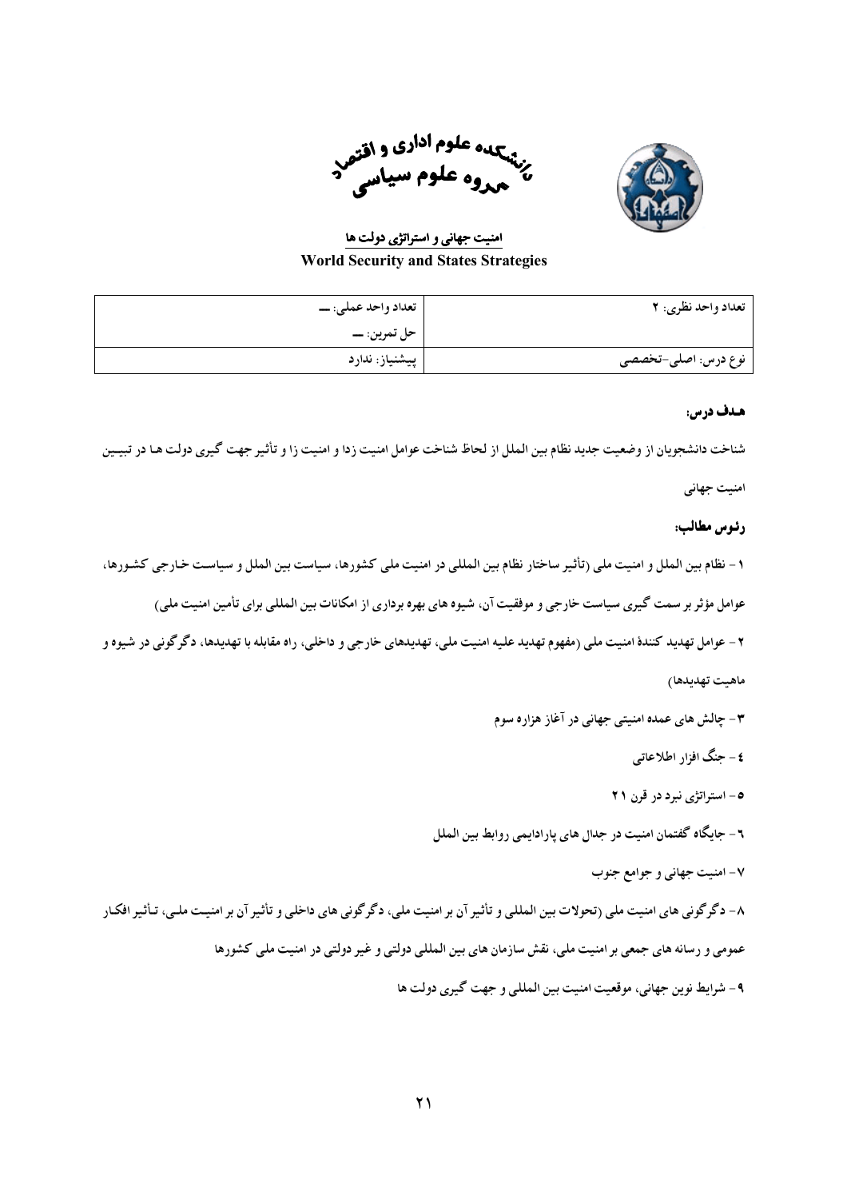دانشکده علوم اداری و اقتصاد
گروه علوم سیاسی

## امنیت جهانی و استراتژی دولت ها
**World Security and States Strategies**

| تعداد واحد نظری: ۲ | تعداد واحد عملی: ــ |
|---|---|
| | حل تمرین: ــ |
| نوع درس: اصلی-تخصصی | پیشنیاز: ندارد |

**هدف درس:**

شناخت دانشجویان از وضعیت جدید نظام بین الملل از لحاظ شناخت عوامل امنیت زدا و امنیت زا و تأثیر جهت گیری دولت ها در تبیین امنیت جهانی

**رئوس مطالب:**

۱- نظام بین الملل و امنیت ملی (تأثیر ساختار نظام بین المللی در امنیت ملی کشورها، سیاست بین الملل و سیاست خارجی کشورها، عوامل مؤثر بر سمت گیری سیاست خارجی و موفقیت آن، شیوه های بهره برداری از امکانات بین المللی برای تأمین امنیت ملی)

۲- عوامل تهدید کنندهٔ امنیت ملی (مفهوم تهدید علیه امنیت ملی، تهدیدهای خارجی و داخلی، راه مقابله با تهدیدها، دگرگونی در شیوه و ماهیت تهدیدها)

۳- چالش های عمده امنیتی جهانی در آغاز هزاره سوم

٤- جنگ افزار اطلاعاتی

۵- استراتژی نبرد در قرن ۲۱

٦- جایگاه گفتمان امنیت در جدال های پارادایمی روابط بین الملل

۷- امنیت جهانی و جوامع جنوب

۸- دگرگونی های امنیت ملی (تحولات بین المللی و تأثیر آن بر امنیت ملی، دگرگونی های داخلی و تأثیر آن بر امنیت ملی، تأثیر افکار عمومی و رسانه های جمعی بر امنیت ملی، نقش سازمان های بین المللی دولتی و غیر دولتی در امنیت ملی کشورها

۹- شرایط نوین جهانی، موقعیت امنیت بین المللی و جهت گیری دولت ها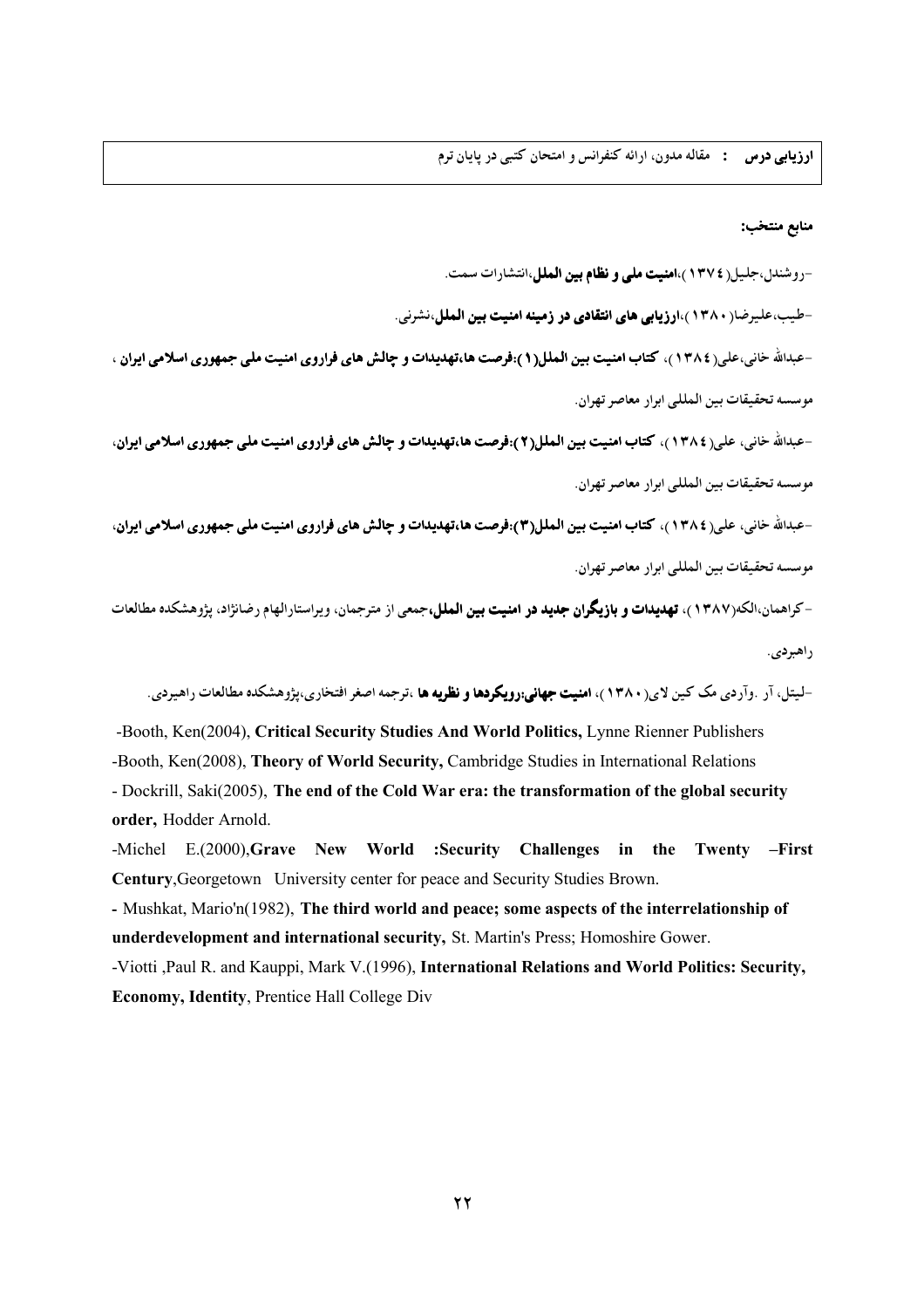| **ارزیابی درس :** مقاله مدون، ارائه کنفرانس و امتحان کتبی در پایان ترم |
|---|

**منابع منتخب:**

-روشندل،جلیل(۱۳۷٤)،**امنیت ملی و نظام بین الملل**،انتشارات سمت.

-طیب،علیرضا(۱۳۸۰)،**ارزیابی های انتقادی در زمینه امنیت بین الملل**،نشرنی.

-عبدالله خانی،علی(۱۳۸٤)، **کتاب امنیت بین الملل(۱):فرصت ها،تهدیدات و چالش های فراروی امنیت ملی جمهوری اسلامی ایران** ، موسسه تحقیقات بین المللی ابرار معاصر تهران.

-عبدالله خانی، علی(۱۳۸٤)، **کتاب امنیت بین الملل(۲):فرصت ها،تهدیدات و چالش های فراروی امنیت ملی جمهوری اسلامی ایران**، موسسه تحقیقات بین المللی ابرار معاصر تهران.

-عبدالله خانی، علی(۱۳۸٤)، **کتاب امنیت بین الملل(۳):فرصت ها،تهدیدات و چالش های فراروی امنیت ملی جمهوری اسلامی ایران**، موسسه تحقیقات بین المللی ابرار معاصر تهران.

-کراهمان،الکه(۱۳۸۷)، **تهدیدات و بازیگران جدید در امنیت بین الملل**،جمعی از مترجمان، ویراستارالهام رضانژاد، پژوهشکده مطالعات راهبردی.

-لیتل، آر .وآردی مک کین لای(۱۳۸۰)، **امنیت جهانی:رویکردها و نظریه ها** ،ترجمه اصغر افتخاری،پژوهشکده مطالعات راهبردی.

-Booth, Ken(2004), **Critical Security Studies And World Politics,** Lynne Rienner Publishers

-Booth, Ken(2008), **Theory of World Security,** Cambridge Studies in International Relations

- Dockrill, Saki(2005), **The end of the Cold War era: the transformation of the global security order,** Hodder Arnold.

-Michel E.(2000),**Grave New World :Security Challenges in the Twenty –First Century**,Georgetown University center for peace and Security Studies Brown.

- Mushkat, Mario'n(1982), **The third world and peace; some aspects of the interrelationship of underdevelopment and international security,** St. Martin's Press; Homoshire Gower.

-Viotti ,Paul R. and Kauppi, Mark V.(1996), **International Relations and World Politics: Security, Economy, Identity**, Prentice Hall College Div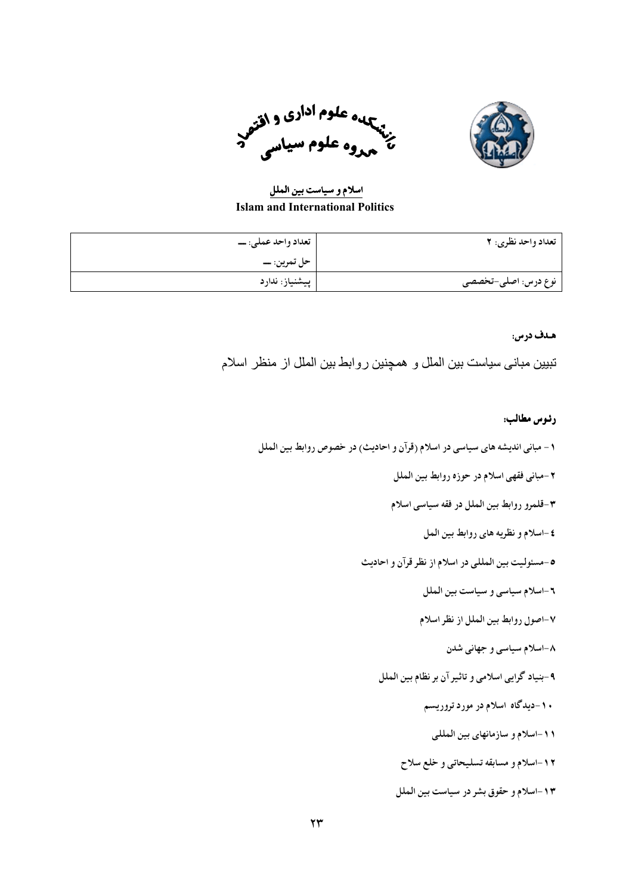دانشکده علوم اداری و اقتصاد
گروه علوم سیاسی

**اسلام و سیاست بین الملل**

**Islam and International Politics**

| تعداد واحد نظری: ۲ | تعداد واحد عملی: ــــ |
| --- | --- |
| | حل تمرین: ــــ |
| نوع درس: اصلی-تخصصی | پیشنیاز: ندارد |

**هـدف درس:**

تبیین مبانی سیاست بین الملل و همچنین روابط بین الملل از منظر اسلام

**رئوس مطالب:**

۱ - مبانی اندیشه های سیاسی در اسلام (قرآن و احادیث) در خصوص روابط بین الملل

۲ -مبانی فقهی اسلام در حوزه روابط بین الملل

۳ -قلمرو روابط بین الملل در فقه سیاسی اسلام

٤ -اسلام و نظریه های روابط بین امل

۵ -مسئولیت بین المللی در اسلام از نظر قرآن و احادیث

٦ -اسلام سیاسی و سیاست بین الملل

۷ -اصول روابط بین الملل از نظر اسلام

۸ -اسلام سیاسی و جهانی شدن

۹ -بنیاد گرایی اسلامی و تاثیر آن بر نظام بین الملل

۱۰ -دیدگاه اسلام در مورد تروریسم

۱۱ -اسلام و سازمانهای بین المللی

۱۲ -اسلام و مسابقه تسلیحاتی و خلع سلاح

۱۳ -اسلام و حقوق بشر در سیاست بین الملل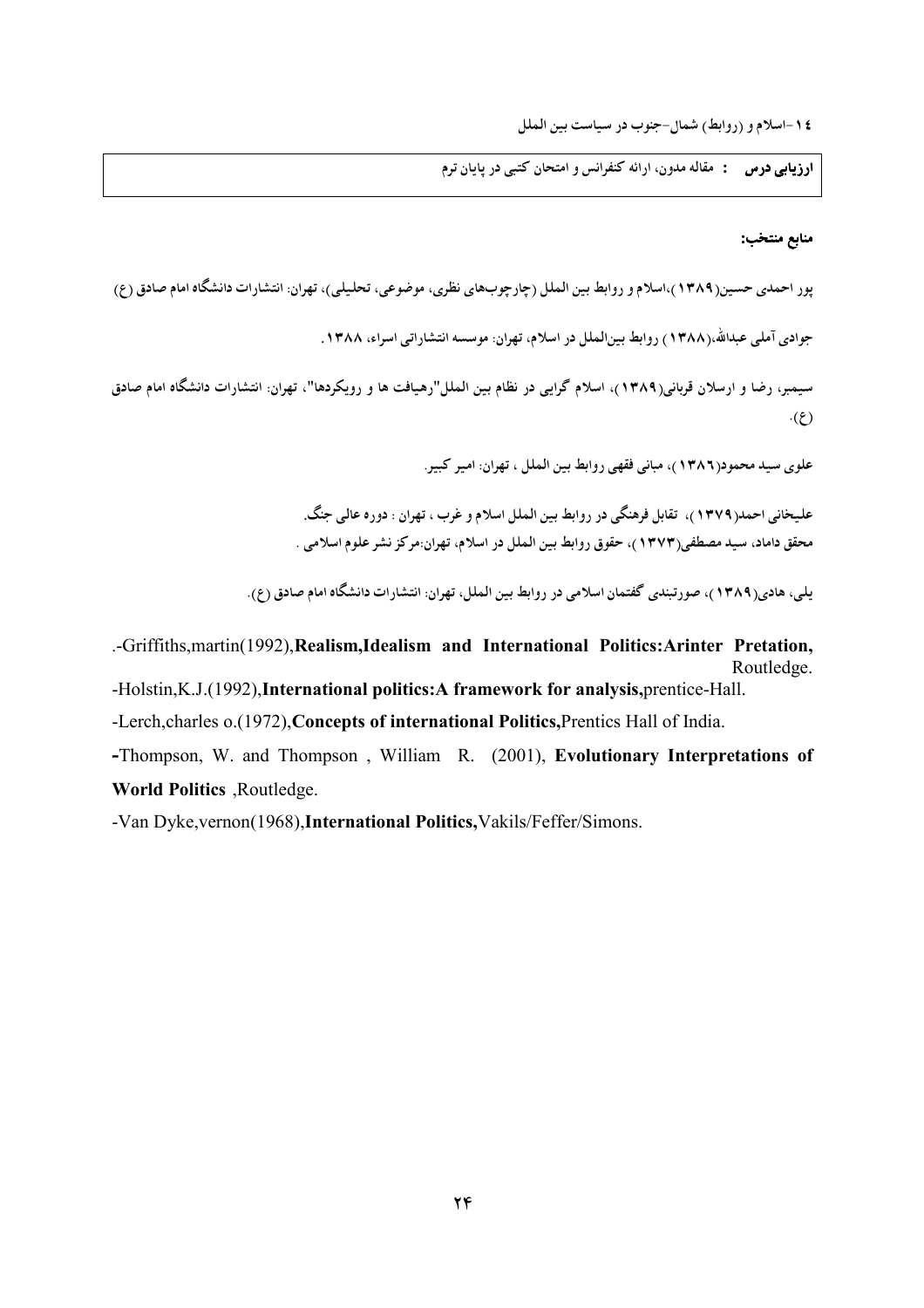۱۴-اسلام و (روابط) شمال-جنوب در سیاست بین الملل

| **ارزیابی درس** : مقاله مدون، ارائه کنفرانس و امتحان کتبی در پایان ترم |
| --- |

**منابع منتخب:**

پور احمدی حسین(۱۳۸۹)،اسلام و روابط بین الملل (چارچوب‌های نظری، موضوعی، تحلیلی)، تهران: انتشارات دانشگاه امام صادق (ع)

جوادی آملی عبدالله،(۱۳۸۸) روابط بین‌الملل در اسلام، تهران: موسسه انتشاراتی اسراء، ۱۳۸۸.

سیمبر، رضا و ارسلان قربانی(۱۳۸۹)، اسلام گرایی در نظام بین الملل"رهیافت ها و رویکردها"، تهران: انتشارات دانشگاه امام صادق (ع).

علوی سید محمود(۱۳۸۶)، مبانی فقهی روابط بین الملل ، تهران: امیر کبیر.

علیخانی احمد(۱۳۷۹)، تقابل فرهنگی در روابط بین الملل اسلام و غرب ، تهران : دوره عالی جنگ.

محقق داماد، سید مصطفی(۱۳۷۳)، حقوق روابط بین الملل در اسلام، تهران:مرکز نشر علوم اسلامی .

یلی، هادی(۱۳۸۹)، صورتبندی گفتمان اسلامی در روابط بین الملل، تهران: انتشارات دانشگاه امام صادق (ع).

.-Griffiths,martin(1992),**Realism,Idealism and International Politics:Arinter Pretation,** Routledge.

-Holstin,K.J.(1992),**International politics:A framework for analysis,**prentice-Hall.

-Lerch,charles o.(1972),**Concepts of international Politics,**Prentics Hall of India.

-Thompson, W. and Thompson , William R. (2001), **Evolutionary Interpretations of World Politics** ,Routledge.

-Van Dyke,vernon(1968),**International Politics,**Vakils/Feffer/Simons.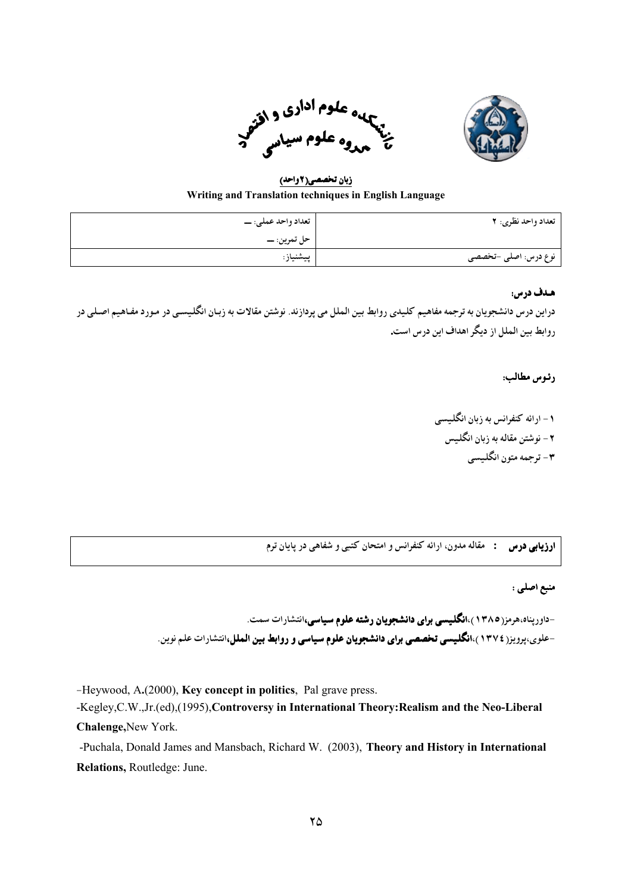دانشکده علوم اداری و اقتصاد
گروه علوم سیاسی

**زبان تخصصی(۲واحد)**

**Writing and Translation techniques in English Language**

| تعداد واحد نظری: ۲ | تعداد واحد عملی: ـــ |
|---|---|
| | حل تمرین: ـــ |
| نوع درس: اصلی -تخصصی | پیشنیاز: |

**هدف درس:**

دراین درس دانشجویان به ترجمه مفاهیم کلیدی روابط بین الملل می پردازند. نوشتن مقالات به زبان انگلیسی در مورد مفاهیم اصلی در روابط بین الملل از دیگر اهداف این درس است.

**رئوس مطالب:**

۱ - ارائه کنفرانس به زبان انگلیسی
۲ - نوشتن مقاله به زبان انگلیس
۳ - ترجمه متون انگلیسی

| **ارزیابی درس** : مقاله مدون، ارائه کنفرانس و امتحان کتبی و شفاهی در پایان ترم |
|---|

**منبع اصلی :**

-داورپناه،هرمز(۱۳۸۵)،**انگلیسی برای دانشجویان رشته علوم سیاسی**،انتشارات سمت.
-علوی،پرویز(۱۳۷٤)،**انگلیسی تخصصی برای دانشجویان علوم سیاسی و روابط بین الملل**،انتشارات علم نوین.

-Heywood, A.(2000), **Key concept in politics**, Pal grave press.
-Kegley,C.W.,Jr.(ed),(1995),**Controversy in International Theory:Realism and the Neo-Liberal Chalenge,**New York.
-Puchala, Donald James and Mansbach, Richard W. (2003), **Theory and History in International Relations,** Routledge: June.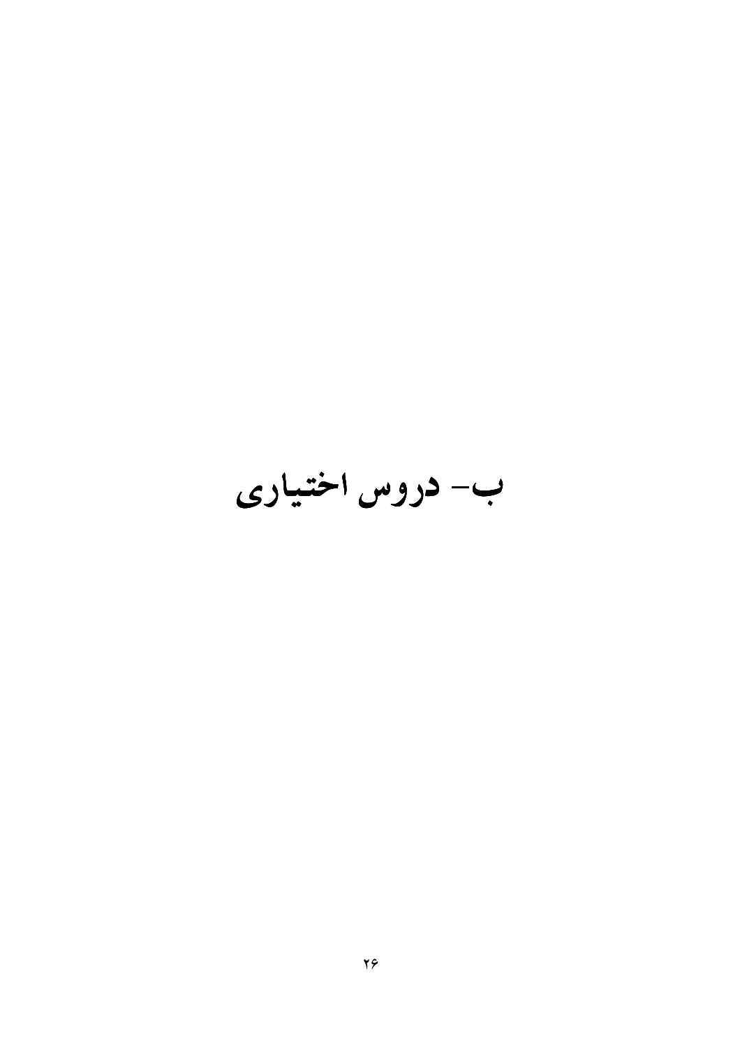# ب- دروس اختیاری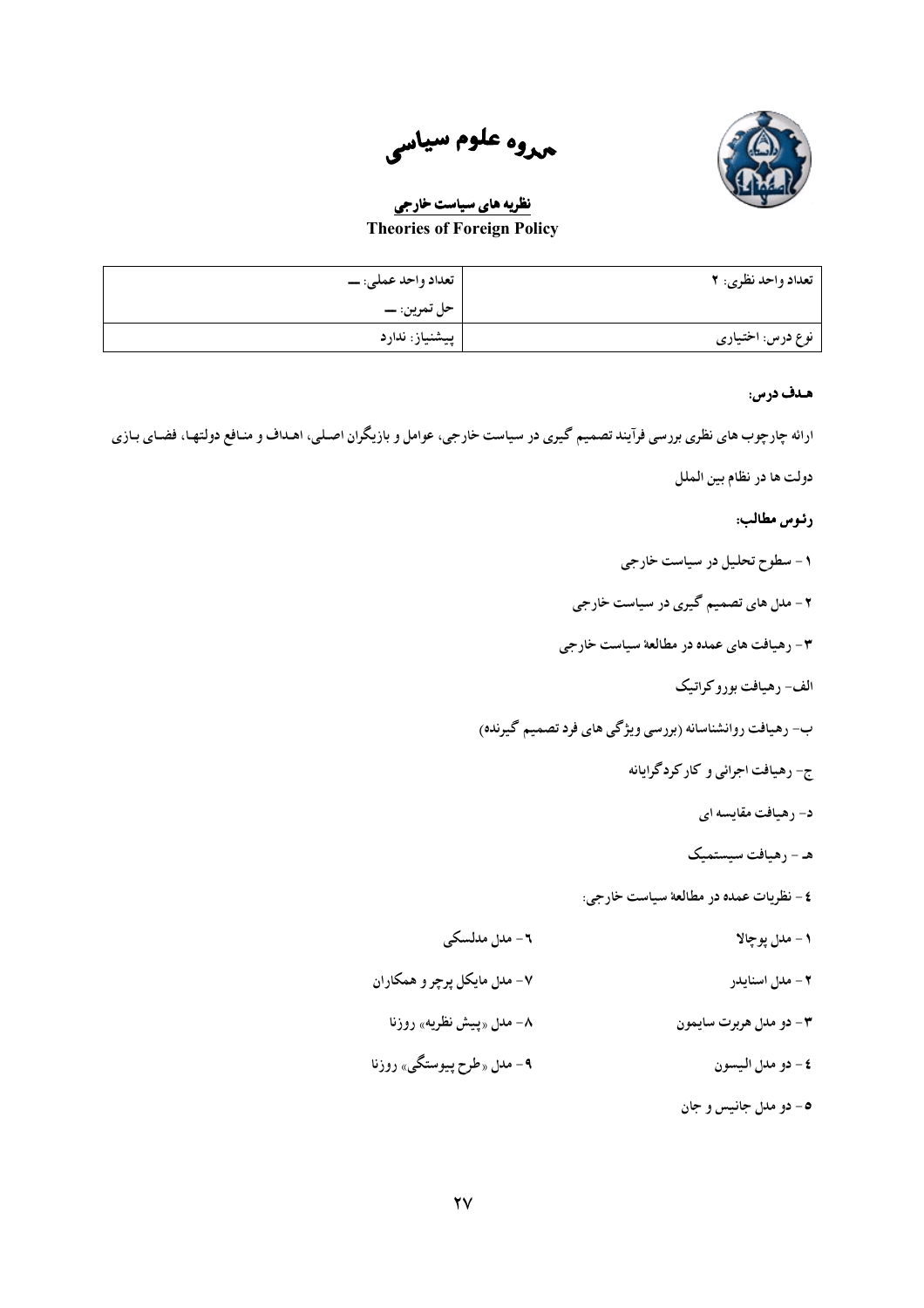# گروه علوم سیاسی

## نظریه های سیاست خارجی

**Theories of Foreign Policy**

| تعداد واحد نظری: ۲ | تعداد واحد عملی: — |
|---|---|
| | حل تمرین: — |
| نوع درس: اختیاری | پیشنیاز: ندارد |

**هـدف درس:**

ارائه چارچوب های نظری بررسی فرآیند تصمیم گیری در سیاست خارجی، عوامل و بازیگران اصلی، اهـداف و منـافع دولتهـا، فضـای بـازی دولت ها در نظام بین الملل

**رئوس مطالب:**

۱- سطوح تحلیل در سیاست خارجی

۲- مدل های تصمیم گیری در سیاست خارجی

۳- رهیافت های عمده در مطالعۀ سیاست خارجی

الف- رهیافت بوروکراتیک

ب- رهیافت روانشناسانه (بررسی ویژگی های فرد تصمیم گیرنده)

ج- رهیافت اجرائی و کارکردگرایانه

د- رهیافت مقایسه ای

هـ - رهیافت سیستمیک

٤- نظریات عمده در مطالعۀ سیاست خارجی:

۱- مدل پوچالا

۲- مدل اسنایدر

۳- دو مدل هربرت سایمون

٤- دو مدل الیسون

۵- دو مدل جانیس و جان

٦- مدل مدلسکی

۷- مدل مایکل برچر و همکاران

۸- مدل «پیش نظریه» روزنا

۹- مدل «طرح پیوستگی» روزنا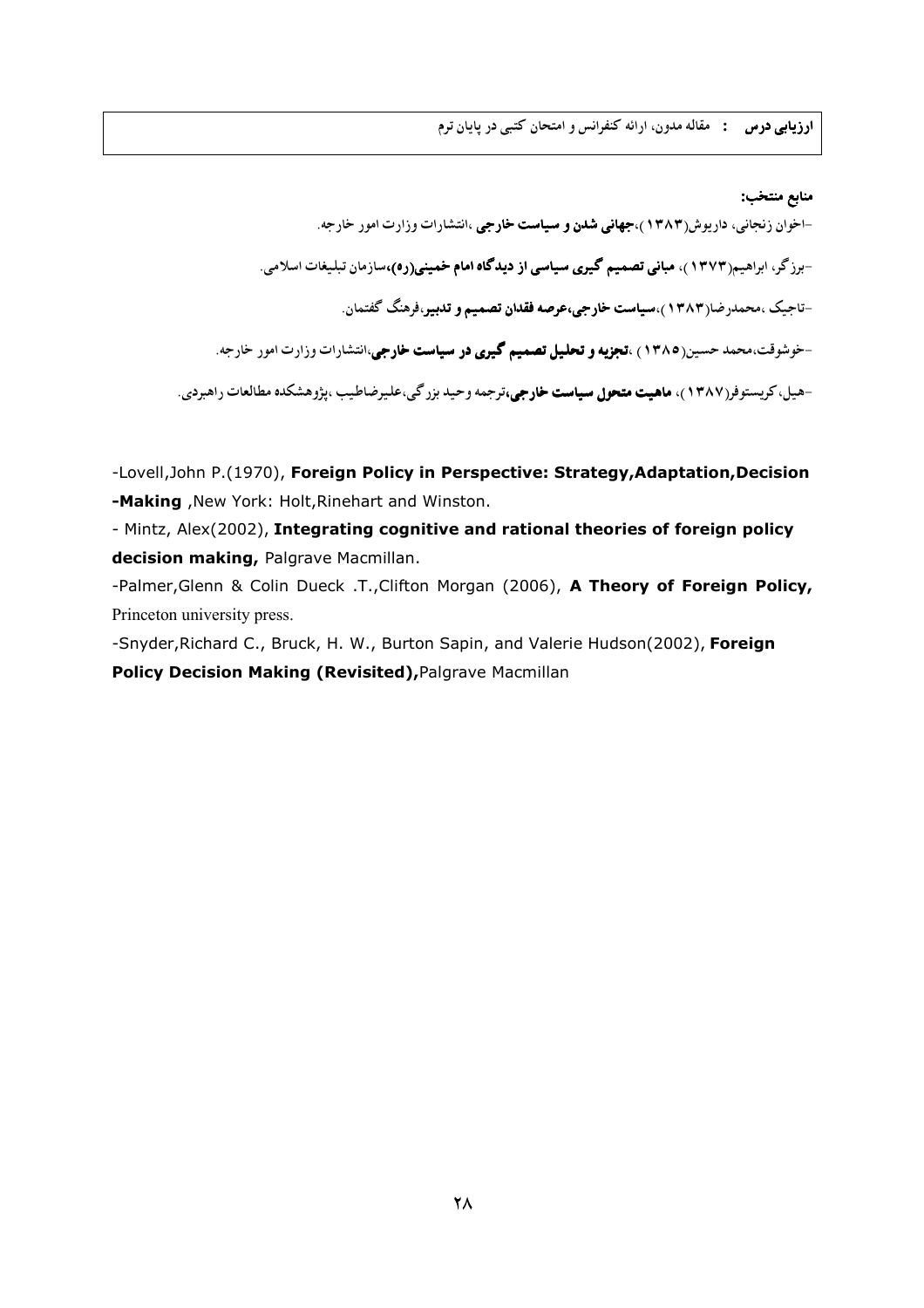| **ارزیابی درس** : مقاله مدون، ارائه کنفرانس و امتحان کتبی در پایان ترم |
|---|

**منابع منتخب:**

-اخوان زنجانی، داریوش(۱۳۸۳)،**جهانی شدن و سیاست خارجی** ،انتشارات وزارت امور خارجه.

-برزگر، ابراهیم(۱۳۷۳)، **مبانی تصمیم گیری سیاسی از دیدگاه امام خمینی(ره)**،سازمان تبلیغات اسلامی.

-تاجیک ،محمدرضا(۱۳۸۳)،**سیاست خارجی،عرصه فقدان تصمیم و تدبیر**،فرهنگ گفتمان.

-خوشوقت،محمد حسین(۱۳۸۵) ،**تجزیه و تحلیل تصمیم گیری در سیاست خارجی**،انتشارات وزارت امور خارجه.

-هیل، کریستوفر(۱۳۸۷)، **ماهیت متحول سیاست خارجی**،ترجمه وحید بزرگی،علیرضاطیب ،پژوهشکده مطالعات راهبردی.

-Lovell,John P.(1970), **Foreign Policy in Perspective: Strategy,Adaptation,Decision -Making** ,New York: Holt,Rinehart and Winston.

- Mintz, Alex(2002), **Integrating cognitive and rational theories of foreign policy decision making,** Palgrave Macmillan.

-Palmer,Glenn & Colin Dueck .T.,Clifton Morgan (2006), **A Theory of Foreign Policy,** Princeton university press.

-Snyder,Richard C., Bruck, H. W., Burton Sapin, and Valerie Hudson(2002), **Foreign Policy Decision Making (Revisited),**Palgrave Macmillan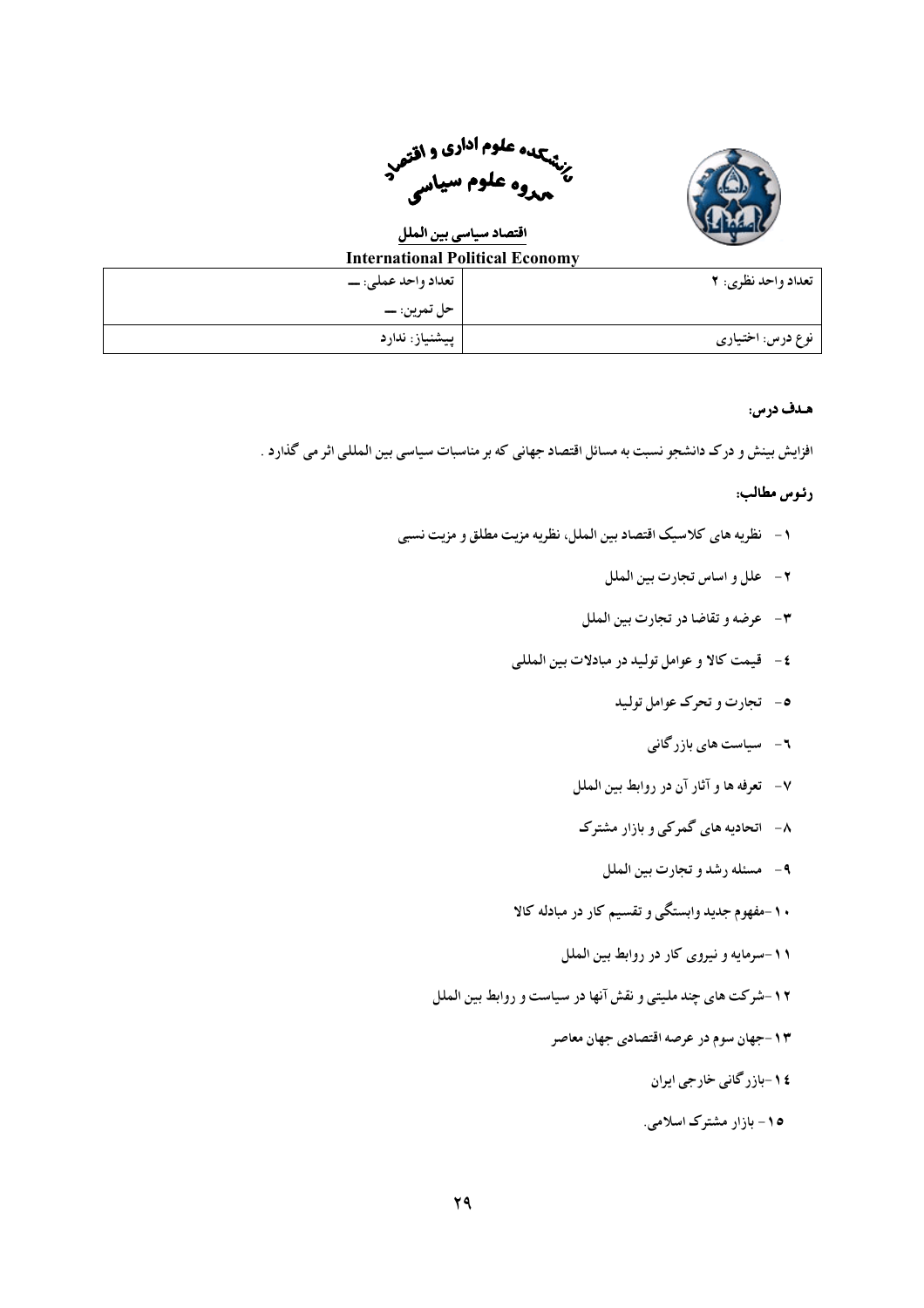دانشکده علوم اداری و اقتصاد
گروه علوم سیاسی

**اقتصاد سیاسی بین الملل**

**International Political Economy**

| | |
|---|---|
| تعداد واحد نظری: ۲ | تعداد واحد عملی: ــ |
| | حل تمرین: ــ |
| نوع درس: اختیاری | پیشنیاز: ندارد |

**هـدف درس:**

افزایش بینش و درک دانشجو نسبت به مسائل اقتصاد جهانی که بر مناسبات سیاسی بین المللی اثر می گذارد .

**رئـوس مطالب:**

۱- نظریه های کلاسیک اقتصاد بین الملل، نظریه مزیت مطلق و مزیت نسبی

۲- علل و اساس تجارت بین الملل

۳- عرضه و تقاضا در تجارت بین الملل

٤- قیمت کالا و عوامل تولید در مبادلات بین المللی

٥- تجارت و تحرک عوامل تولید

٦- سیاست های بازرگانی

۷- تعرفه ها و آثار آن در روابط بین الملل

۸- اتحادیه های گمرکی و بازار مشترک

۹- مسئله رشد و تجارت بین الملل

۱۰-مفهوم جدید وابستگی و تقسیم کار در مبادله کالا

۱۱-سرمایه و نیروی کار در روابط بین الملل

۱۲-شرکت های چند ملیتی و نقش آنها در سیاست و روابط بین الملل

۱۳-جهان سوم در عرصه اقتصادی جهان معاصر

۱٤-بازرگانی خارجی ایران

۱٥- بازار مشترک اسلامی.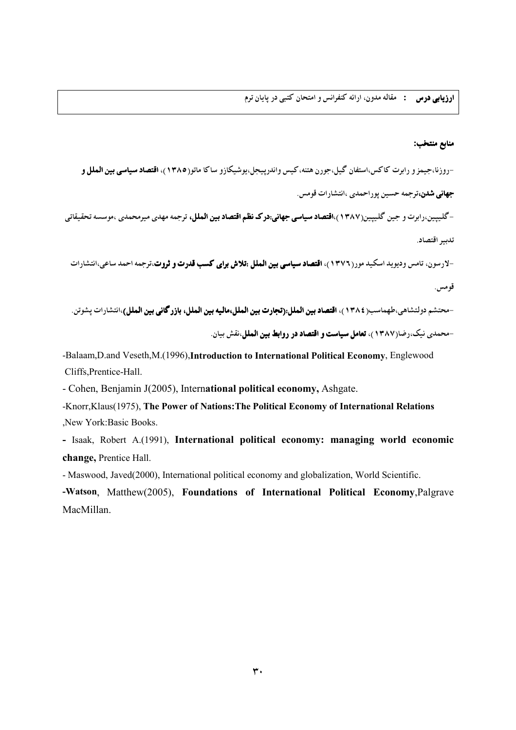**ارزیابی درس :** مقاله مدون، ارائه کنفرانس و امتحان کتبی در پایان ترم

**منابع منتخب:**

-روزنا،جیمز و رابرت کاکس،استفان گیل،جورن هتنه،کیس واندرپیجل،یوشیکازو ساکا ماتو(۱۳۸۵)، **اقتصاد سیاسی بین الملل و جهانی شدن**،ترجمه حسین پوراحمدی ،انتشارات قومس.

-گلیپین،رابرت و جین گلیپین(۱۳۸۷)،**اقتصاد سیاسی جهانی:درک نظم اقتصاد بین الملل**، ترجمه مهدی میرمحمدی ،موسسه تحقیقاتی تدبیر اقتصاد.

-لارسون، تامس ودیوید اسکید مور(۱۳۷٦)، **اقتصاد سیاسی بین الملل :تلاش برای کسب قدرت و ثروت**،ترجمه احمد ساعی،انتشارات قومس.

-محتشم دولتشاهی،طهماسب(۱۳۸٤)، **اقتصاد بین الملل:(تجارت بین الملل،مالیه بین الملل، بازرگانی بین الملل)**،انتشارات پشوتن.

-محمدی نیک،رضا(۱۳۸۷)، **تعامل سیاست و اقتصاد در روابط بین الملل**،نقش بیان.

-Balaam,D.and Veseth,M.(1996),**Introduction to International Political Economy**, Englewood Cliffs,Prentice-Hall.

- Cohen, Benjamin J(2005), Intern**ational political economy,** Ashgate.

-Knorr,Klaus(1975), **The Power of Nations:The Political Economy of International Relations** ,New York:Basic Books.

- Isaak, Robert A.(1991), **International political economy: managing world economic change,** Prentice Hall.

- Maswood, Javed(2000), International political economy and globalization, World Scientific.

-**Watson**, Matthew(2005), **Foundations of International Political Economy**,Palgrave MacMillan.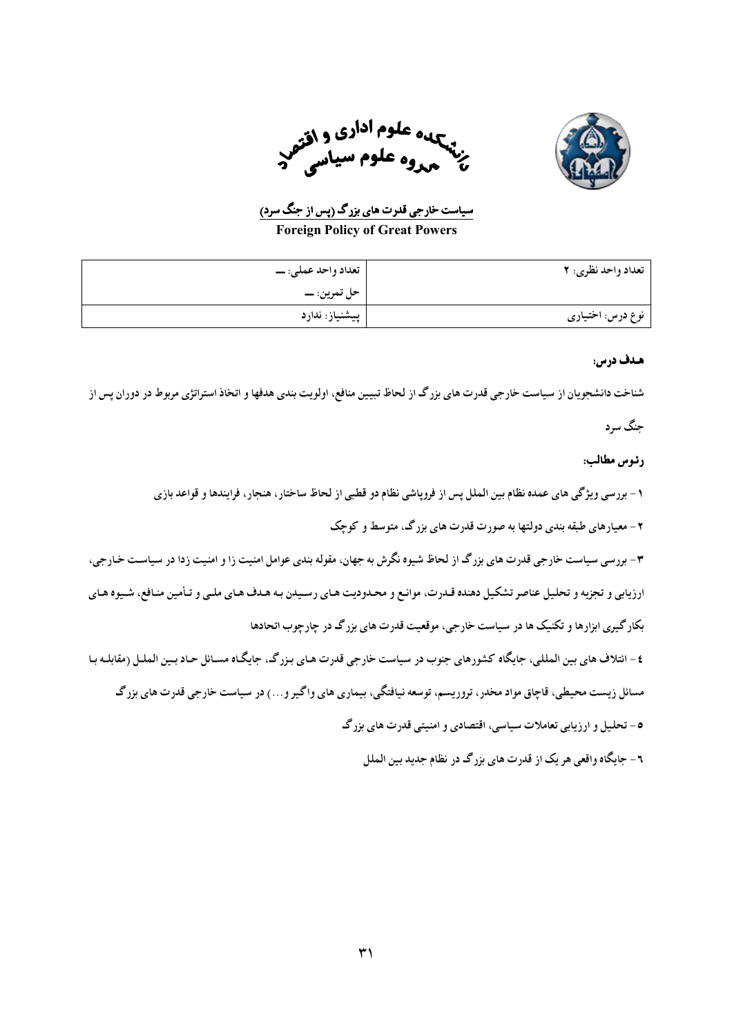دانشکده علوم اداری و اقتصاد
گروه علوم سیاسی

## سیاست خارجی قدرت های بزرگ (پس از جنگ سرد)

**Foreign Policy of Great Powers**

| تعداد واحد نظری: ۲ | تعداد واحد عملی: — |
|---|---|
| | حل تمرین: — |
| نوع درس: اختیاری | پیشنیاز: ندارد |

**هدف درس:**

شناخت دانشجویان از سیاست خارجی قدرت های بزرگ از لحاظ تبیین منافع، اولویت بندی هدفها و اتخاذ استراتژی مربوط در دوران پس از جنگ سرد

**رئوس مطالب:**

۱ - بررسی ویژگی های عمده نظام بین الملل پس از فروپاشی نظام دو قطبی از لحاظ ساختار، هنجار، فرایندها و قواعد بازی

۲ - معیارهای طبقه بندی دولتها به صورت قدرت های بزرگ، متوسط و کوچک

۳ - بررسی سیاست خارجی قدرت های بزرگ از لحاظ شیوه نگرش به جهان، مقوله بندی عوامل امنیت زا و امنیت زدا در سیاست خارجی، ارزیابی و تجزیه و تحلیل عناصر تشکیل دهنده قدرت، موانع و محدودیت های رسیدن به هدف های ملی و تأمین منافع، شیوه های بکارگیری ابزارها و تکنیک ها در سیاست خارجی، موقعیت قدرت های بزرگ در چارچوب اتحادها

۴ - ائتلاف های بین المللی، جایگاه کشورهای جنوب در سیاست خارجی قدرت های بزرگ، جایگاه مسائل حاد بین الملل (مقابله با مسائل زیست محیطی، قاچاق مواد مخدر، تروریسم، توسعه نیافتگی، بیماری های واگیر و...) در سیاست خارجی قدرت های بزرگ

۵ - تحلیل و ارزیابی تعاملات سیاسی، اقتصادی و امنیتی قدرت های بزرگ

۶ - جایگاه واقعی هر یک از قدرت های بزرگ در نظام جدید بین الملل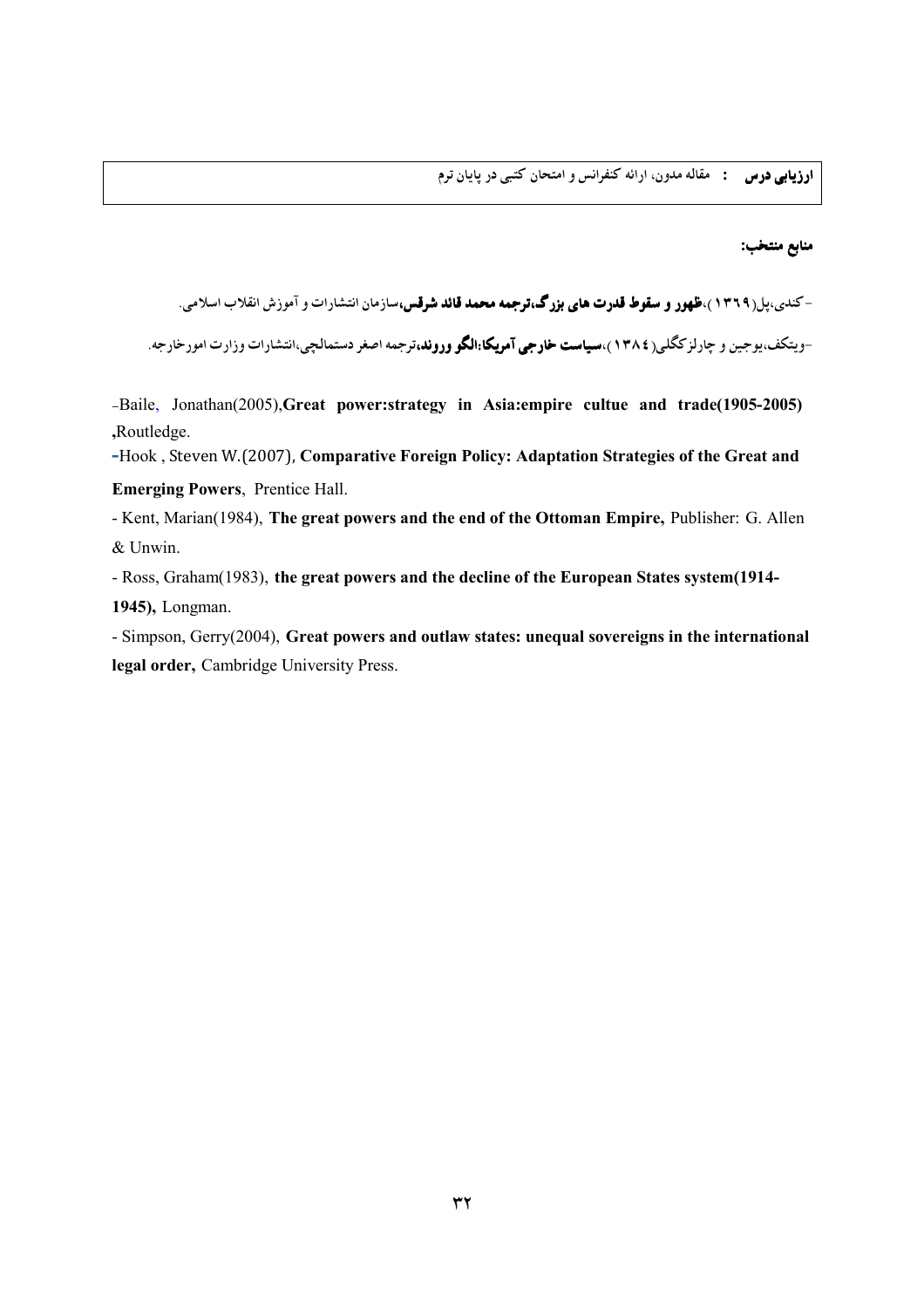| **ارزیابی درس** : مقاله مدون، ارائه کنفرانس و امتحان کتبی در پایان ترم |
|---|

**منابع منتخب:**

-کندی،پل(۱۳۶۹)،**ظهور و سقوط قدرت های بزرگ،ترجمه محمد قائد شرفی،**سازمان انتشارات و آموزش انقلاب اسلامی.

-ویتکف،یوجین و چارلزکگلی(۱۳۸٤)،**سیاست خارجی آمریکا:الگو وروند،**ترجمه اصغر دستمالچی،انتشارات وزارت امورخارجه.

-Baile, Jonathan(2005),**Great power:strategy in Asia:empire cultue and trade(1905-2005)**,Routledge.

-Hook , Steven W.(2007), **Comparative Foreign Policy: Adaptation Strategies of the Great and Emerging Powers**, Prentice Hall.

- Kent, Marian(1984), **The great powers and the end of the Ottoman Empire,** Publisher: G. Allen & Unwin.

- Ross, Graham(1983), **the great powers and the decline of the European States system(1914-1945),** Longman.

- Simpson, Gerry(2004), **Great powers and outlaw states: unequal sovereigns in the international legal order,** Cambridge University Press.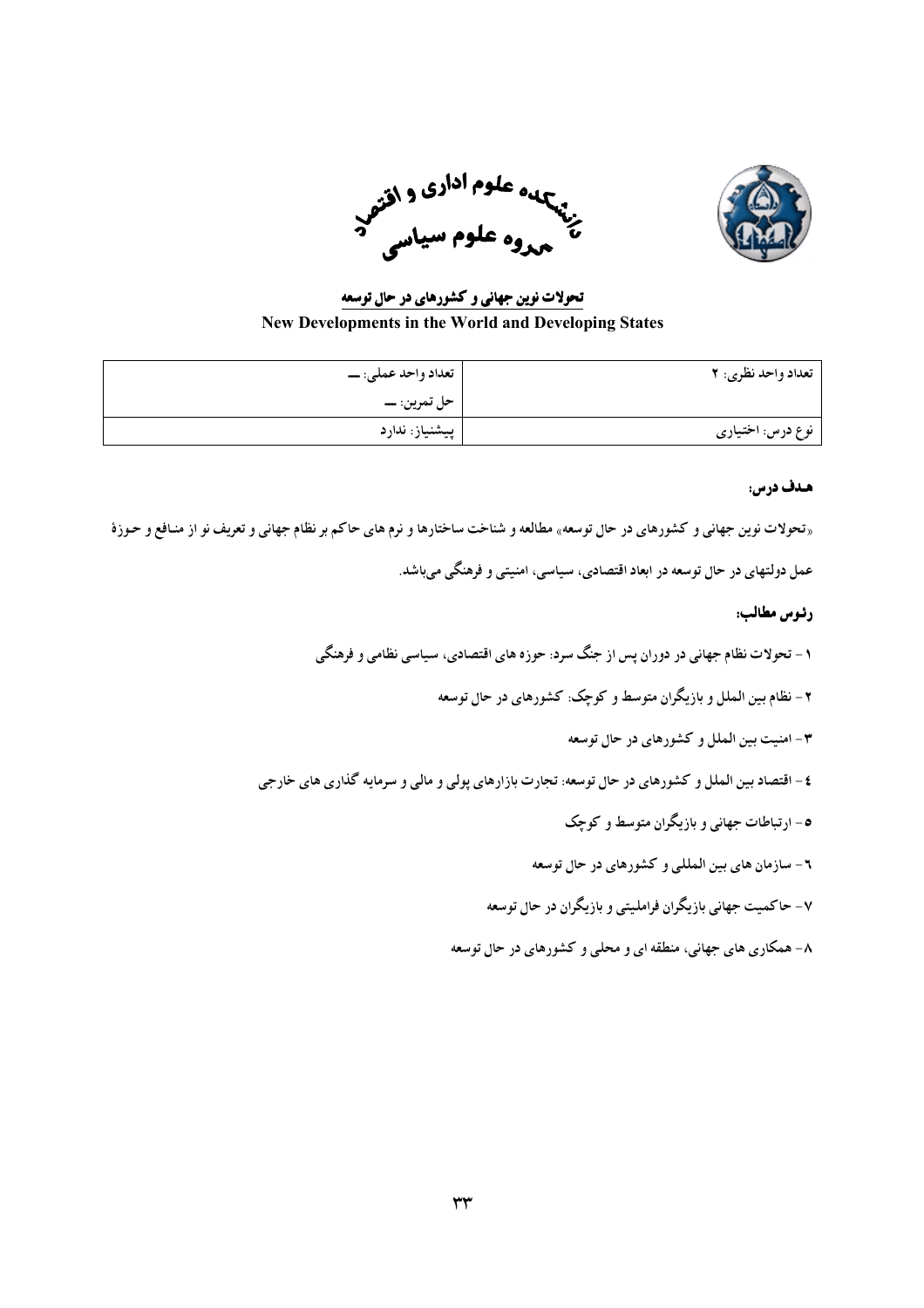دانشکده علوم اداری و اقتصاد
گروه علوم سیاسی

**تحولات نوین جهانی و کشورهای در حال توسعه**

**New Developments in the World and Developing States**

| تعداد واحد نظری: ۲ | تعداد واحد عملی: ــــ |
| --- | --- |
| | حل تمرین: ــــ |
| نوع درس: اختیاری | پیشنیاز: ندارد |

**هدف درس:**

«تحولات نوین جهانی و کشورهای در حال توسعه» مطالعه و شناخت ساختارها و نرم های حاکم بر نظام جهانی و تعریف نو از منافع و حوزهٔ عمل دولتهای در حال توسعه در ابعاد اقتصادی، سیاسی، امنیتی و فرهنگی می‌باشد.

**رئوس مطالب:**

۱- تحولات نظام جهانی در دوران پس از جنگ سرد: حوزه های اقتصادی، سیاسی نظامی و فرهنگی

۲- نظام بین الملل و بازیگران متوسط و کوچک: کشورهای در حال توسعه

۳- امنیت بین الملل و کشورهای در حال توسعه

٤- اقتصاد بین الملل و کشورهای در حال توسعه: تجارت بازارهای پولی و مالی و سرمایه گذاری های خارجی

٥- ارتباطات جهانی و بازیگران متوسط و کوچک

٦- سازمان های بین المللی و کشورهای در حال توسعه

۷- حاکمیت جهانی بازیگران فراملیتی و بازیگران در حال توسعه

۸- همکاری های جهانی، منطقه ای و محلی و کشورهای در حال توسعه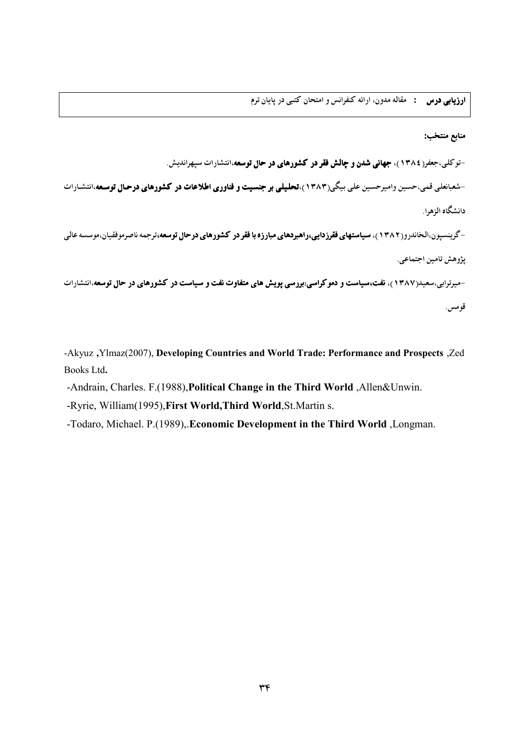**ارزیابی درس** : مقاله مدون، ارائه کنفرانس و امتحان کتبی در پایان ترم

**منابع منتخب:**

-توکلی،جعفر(۱۳۸٤)، **جهانی شدن و چالش فقر در کشورهای در حال توسعه**،انتشارات سپهراندیش.

-شعبانعلی قمی،حسین وامیرحسین علی بیگی(۱۳۸۳)،**تحلیلی بر جنسیت و فناوری اطلاعات در کشورهای درحال توسعه**،انتشارات دانشگاه الزهرا.

-گرینسپون،الخاندرو(۱۳۸۲)، **سیاستهای فقرزدایی،راهبردهای مبارزه با فقر در کشورهای درحال توسعه**،ترجمه ناصرموفقیان،موسسه عالی پژوهش تامین اجتماعی.

-میرترابی،سعید(۱۳۸۷)، **نفت،سیاست و دموکراسی:بررسی پویش های متفاوت نفت و سیاست در کشورهای در حال توسعه**،انتشارات قومس.

-Akyuz ,Ylmaz(2007), **Developing Countries and World Trade: Performance and Prospects** ,Zed Books Ltd**.**

-Andrain, Charles. F.(1988),**Political Change in the Third World** ,Allen&Unwin.

-Ryrie, William(1995),**First World,Third World**,St.Martin s.

-Todaro, Michael. P.(1989),.**Economic Development in the Third World** ,Longman.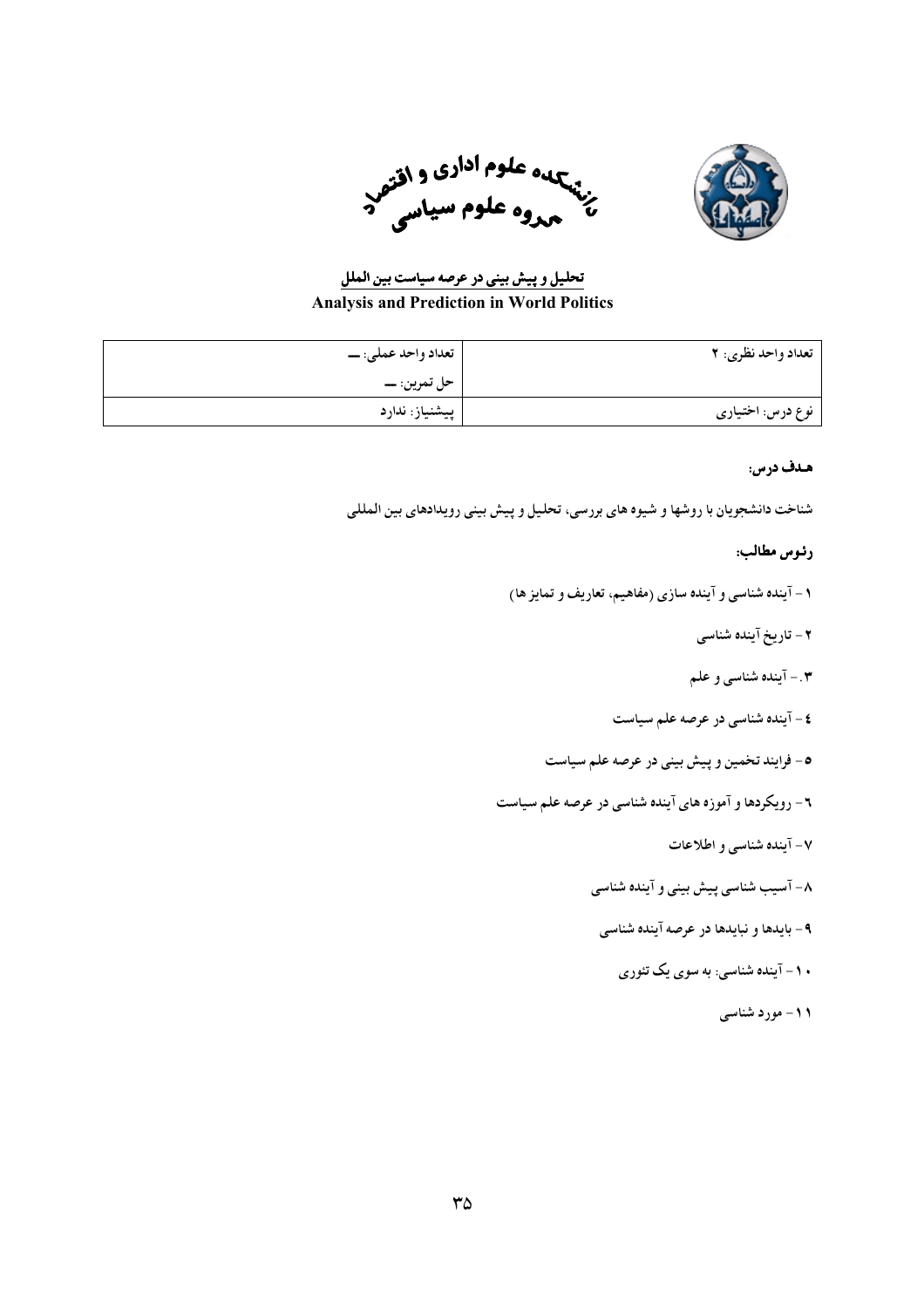دانشکده علوم اداری و اقتصاد
گروه علوم سیاسی

## تحلیل و پیش بینی در عرصه سیاست بین الملل

**Analysis and Prediction in World Politics**

| تعداد واحد نظری: ۲ | تعداد واحد عملی: — |
| --- | --- |
| | حل تمرین: — |
| نوع درس: اختیاری | پیشنیاز: ندارد |

**هـدف درس:**

شناخت دانشجویان با روشها و شیوه های بررسی، تحلیل و پیش بینی رویدادهای بین المللی

**رئوس مطالب:**

۱- آینده شناسی و آینده سازی (مفاهیم، تعاریف و تمایز ها)

۲- تاریخ آینده شناسی

۳.- آینده شناسی و علم

۴- آینده شناسی در عرصه علم سیاست

۵- فرایند تخمین و پیش بینی در عرصه علم سیاست

۶- رویکردها و آموزه های آینده شناسی در عرصه علم سیاست

۷- آینده شناسی و اطلاعات

۸- آسیب شناسی پیش بینی و آینده شناسی

۹- بایدها و نبایدها در عرصه آینده شناسی

۱۰- آینده شناسی: به سوی یک تئوری

۱۱- مورد شناسی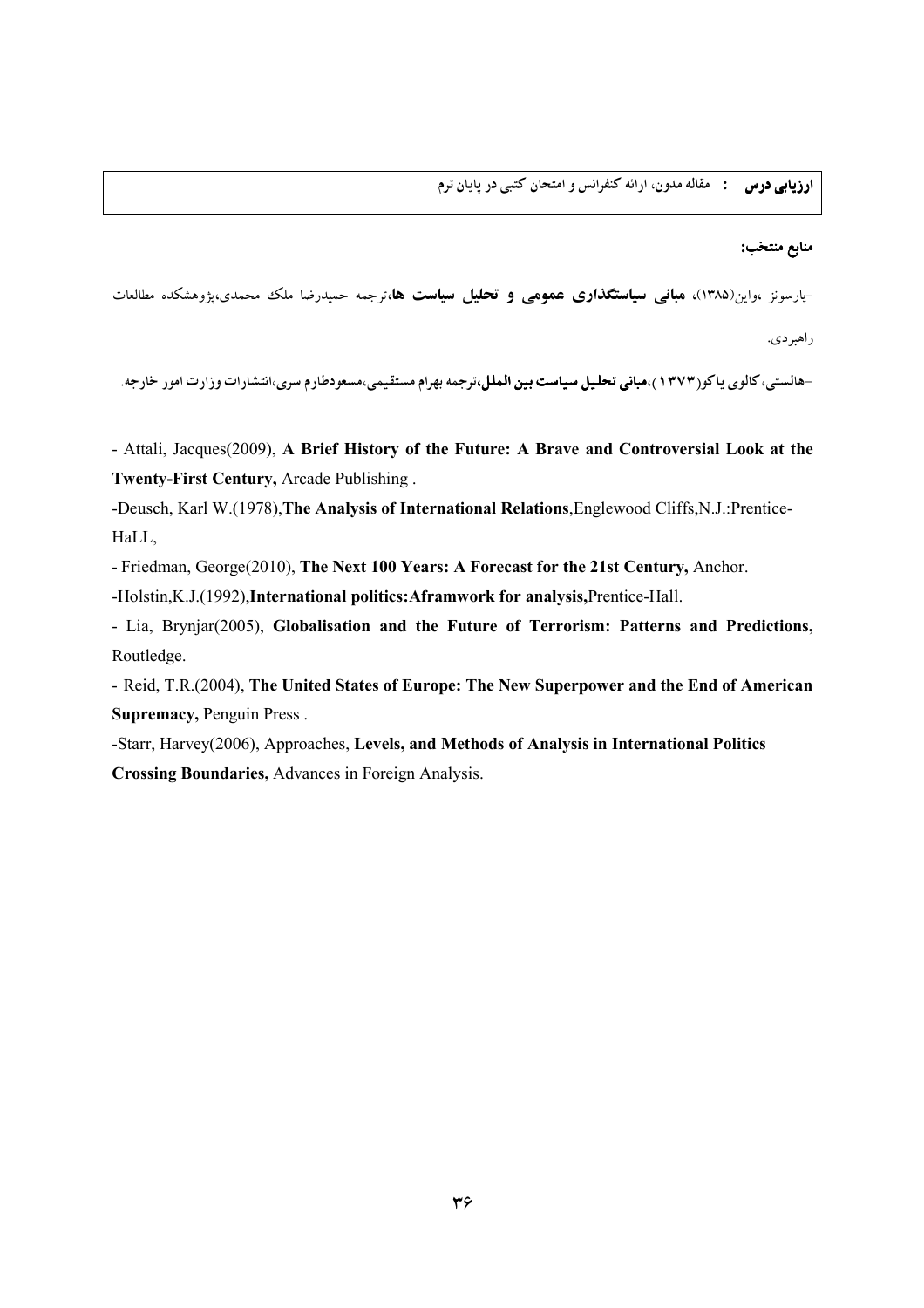| **ارزیابی درس** : مقاله مدون، ارائه کنفرانس و امتحان کتبی در پایان ترم |
| --- |

**منابع منتخب:**

-پارسونز ،واین(۱۳۸۵)، **مبانی سیاستگذاری عمومی و تحلیل سیاست ها**،ترجمه حمیدرضا ملک محمدی،پژوهشکده مطالعات راهبردی.

-هالستی، کالوی یاکو(۱۳۷۳)،**مبانی تحلیل سیاست بین الملل**،ترجمه بهرام مستقیمی،مسعودطارم سری،انتشارات وزارت امور خارجه.

- Attali, Jacques(2009), **A Brief History of the Future: A Brave and Controversial Look at the Twenty-First Century,** Arcade Publishing .

-Deusch, Karl W.(1978),**The Analysis of International Relations**,Englewood Cliffs,N.J.:Prentice-HaLL,

- Friedman, George(2010), **The Next 100 Years: A Forecast for the 21st Century,** Anchor.

-Holstin,K.J.(1992),**International politics:Aframwork for analysis,**Prentice-Hall.

- Lia, Brynjar(2005), **Globalisation and the Future of Terrorism: Patterns and Predictions,** Routledge.

- Reid, T.R.(2004), **The United States of Europe: The New Superpower and the End of American Supremacy,** Penguin Press .

-Starr, Harvey(2006), Approaches, **Levels, and Methods of Analysis in International Politics Crossing Boundaries,** Advances in Foreign Analysis.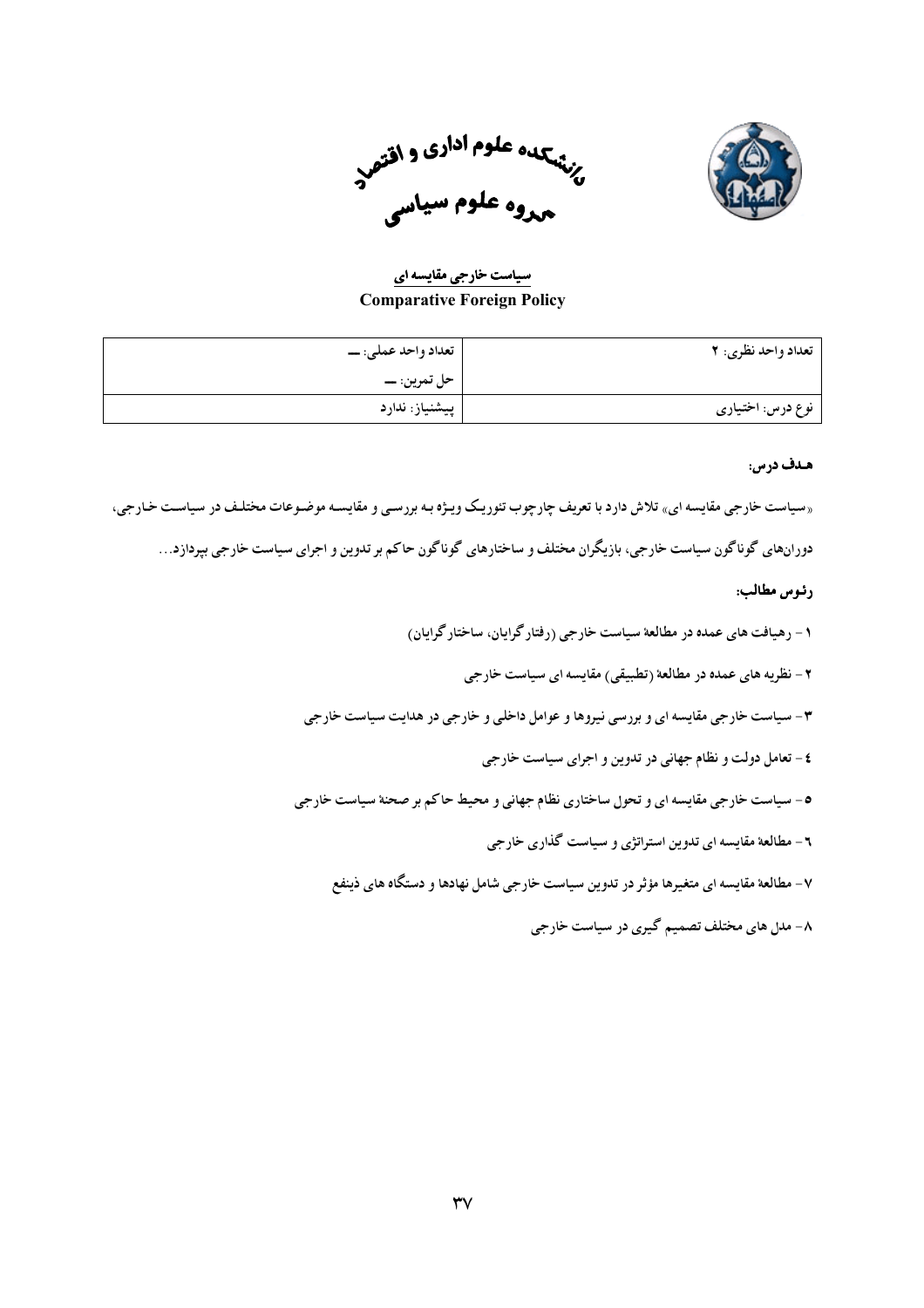# دانشکده علوم اداری و اقتصاد
## گروه علوم سیاسی

**سیاست خارجی مقایسه ای**
**Comparative Foreign Policy**

| تعداد واحد نظری: ۲ | تعداد واحد عملی: — |
| --- | --- |
| | حل تمرین: — |
| نوع درس: اختیاری | پیشنیاز: ندارد |

**هـدف درس:**

«سیاست خارجی مقایسه ای» تلاش دارد با تعریف چارچوب تئوریک ویـژه بـه بررسـی و مقایسـه موضـوعات مختلـف در سیاسـت خـارجی، دورانهای گوناگون سیاست خارجی، بازیگران مختلف و ساختارهای گوناگون حاکم بر تدوین و اجرای سیاست خارجی بپردازد…

**رئـوس مطالب:**

۱ - رهیافت های عمده در مطالعهٔ سیاست خارجی (رفتارگرایان، ساختارگرایان)

۲ - نظریه های عمده در مطالعهٔ (تطبیقی) مقایسه ای سیاست خارجی

۳- سیاست خارجی مقایسه ای و بررسی نیروها و عوامل داخلی و خارجی در هدایت سیاست خارجی

٤ - تعامل دولت و نظام جهانی در تدوین و اجرای سیاست خارجی

٥- سیاست خارجی مقایسه ای و تحول ساختاری نظام جهانی و محیط حاکم بر صحنهٔ سیاست خارجی

٦ - مطالعهٔ مقایسه ای تدوین استراتژی و سیاست گذاری خارجی

۷- مطالعهٔ مقایسه ای متغیرها مؤثر در تدوین سیاست خارجی شامل نهادها و دستگاه های ذینفع

۸- مدل های مختلف تصمیم گیری در سیاست خارجی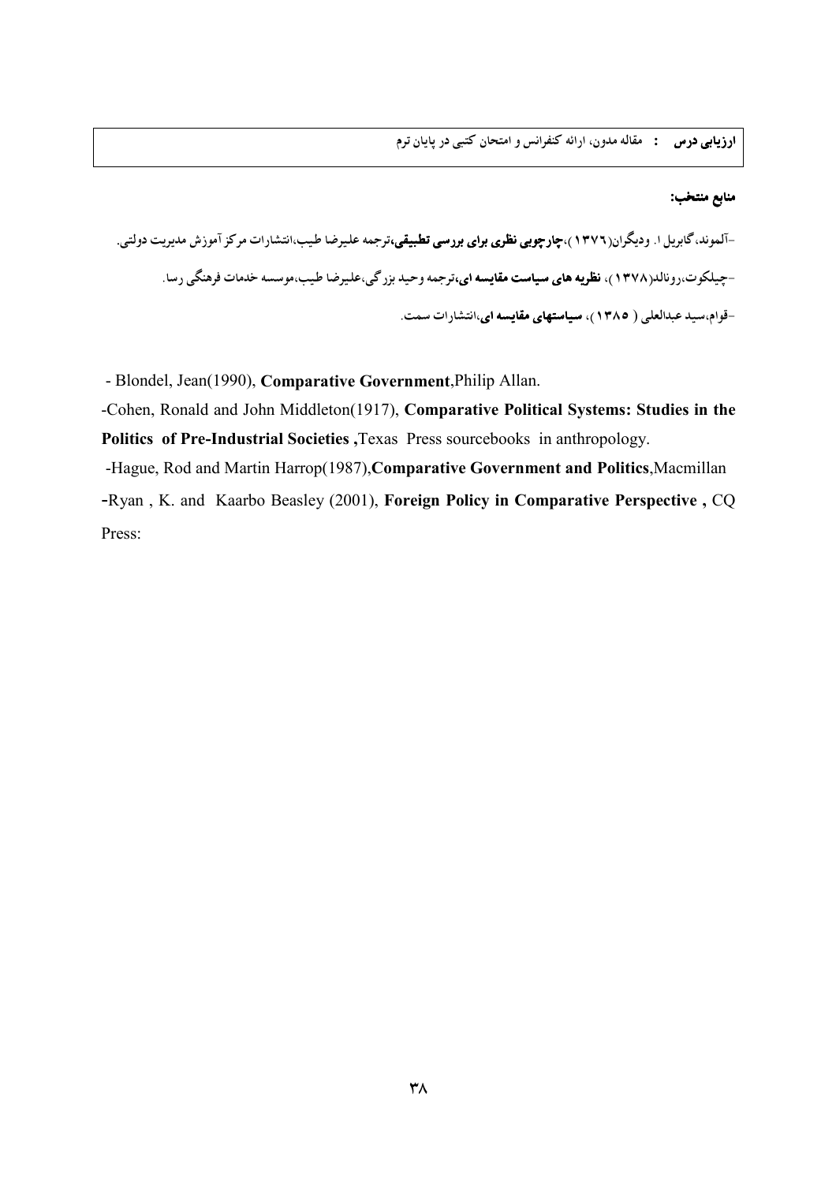| **ارزیابی درس** : مقاله مدون، ارائه کنفرانس و امتحان کتبی در پایان ترم |
| --- |

**منابع منتخب:**

-آلموند، گابریل ا. ودیگران(۱۳۷۶)،**چارچوبی نظری برای بررسی تطبیقی،**ترجمه علیرضا طیب،انتشارات مرکز آموزش مدیریت دولتی.

-چیلکوت،رونالد(۱۳۷۸)، **نظریه های سیاست مقایسه ای،**ترجمه وحید بزرگی،علیرضا طیب،موسسه خدمات فرهنگی رسا.

-قوام،سید عبدالعلی ( ۱۳۸۵)، **سیاستهای مقایسه ای،**انتشارات سمت.

- Blondel, Jean(1990), **Comparative Government**,Philip Allan.

-Cohen, Ronald and John Middleton(1917), **Comparative Political Systems: Studies in the Politics of Pre-Industrial Societies ,**Texas Press sourcebooks in anthropology.

-Hague, Rod and Martin Harrop(1987),**Comparative Government and Politics**,Macmillan

-Ryan , K. and Kaarbo Beasley (2001), **Foreign Policy in Comparative Perspective ,** CQ Press: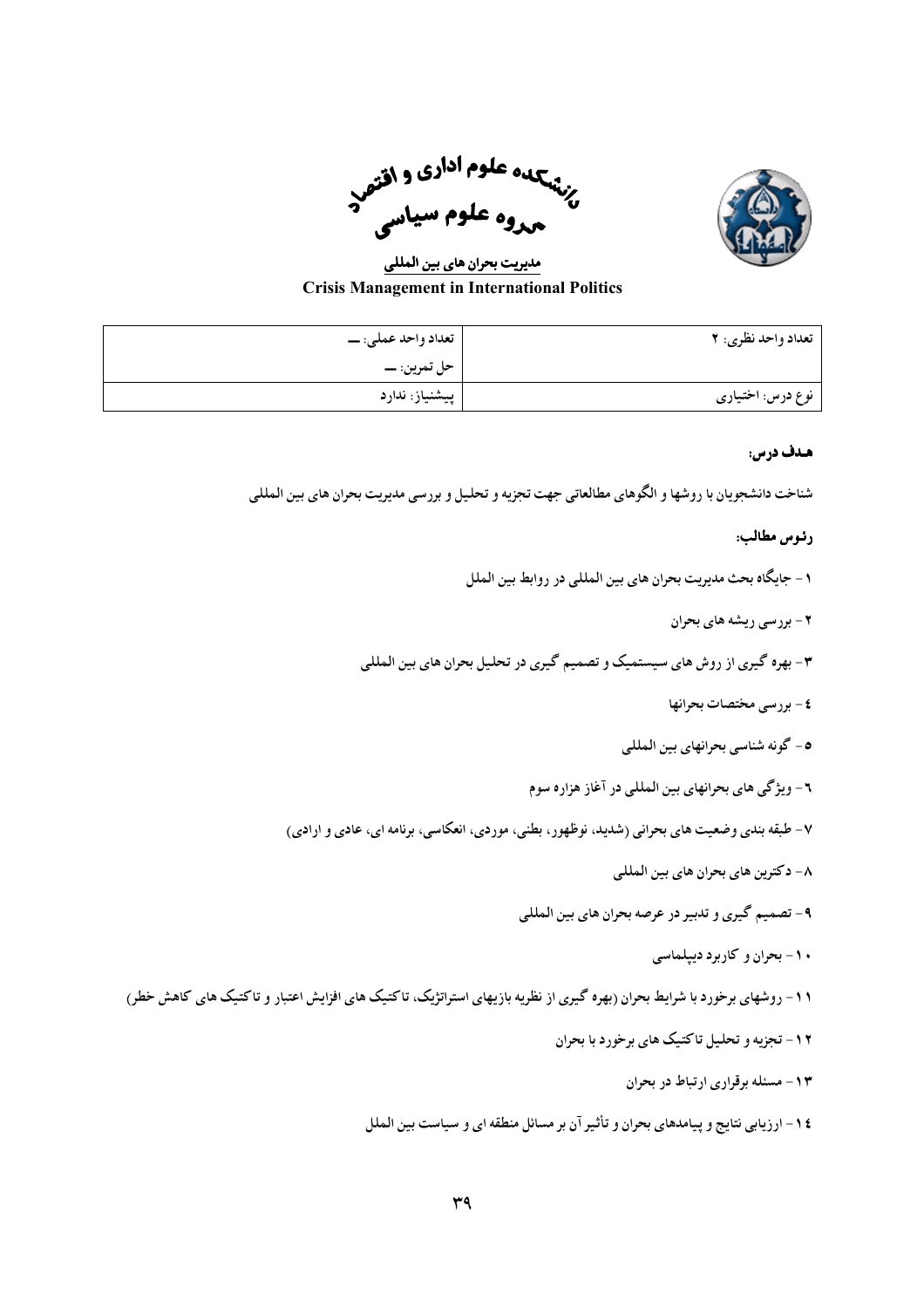# دانشکده علوم اداری و اقتصاد
## گروه علوم سیاسی

**مدیریت بحران های بین المللی**

**Crisis Management in International Politics**

| تعداد واحد نظری: ۲ | تعداد واحد عملی: ــ<br>حل تمرین: ــ |
| --- | --- |
| نوع درس: اختیاری | پیشنیاز: ندارد |

**هدف درس:**

شناخت دانشجویان با روشها و الگوهای مطالعاتی جهت تجزیه و تحلیل و بررسی مدیریت بحران های بین المللی

**رئوس مطالب:**

۱- جایگاه بحث مدیریت بحران های بین المللی در روابط بین الملل

۲- بررسی ریشه های بحران

۳- بهره گیری از روش های سیستمیک و تصمیم گیری در تحلیل بحران های بین المللی

٤- بررسی مختصات بحرانها

۵- گونه شناسی بحرانهای بین المللی

٦- ویژگی های بحرانهای بین المللی در آغاز هزاره سوم

۷- طبقه بندی وضعیت های بحرانی (شدید، نوظهور، بطنی، موردی، انعکاسی، برنامه ای، عادی و ارادی)

۸- دکترین های بحران های بین المللی

۹- تصمیم گیری و تدبیر در عرصه بحران های بین المللی

۱۰- بحران و کاربرد دیپلماسی

۱۱- روشهای برخورد با شرایط بحران (بهره گیری از نظریه بازیهای استراتژیک، تاکتیک های افزایش اعتبار و تاکتیک های کاهش خطر)

۱۲- تجزیه و تحلیل تاکتیک های برخورد با بحران

۱۳- مسئله برقراری ارتباط در بحران

١٤- ارزیابی نتایج و پیامدهای بحران و تأثیر آن بر مسائل منطقه ای و سیاست بین الملل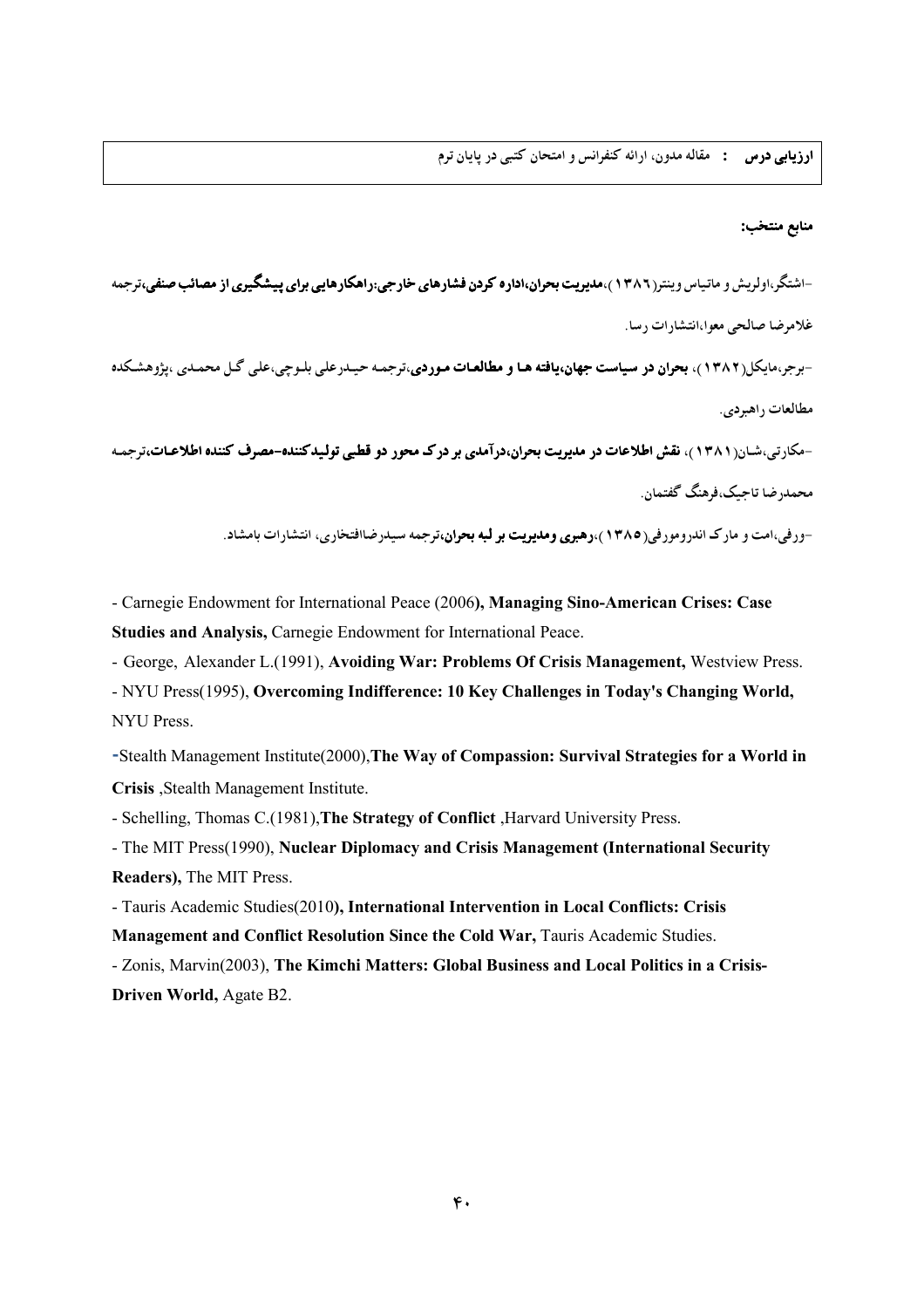| **ارزیابی درس :** مقاله مدون، ارائه کنفرانس و امتحان کتبی در پایان ترم |
| --- |

**منابع منتخب:**

-اشتگر،اولریش و ماتیاس وینتر(۱۳۸٦)،**مدیریت بحران،اداره کردن فشارهای خارجی:راهکارهایی برای پیشگیری از مصائب صنفی**،ترجمه غلامرضا صالحی معوا،انتشارات رسا.

-برجر،مایکل(۱۳۸۲)، **بحران در سیاست جهان،یافته ها و مطالعات موردی**،ترجمه حیدرعلی بلوچی،علی گل محمدی ،پژوهشکده مطالعات راهبردی.

-مکارتی،شان(۱۳۸۱)، **نقش اطلاعات در مدیریت بحران،درآمدی بر درک محور دو قطبی تولیدکننده-مصرف کننده اطلاعات**،ترجمه محمدرضا تاجیک،فرهنگ گفتمان.

-ورفی،امت و مارک اندرومورفی(۱۳۸۵)،**رهبری ومدیریت بر لبه بحران**،ترجمه سیدرضاافتخاری، انتشارات بامشاد.

- Carnegie Endowment for International Peace (2006**), Managing Sino-American Crises: Case Studies and Analysis,** Carnegie Endowment for International Peace.

- George, Alexander L.(1991), **Avoiding War: Problems Of Crisis Management,** Westview Press.

- NYU Press(1995), **Overcoming Indifference: 10 Key Challenges in Today's Changing World,** NYU Press.

-Stealth Management Institute(2000),**The Way of Compassion: Survival Strategies for a World in Crisis** ,Stealth Management Institute.

- Schelling, Thomas C.(1981),**The Strategy of Conflict** ,Harvard University Press.

- The MIT Press(1990), **Nuclear Diplomacy and Crisis Management (International Security Readers),** The MIT Press.

- Tauris Academic Studies(2010**), International Intervention in Local Conflicts: Crisis Management and Conflict Resolution Since the Cold War,** Tauris Academic Studies.

- Zonis, Marvin(2003), **The Kimchi Matters: Global Business and Local Politics in a Crisis-Driven World,** Agate B2.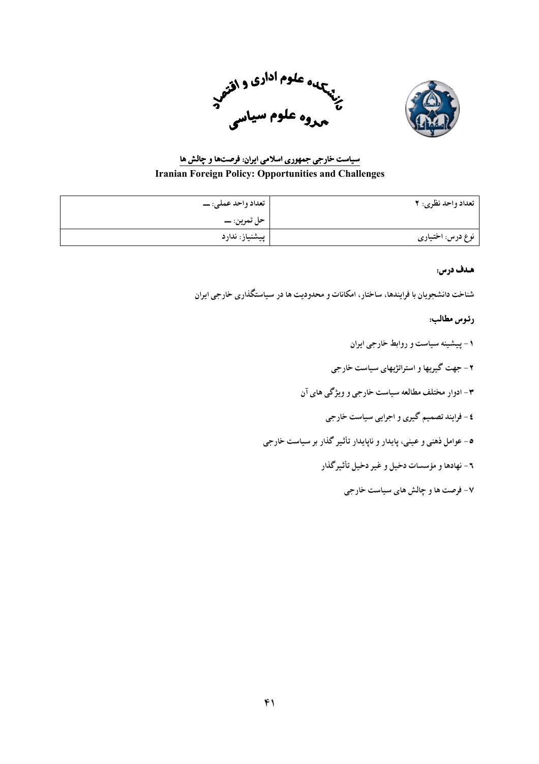دانشکده علوم اداری و اقتصاد
گروه علوم سیاسی

## سیاست خارجی جمهوری اسلامی ایران: فرصت‌ها و چالش ها

## Iranian Foreign Policy: Opportunities and Challenges

| تعداد واحد نظری: ۲ | تعداد واحد عملی: ــ |
|---|---|
| | حل تمرین: ــ |
| نوع درس: اختیاری | پیشنیاز: ندارد |

**هدف درس:**

شناخت دانشجویان با فرایندها، ساختار، امکانات و محدودیت ها در سیاستگذاری خارجی ایران

**رئوس مطالب:**

۱ - پیشینه سیاست و روابط خارجی ایران

۲ - جهت گیریها و استراتژیهای سیاست خارجی

۳ - ادوار مختلف مطالعه سیاست خارجی و ویژگی های آن

٤ - فرایند تصمیم گیری و اجرایی سیاست خارجی

٥ - عوامل ذهنی و عینی، پایدار و ناپایدار تأثیر گذار بر سیاست خارجی

٦ - نهادها و مؤسسات دخیل و غیر دخیل تأثیرگذار

۷ - فرصت ها و چالش های سیاست خارجی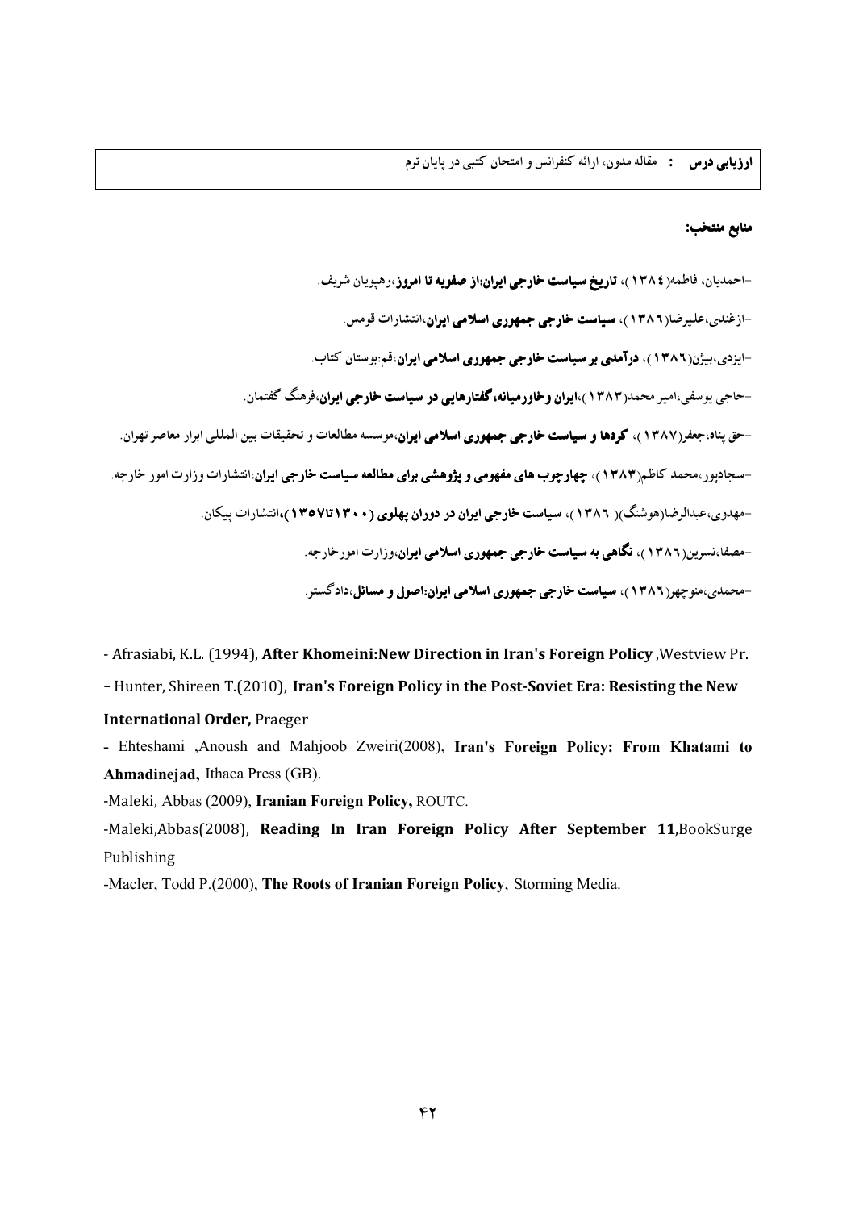**ارزیابی درس :** مقاله مدون، ارائه کنفرانس و امتحان کتبی در پایان ترم

**منابع منتخب:**

-احمدیان، فاطمه(۱۳۸٤)، **تاریخ سیاست خارجی ایران:از صفویه تا امروز**،رهپویان شریف.

-ازغندی،علیرضا(۱۳۸٦)، **سیاست خارجی جمهوری اسلامی ایران**،انتشارات قومس.

-ایزدی،بیژن(۱۳۸٦)، **درآمدی بر سیاست خارجی جمهوری اسلامی ایران**،قم:بوستان کتاب.

-حاجی یوسفی،امیر محمد(۱۳۸۳)،**ایران وخاورمیانه، گفتارهایی در سیاست خارجی ایران**،فرهنگ گفتمان.

-حق پناه،جعفر(۱۳۸۷)، **کردها و سیاست خارجی جمهوری اسلامی ایران**،موسسه مطالعات و تحقیقات بین المللی ابرار معاصر تهران.

-سجادپور،محمد کاظم(۱۳۸۳)، **چهارچوب های مفهومی و پژوهشی برای مطالعه سیاست خارجی ایران**،انتشارات وزارت امور خارجه.

-مهدوی،عبدالرضا(هوشنگ)( ۱۳۸٦)، **سیاست خارجی ایران در دوران پهلوی (۱۳۰۰تا۱۳۵۷)**،انتشارات پیکان.

-مصفا،نسرین(۱۳۸٦)، **نگاهی به سیاست خارجی جمهوری اسلامی ایران**،وزارت امورخارجه.

-محمدی،منوچهر(۱۳۸٦)، **سیاست خارجی جمهوری اسلامی ایران:اصول و مسائل**،دادگستر.

- Afrasiabi, K.L. (1994), **After Khomeini:New Direction in Iran's Foreign Policy** ,Westview Pr.
- Hunter, Shireen T.(2010), **Iran's Foreign Policy in the Post-Soviet Era: Resisting the New International Order,** Praeger
- Ehteshami ,Anoush and Mahjoob Zweiri(2008), **Iran's Foreign Policy: From Khatami to Ahmadinejad,** Ithaca Press (GB).

-Maleki, Abbas (2009), **Iranian Foreign Policy,** ROUTC.

-Maleki,Abbas(2008), **Reading In Iran Foreign Policy After September 11**,BookSurge Publishing

-Macler, Todd P.(2000), **The Roots of Iranian Foreign Policy**, Storming Media.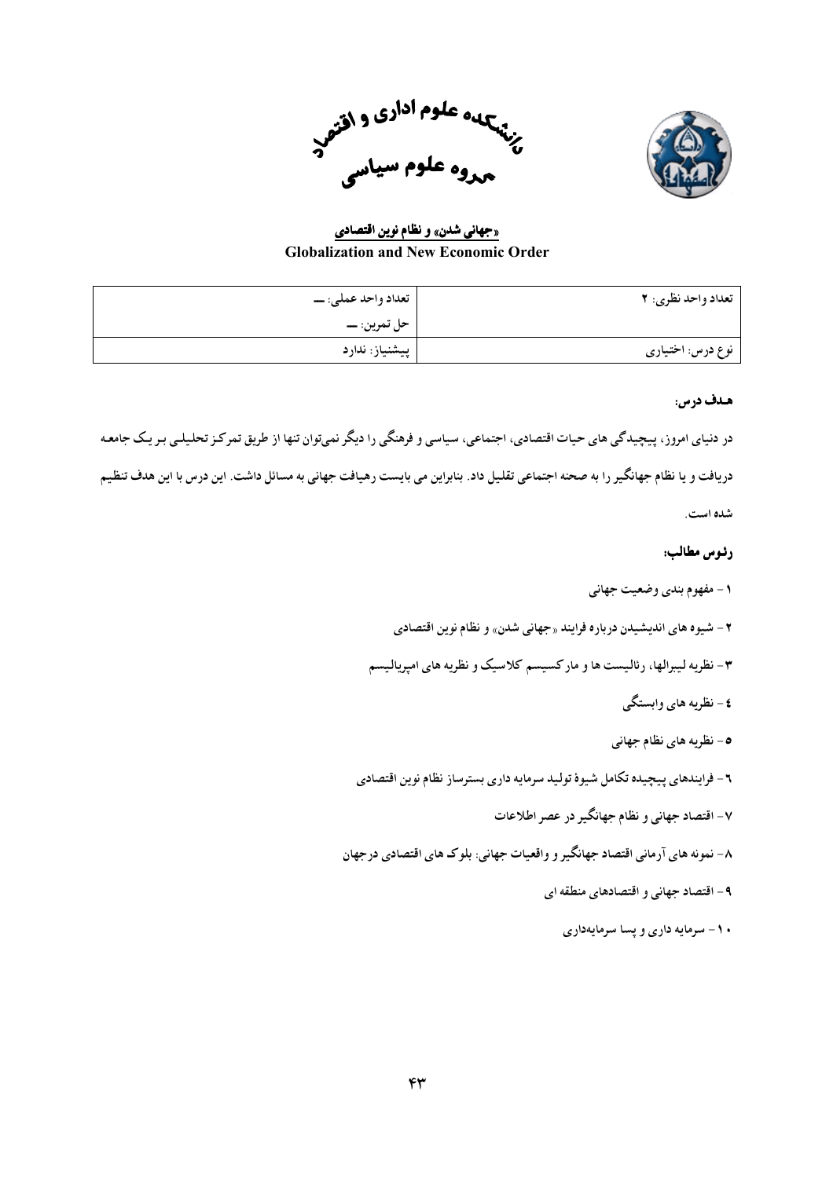# دانشکده علوم اداری و اقتصاد
## گروه علوم سیاسی

**«جهانی شدن» و نظام نوین اقتصادی**

**Globalization and New Economic Order**

| تعداد واحد نظری: ۲ | تعداد واحد عملی: — <br> حل تمرین: — |
|---|---|
| نوع درس: اختیاری | پیشنیاز: ندارد |

**هـدف درس:**

در دنیای امروز، پیچیدگی های حیات اقتصادی، اجتماعی، سیاسی و فرهنگی را دیگر نمی‌توان تنها از طریق تمرکـز تحلیلـی بـر یـک جامعـه دریافت و یا نظام جهانگیر را به صحنه اجتماعی تقلیل داد. بنابراین می بایست رهیافت جهانی به مسائل داشت. این درس با این هدف تنظیم شده است.

**رئـوس مطالب:**

۱- مفهوم بندی وضعیت جهانی

۲- شیوه های اندیشیدن درباره فرایند «جهانی شدن» و نظام نوین اقتصادی

۳- نظریه لیبرالها، رئالیست ها و مارکسیسم کلاسیک و نظریه های امپریالیسم

٤- نظریه های وابستگی

٥- نظریه های نظام جهانی

٦- فرایندهای پیچیده تکامل شیوهٔ تولید سرمایه داری بسترساز نظام نوین اقتصادی

۷- اقتصاد جهانی و نظام جهانگیر در عصر اطلاعات

۸- نمونه های آرمانی اقتصاد جهانگیر و واقعیات جهانی: بلوک های اقتصادی درجهان

۹- اقتصاد جهانی و اقتصادهای منطقه ای

۱۰- سرمایه داری و پسا سرمایه‌داری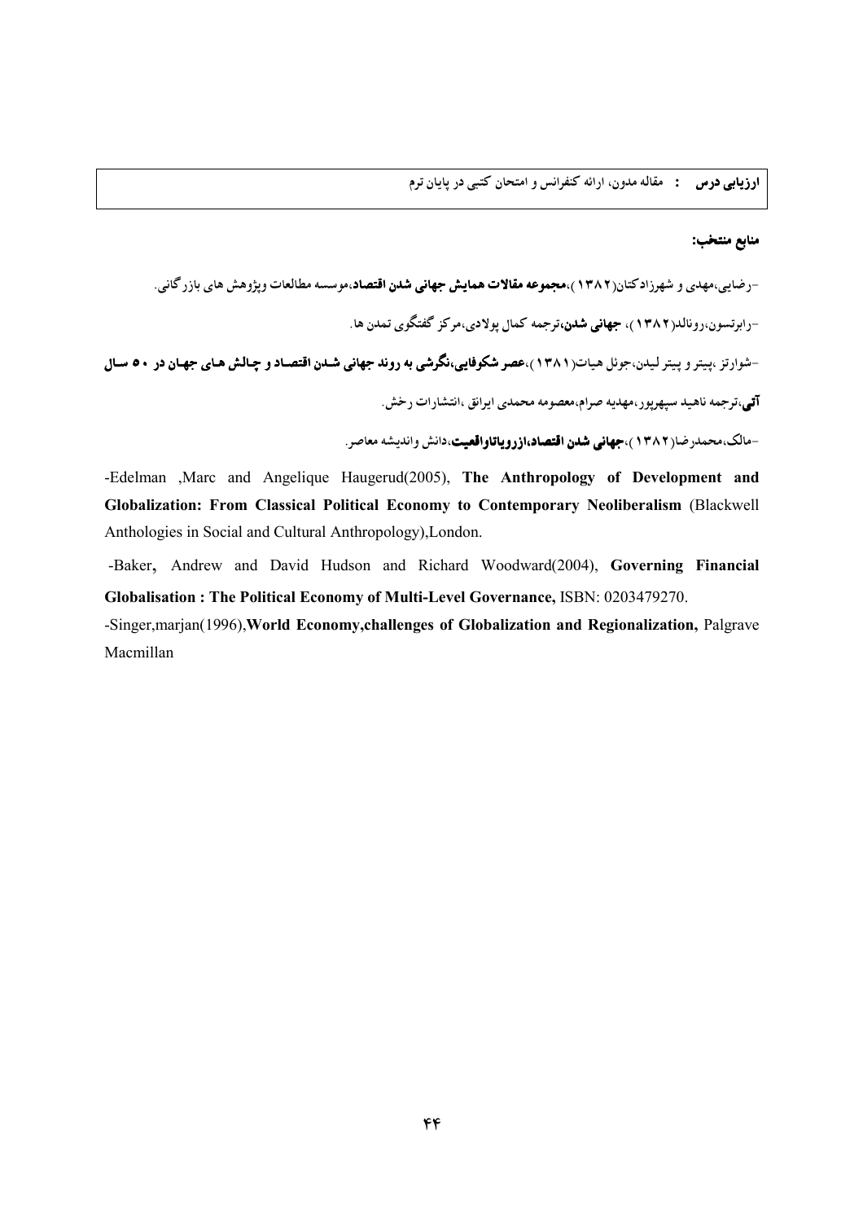**ارزیابی درس :** مقاله مدون، ارائه کنفرانس و امتحان کتبی در پایان ترم

**منابع منتخب:**

-رضایی،مهدی و شهرزادکتان(۱۳۸۲)،**مجموعه مقالات همایش جهانی شدن اقتصاد**،موسسه مطالعات وپژوهش های بازرگانی.

-رابرتسون،رونالد(۱۳۸۲)، **جهانی شدن**،ترجمه کمال پولادی،مرکز گفتگوی تمدن ها.

-شوارتز ،پیتر و پیتر لیدن،جوئل هیات(۱۳۸۱)،**عصر شکوفایی،نگرشی به روند جهانی شدن اقتصاد و چالش های جهان در ۵۰ سال آتی**،ترجمه ناهید سپهرپور،مهدیه صرام،معصومه محمدی ایرانق ،انتشارات رخش.

-مالک،محمدرضا(۱۳۸۲)،**جهانی شدن اقتصاد،ازرویاتاواقعیت**،دانش واندیشه معاصر.

-Edelman ,Marc and Angelique Haugerud(2005), **The Anthropology of Development and Globalization: From Classical Political Economy to Contemporary Neoliberalism** (Blackwell Anthologies in Social and Cultural Anthropology),London.

-Baker**,** Andrew and David Hudson and Richard Woodward(2004), **Governing Financial Globalisation : The Political Economy of Multi-Level Governance,** ISBN: 0203479270.

-Singer,marjan(1996),**World Economy,challenges of Globalization and Regionalization,** Palgrave Macmillan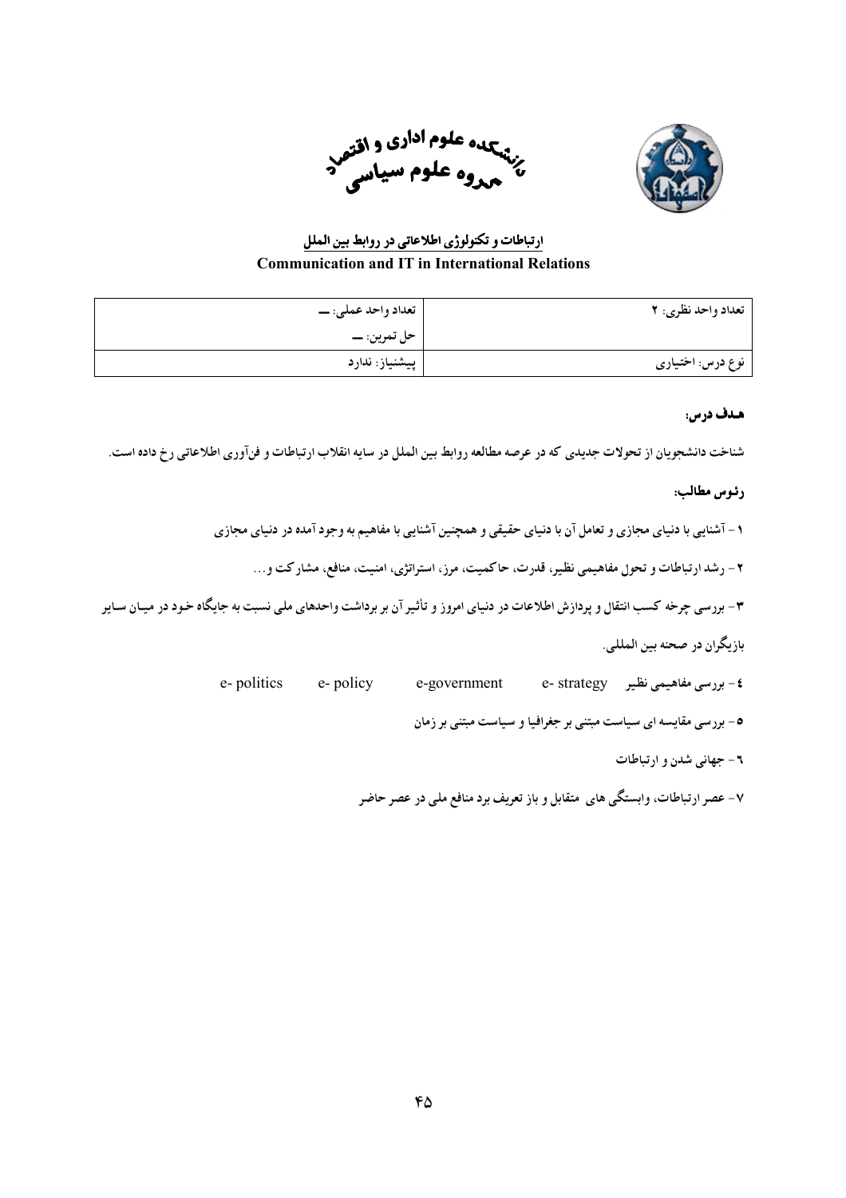دانشکده علوم اداری و اقتصاد
گروه علوم سیاسی

## ارتباطات و تکنولوژی اطلاعاتی در روابط بین الملل
**Communication and IT in International Relations**

| تعداد واحد نظری: ۲ | تعداد واحد عملی: ــ |
| --- | --- |
| | حل تمرین: ــ |
| نوع درس: اختیاری | پیشنیاز: ندارد |

### هدف درس:

شناخت دانشجویان از تحولات جدیدی که در عرصه مطالعه روابط بین الملل در سایه انقلاب ارتباطات و فن‌آوری اطلاعاتی رخ داده است.

### رئوس مطالب:

۱ - آشنایی با دنیای مجازی و تعامل آن با دنیای حقیقی و همچنین آشنایی با مفاهیم به وجود آمده در دنیای مجازی

۲ - رشد ارتباطات و تحول مفاهیمی نظیر، قدرت، حاکمیت، مرز، استراتژی، امنیت، منافع، مشارکت و...

۳ - بررسی چرخه کسب انتقال و پردازش اطلاعات در دنیای امروز و تأثیر آن بر برداشت واحدهای ملی نسبت به جایگاه خود در میـان سـایر بازیگران در صحنه بین المللی.

٤ - بررسی مفاهیمی نظیر e- strategy e-government e- policy e- politics

٥ - بررسی مقایسه ای سیاست مبتنی بر جغرافیا و سیاست مبتنی بر زمان

٦ - جهانی شدن و ارتباطات

٧ - عصر ارتباطات، وابستگی های متقابل و باز تعریف برد منافع ملی در عصر حاضر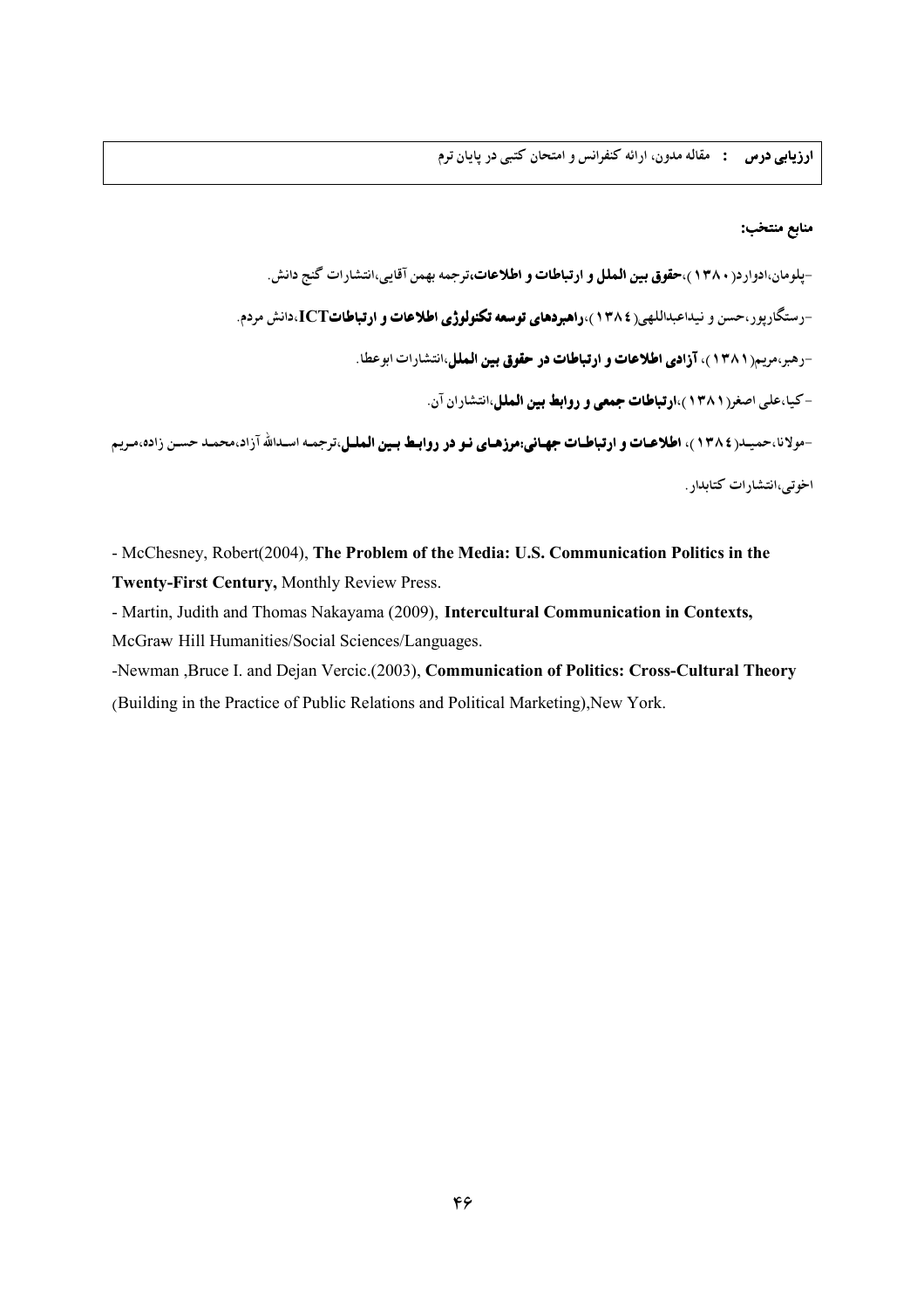**ارزیابی درس :** مقاله مدون، ارائه کنفرانس و امتحان کتبی در پایان ترم

**منابع منتخب:**

-پلومان،ادوارد(۱۳۸۰)،**حقوق بین الملل و ارتباطات و اطلاعات**،ترجمه بهمن آقایی،انتشارات گنج دانش.

-رستگارپور،حسن و نیداعبداللهی(۱۳۸٤)،**راهبردهای توسعه تکنولوژی اطلاعات و ارتباطاتICT**،دانش مردم.

-رهبر،مریم(۱۳۸۱)، **آزادی اطلاعات و ارتباطات در حقوق بین الملل**،انتشارات ابوعطا.

-کیا،علی اصغر(۱۳۸۱)،**ارتباطات جمعی و روابط بین الملل**،انتشاران آن.

-مولانا،حمید(۱۳۸٤)، **اطلاعات و ارتباطات جهانی:مرزهای نو در روابط بین الملل**،ترجمه اسدالله آزاد،محمد حسن زاده،مریم اخوتی،انتشارات کتابدار.

- McChesney, Robert(2004), **The Problem of the Media: U.S. Communication Politics in the Twenty-First Century,** Monthly Review Press.
- Martin, Judith and Thomas Nakayama (2009), **Intercultural Communication in Contexts,** McGraw Hill Humanities/Social Sciences/Languages.
-Newman ,Bruce I. and Dejan Vercic.(2003), **Communication of Politics: Cross-Cultural Theory** (Building in the Practice of Public Relations and Political Marketing),New York.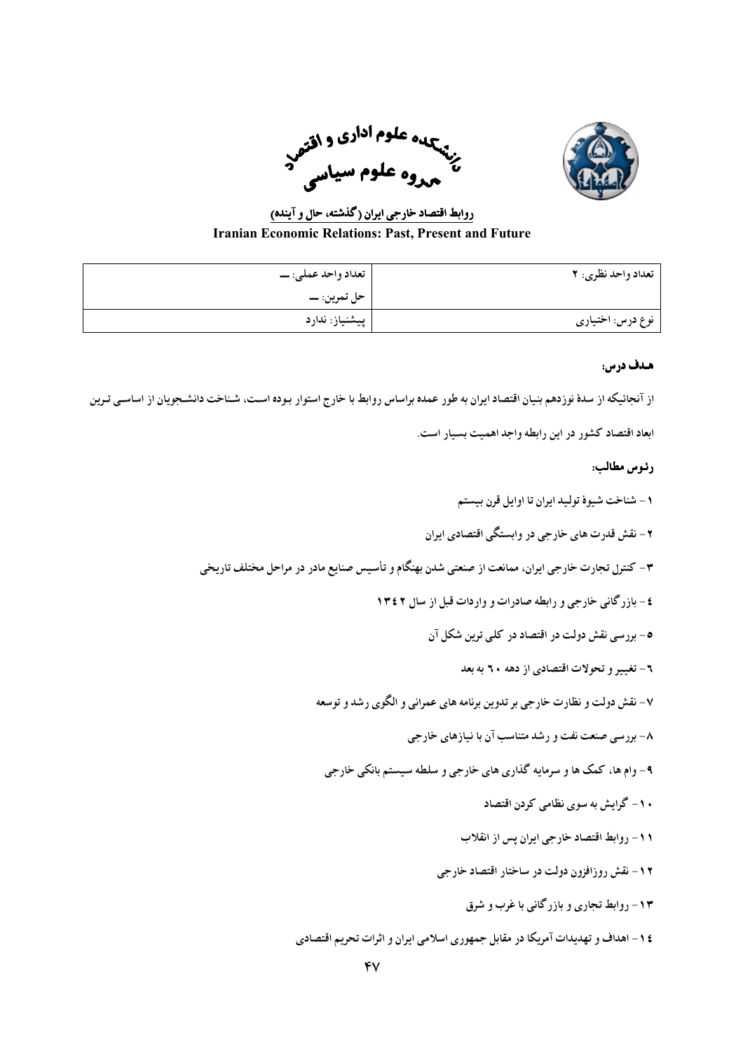دانشکده علوم اداری و اقتصاد
گروه علوم سیاسی

**روابط اقتصاد خارجی ایران (گذشته، حال و آینده)**

**Iranian Economic Relations: Past, Present and Future**

| تعداد واحد نظری: ۲ | تعداد واحد عملی: ــ |
| --- | --- |
| | حل تمرین: ــ |
| نوع درس: اختیاری | پیشنیاز: ندارد |

**هدف درس:**

از آنجائیکه از سدهٔ نوزدهم بنیان اقتصاد ایران به طور عمده براساس روابط با خارج استوار بوده است، شناخت دانشجویان از اساسی ترین ابعاد اقتصاد کشور در این رابطه واجد اهمیت بسیار است.

**رئوس مطالب:**

۱ – شناخت شیوهٔ تولید ایران تا اوایل قرن بیستم

۲ – نقش قدرت های خارجی در وابستگی اقتصادی ایران

۳ – کنترل تجارت خارجی ایران، ممانعت از صنعتی شدن بهنگام و تأسیس صنایع مادر در مراحل مختلف تاریخی

٤ – بازرگانی خارجی و رابطه صادرات و واردات قبل از سال ۱۳٤۲

٥ – بررسی نقش دولت در اقتصاد در کلی ترین شکل آن

٦ – تغییر و تحولات اقتصادی از دهه ٦٠ به بعد

۷ – نقش دولت و نظارت خارجی بر تدوین برنامه های عمرانی و الگوی رشد و توسعه

۸ – بررسی صنعت نفت و رشد متناسب آن با نیازهای خارجی

۹ – وام ها، کمک ها و سرمایه گذاری های خارجی و سلطه سیستم بانکی خارجی

۱۰ – گرایش به سوی نظامی کردن اقتصاد

۱۱ – روابط اقتصاد خارجی ایران پس از انقلاب

۱۲ – نقش روزافزون دولت در ساختار اقتصاد خارجی

۱۳ – روابط تجاری و بازرگانی با غرب و شرق

۱٤ – اهداف و تهدیدات آمریکا در مقابل جمهوری اسلامی ایران و اثرات تحریم اقتصادی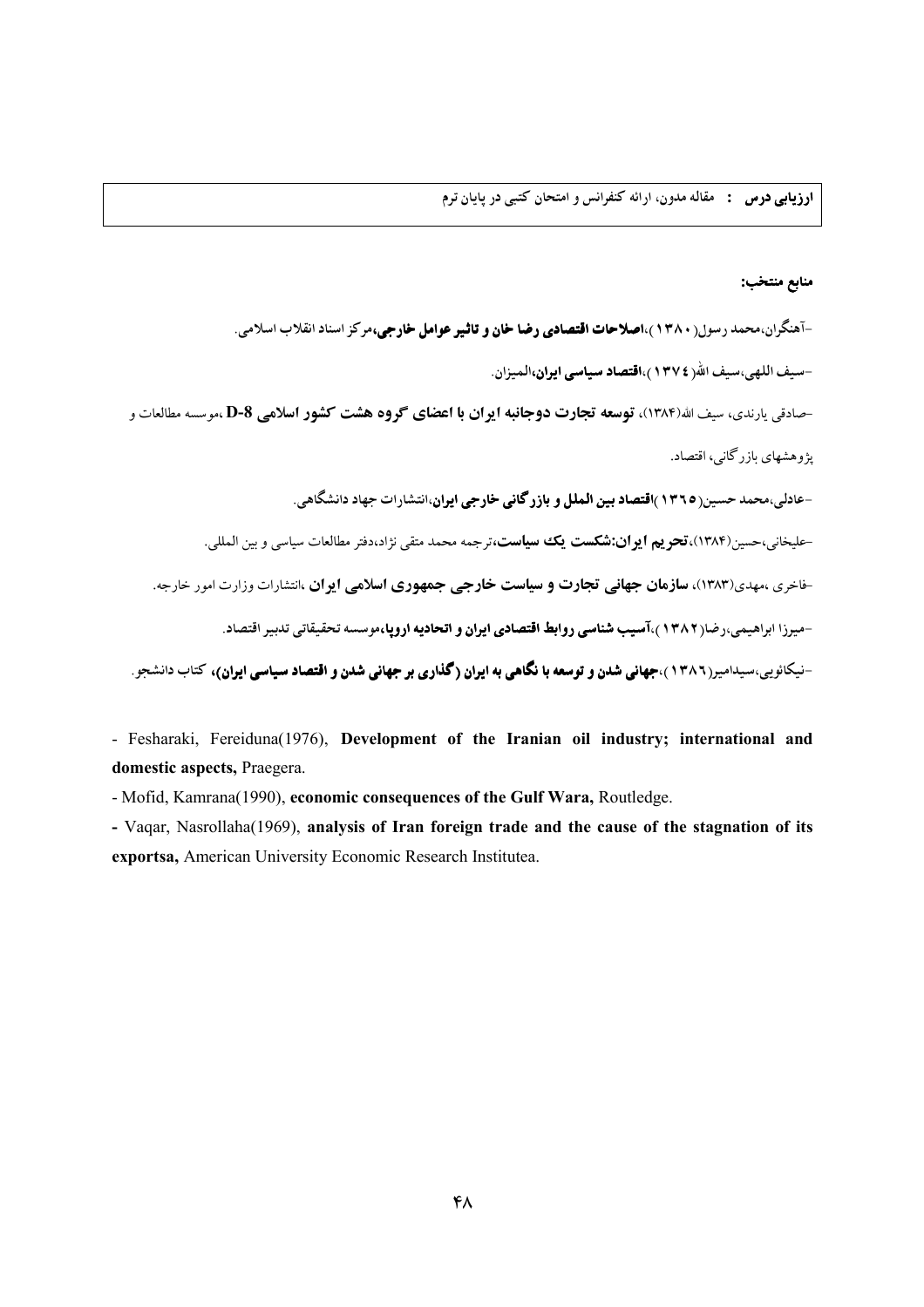**ارزیابی درس :** مقاله مدون، ارائه کنفرانس و امتحان کتبی در پایان ترم

**منابع منتخب:**

-آهنگران،محمد رسول(۱۳۸۰)،**اصلاحات اقتصادی رضا خان و تاثیر عوامل خارجی**،مرکز اسناد انقلاب اسلامی.

-سیف اللهی،سیف الله(۱۳۷۴)،**اقتصاد سیاسی ایران**،المیزان.

-صادقی یارندی، سیف الله(۱۳۸۴)، **توسعه تجارت دوجانبه ایران با اعضای گروه هشت کشور اسلامی D-8** ،موسسه مطالعات و پژوهشهای بازرگانی، اقتصاد.

-عادلی،محمد حسین(۱۳۶۵)**اقتصاد بین الملل و بازرگانی خارجی ایران**،انتشارات جهاد دانشگاهی.

-علیخانی،حسین(۱۳۸۴)،**تحریم ایران:شکست یک سیاست**،ترجمه محمد متقی نژاد،دفتر مطالعات سیاسی و بین المللی.

-فاخری ،مهدی(۱۳۸۳)، **سازمان جهانی تجارت و سیاست خارجی جمهوری اسلامی ایران** ،انتشارات وزارت امور خارجه.

-میرزا ابراهیمی،رضا(۱۳۸۲)،**آسیب شناسی روابط اقتصادی ایران و اتحادیه اروپا**،موسسه تحقیقاتی تدبیر اقتصاد.

-نیکائویی،سیدامیر(۱۳۸۶)،**جهانی شدن و توسعه با نگاهی به ایران (گذاری بر جهانی شدن و اقتصاد سیاسی ایران)**، کتاب دانشجو.

- Fesharaki, Fereiduna(1976), **Development of the Iranian oil industry; international and domestic aspects,** Praegera.
- Mofid, Kamrana(1990), **economic consequences of the Gulf Wara,** Routledge.
- Vaqar, Nasrollaha(1969), **analysis of Iran foreign trade and the cause of the stagnation of its exportsa,** American University Economic Research Institutea.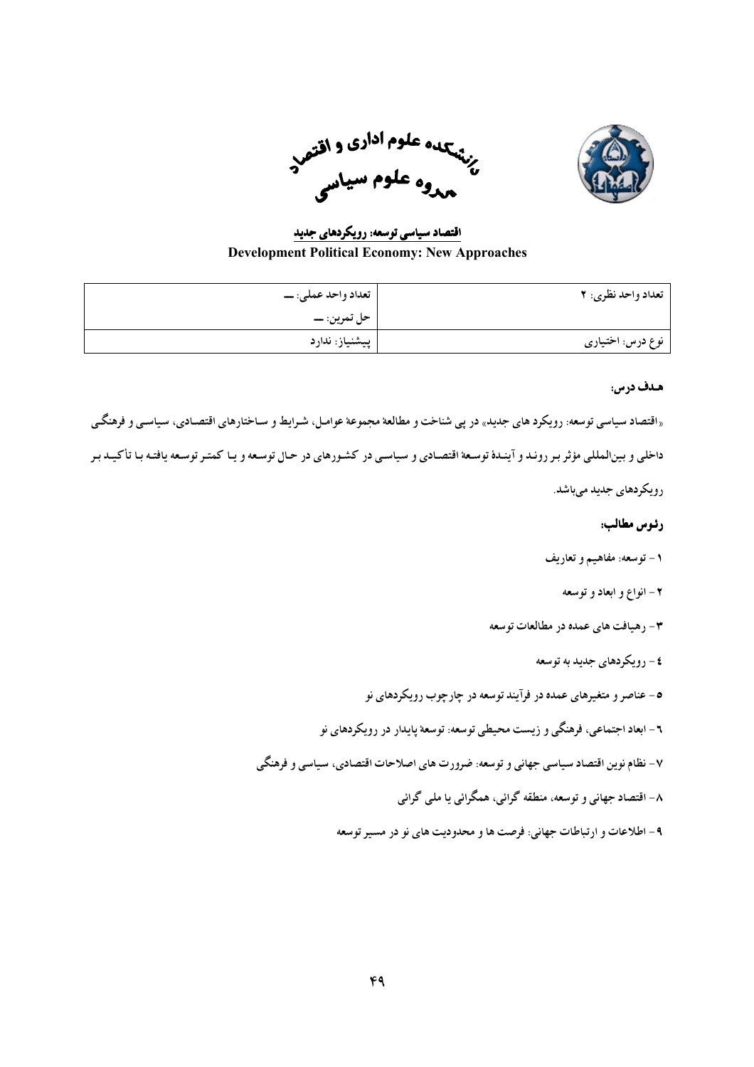دانشکده علوم اداری و اقتصاد
گروه علوم سیاسی

## اقتصاد سیاسی توسعه: رویکردهای جدید

**Development Political Economy: New Approaches**

| تعداد واحد نظری: ۲ | تعداد واحد عملی: ــ<br>حل تمرین: ــ |
|---|---|
| نوع درس: اختیاری | پیشنیاز: ندارد |

### هدف درس:

«اقتصاد سیاسی توسعه: رویکرد های جدید» در پی شناخت و مطالعهٔ مجموعهٔ عوامل، شرایط و ساختارهای اقتصادی، سیاسی و فرهنگی داخلی و بین‌المللی مؤثر بر روند و آیندهٔ توسعهٔ اقتصادی و سیاسی در کشورهای در حال توسعه و یا کمتر توسعه یافته با تأکید بر رویکردهای جدید می‌باشد.

### رئوس مطالب:

۱- توسعه: مفاهیم و تعاریف

۲- انواع و ابعاد و توسعه

۳- رهیافت های عمده در مطالعات توسعه

٤- رویکردهای جدید به توسعه

٥- عناصر و متغیرهای عمده در فرآیند توسعه در چارچوب رویکردهای نو

٦- ابعاد اجتماعی، فرهنگی و زیست محیطی توسعه: توسعهٔ پایدار در رویکردهای نو

۷- نظام نوین اقتصاد سیاسی جهانی و توسعه: ضرورت های اصلاحات اقتصادی، سیاسی و فرهنگی

۸- اقتصاد جهانی و توسعه، منطقه گرائی، همگرائی یا ملی گرائی

۹- اطلاعات و ارتباطات جهانی: فرصت ها و محدودیت های نو در مسیر توسعه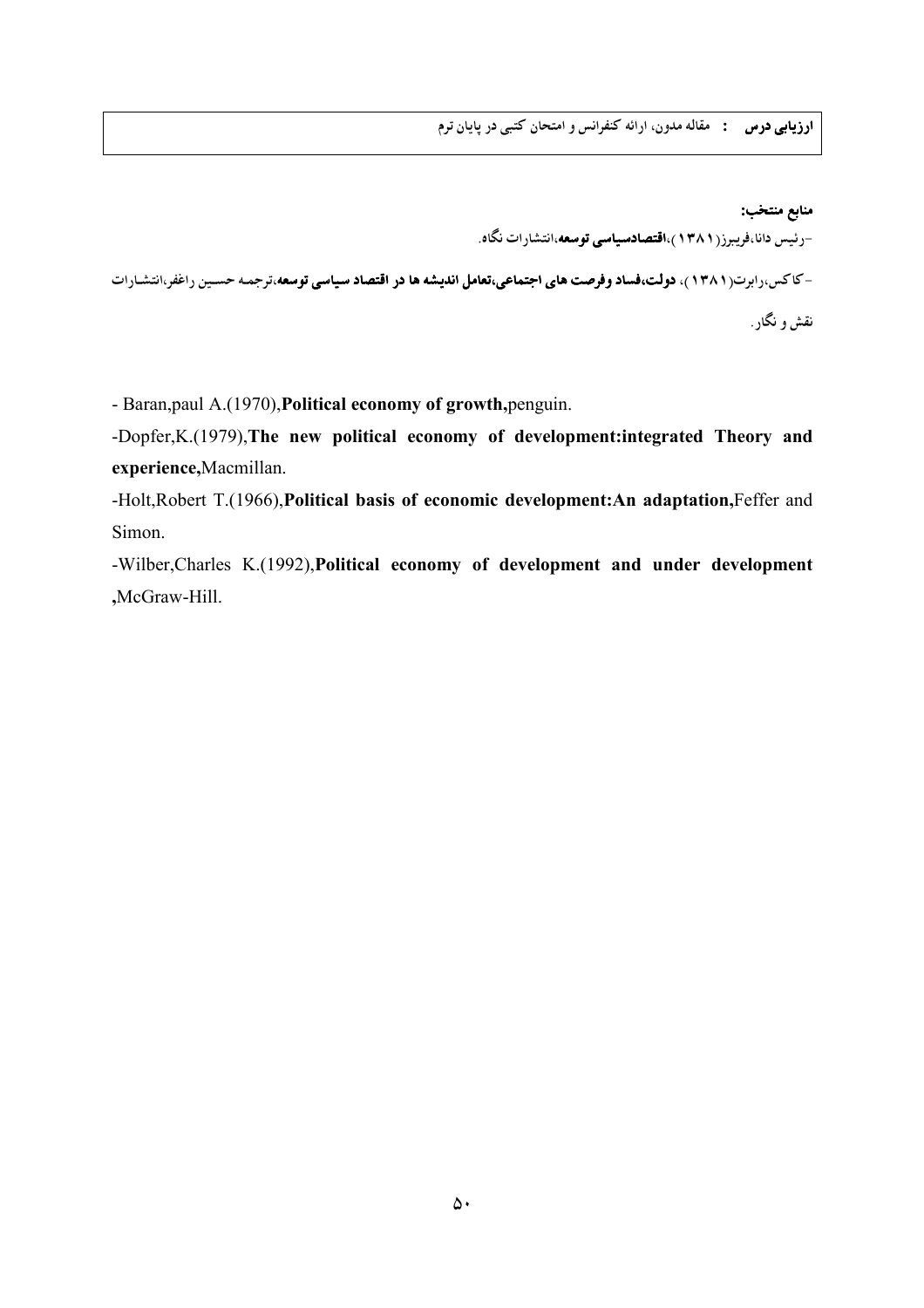**ارزیابی درس :** مقاله مدون، ارائه کنفرانس و امتحان کتبی در پایان ترم

**منابع منتخب:**

-رئیس دانا،فریبرز(۱۳۸۱)،**اقتصادسیاسی توسعه**،انتشارات نگاه.

-کاکس،رابرت(۱۳۸۱)، **دولت،فساد وفرصت های اجتماعی،تعامل اندیشه ها در اقتصاد سیاسی توسعه**،ترجمه حسین راغفر،انتشارات نقش و نگار.

- Baran,paul A.(1970),**Political economy of growth,**penguin.

-Dopfer,K.(1979),**The new political economy of development:integrated Theory and experience,**Macmillan.

-Holt,Robert T.(1966),**Political basis of economic development:An adaptation,**Feffer and Simon.

-Wilber,Charles K.(1992),**Political economy of development and under development ,**McGraw-Hill.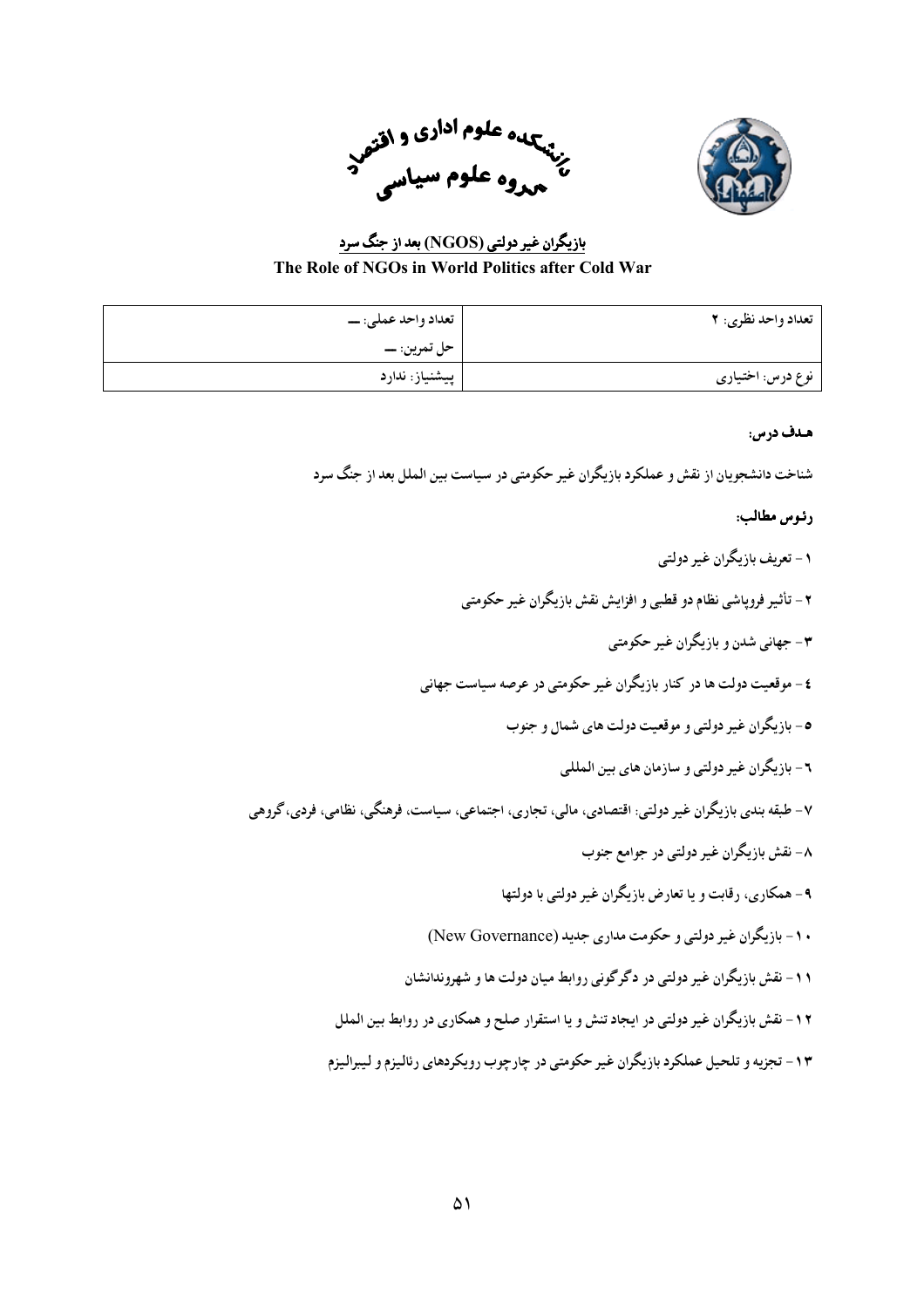دانشکده علوم اداری و اقتصاد
گروه علوم سیاسی

## بازیگران غیر دولتی (NGOS) بعد از جنگ سرد

## The Role of NGOs in World Politics after Cold War

| تعداد واحد نظری: ۲ | تعداد واحد عملی: ــ |
|---|---|
| | حل تمرین: ــ |
| نوع درس: اختیاری | پیشنیاز: ندارد |

**هـدف درس:**

شناخت دانشجویان از نقش و عملکرد بازیگران غیر حکومتی در سیاست بین الملل بعد از جنگ سرد

**رئوس مطالب:**

۱- تعریف بازیگران غیر دولتی

۲- تأثیر فروپاشی نظام دو قطبی و افزایش نقش بازیگران غیر حکومتی

۳- جهانی شدن و بازیگران غیر حکومتی

٤- موقعیت دولت ها در کنار بازیگران غیر حکومتی در عرصه سیاست جهانی

٥- بازیگران غیر دولتی و موقعیت دولت های شمال و جنوب

٦- بازیگران غیر دولتی و سازمان های بین المللی

۷- طبقه بندی بازیگران غیر دولتی: اقتصادی، مالی، تجاری، اجتماعی، سیاست، فرهنگی، نظامی، فردی، گروهی

۸- نقش بازیگران غیر دولتی در جوامع جنوب

۹- همکاری، رقابت و یا تعارض بازیگران غیر دولتی با دولتها

۱۰- بازیگران غیر دولتی و حکومت مداری جدید (New Governance)

۱۱- نقش بازیگران غیر دولتی در دگرگونی روابط میان دولت ها و شهروندانشان

۱۲- نقش بازیگران غیر دولتی در ایجاد تنش و یا استقرار صلح و همکاری در روابط بین الملل

۱۳- تجزیه و تلحیل عملکرد بازیگران غیر حکومتی در چارچوب رویکردهای رئالیزم و لیبرالیزم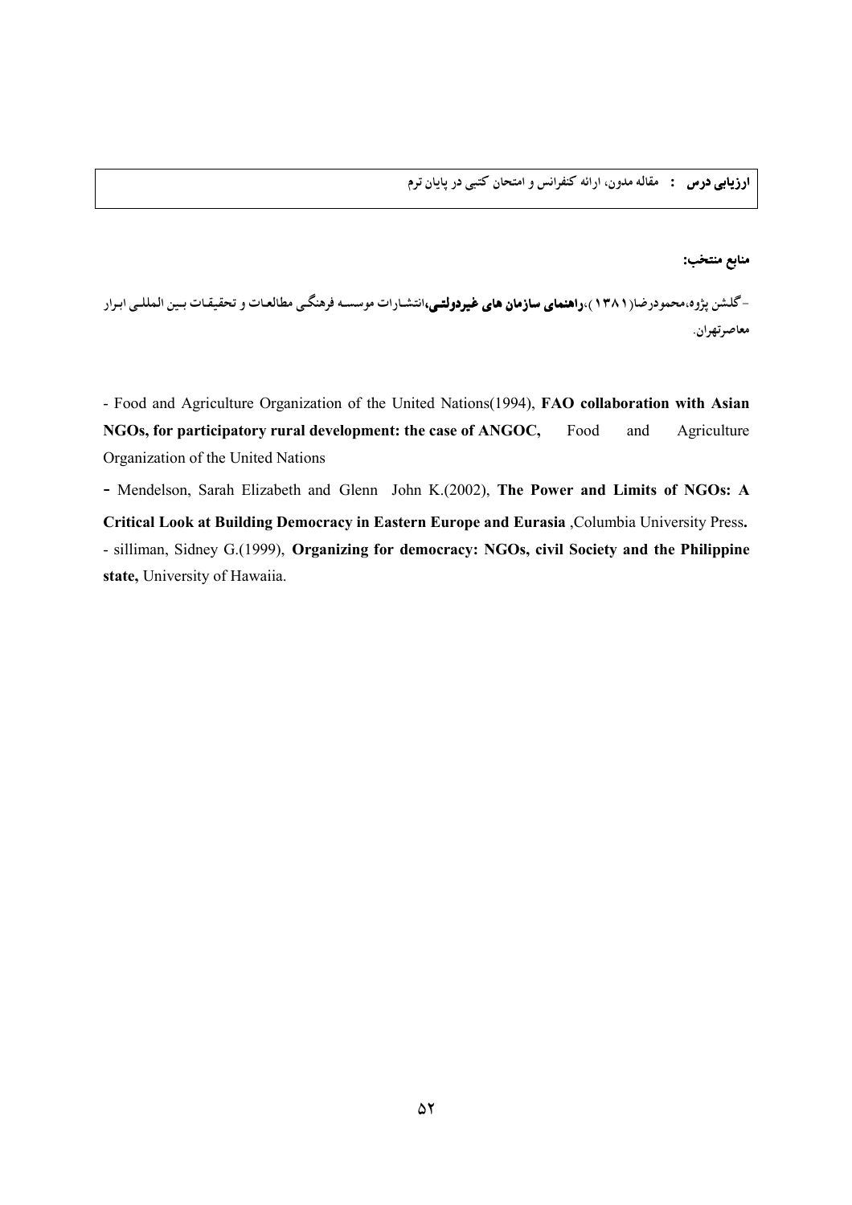| **ارزیابی درس :** مقاله مدون، ارائه کنفرانس و امتحان کتبی در پایان ترم |
| --- |

**منابع منتخب:**

-گلشن پژوه،محمودرضا(۱۳۸۱)،**راهنمای سازمان های غیردولتی،**انتشارات موسسه فرهنگی مطالعات و تحقیقات بین المللی ابرار معاصرتهران.

- Food and Agriculture Organization of the United Nations(1994), **FAO collaboration with Asian NGOs, for participatory rural development: the case of ANGOC,** Food and Agriculture Organization of the United Nations

- Mendelson, Sarah Elizabeth and Glenn John K.(2002), **The Power and Limits of NGOs: A Critical Look at Building Democracy in Eastern Europe and Eurasia** ,Columbia University Press**.**

- silliman, Sidney G.(1999), **Organizing for democracy: NGOs, civil Society and the Philippine state,** University of Hawaiia.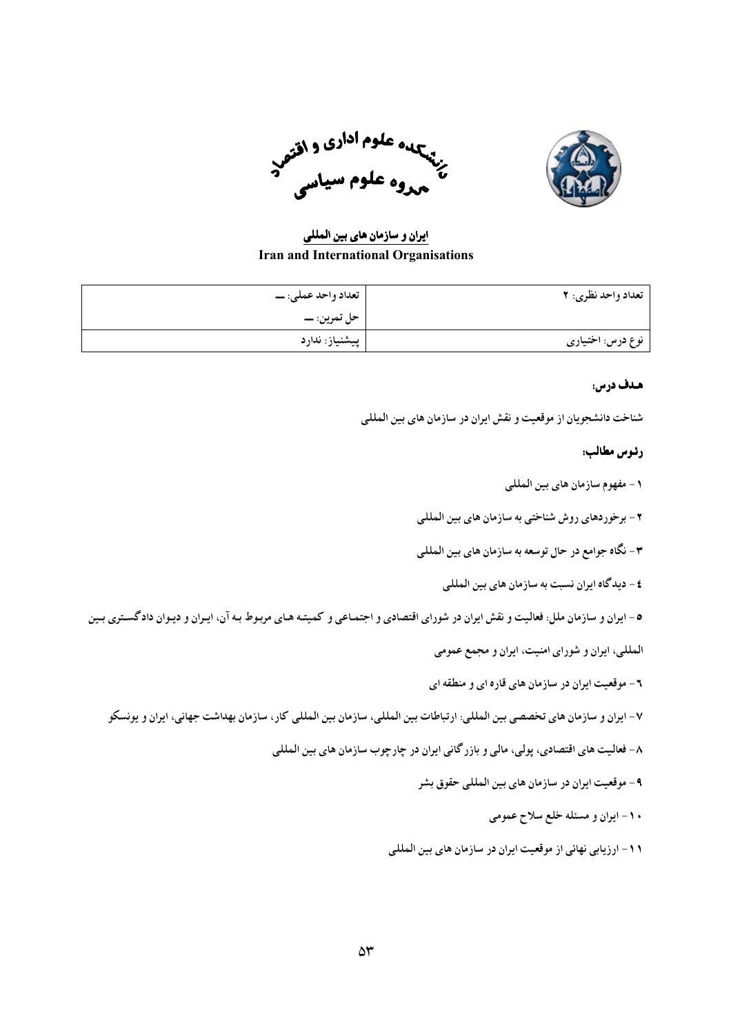دانشکده علوم اداری و اقتصاد
گروه علوم سیاسی

**ایران و سازمان های بین المللی**

**Iran and International Organisations**

| تعداد واحد نظری: ۲ | تعداد واحد عملی: ـــ |
| --- | --- |
| | حل تمرین: ـــ |
| نوع درس: اختیاری | پیشنیاز: ندارد |

**هـدف درس:**

شناخت دانشجویان از موقعیت و نقش ایران در سازمان های بین المللی

**رئوس مطالب:**

۱ – مفهوم سازمان های بین المللی

۲ – برخوردهای روش شناختی به سازمان های بین المللی

۳ – نگاه جوامع در حال توسعه به سازمان های بین المللی

٤ – دیدگاه ایران نسبت به سازمان های بین المللی

٥ – ایران و سازمان ملل: فعالیت و نقش ایران در شورای اقتصادی و اجتماعی و کمیته های مربوط به آن، ایران و دیوان دادگستری بین المللی، ایران و شورای امنیت، ایران و مجمع عمومی

٦ – موقعیت ایران در سازمان های قاره ای و منطقه ای

۷ – ایران و سازمان های تخصصی بین المللی: ارتباطات بین المللی، سازمان بین المللی کار، سازمان بهداشت جهانی، ایران و یونسکو

۸ – فعالیت های اقتصادی، پولی، مالی و بازرگانی ایران در چارچوب سازمان های بین المللی

۹ – موقعیت ایران در سازمان های بین المللی حقوق بشر

۱۰ – ایران و مسئله خلع سلاح عمومی

۱۱ – ارزیابی نهائی از موقعیت ایران در سازمان های بین المللی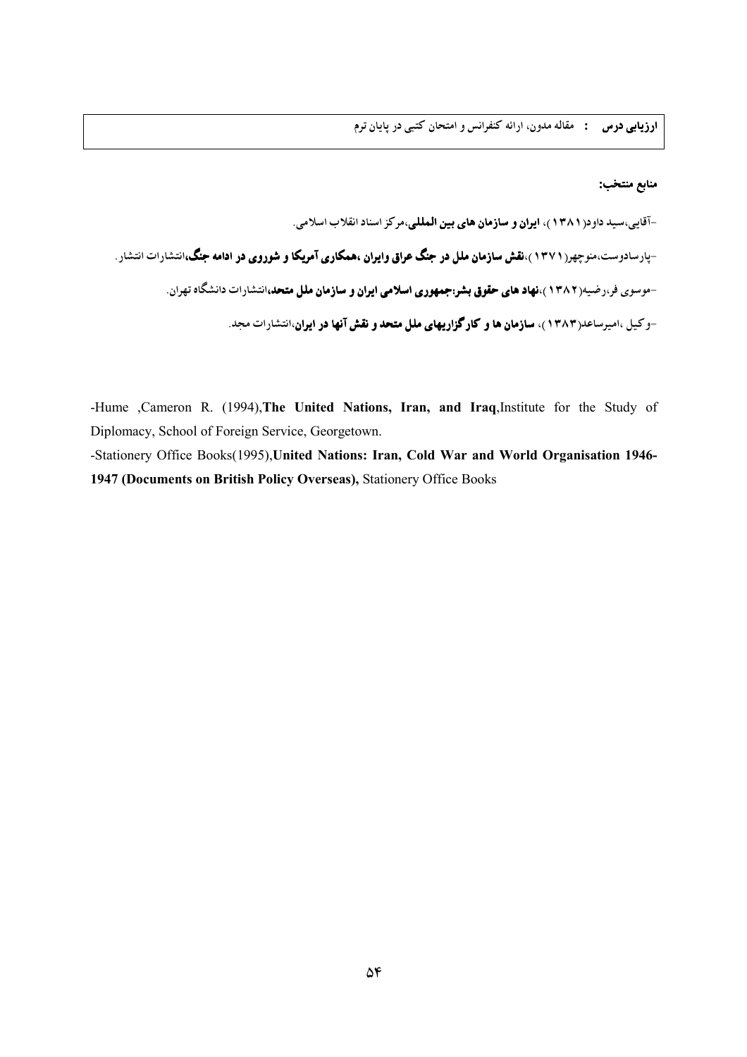| **ارزیابی درس :** مقاله مدون، ارائه کنفرانس و امتحان کتبی در پایان ترم |
|---|

**منابع منتخب:**

-آقایی،سید داود(۱۳۸۱)، **ایران و سازمان های بین المللی**،مرکز اسناد انقلاب اسلامی.

-پارسادوست،منوچهر(۱۳۷۱)،**نقش سازمان ملل در جنگ عراق وایران ،همکاری آمریکا و شوروی در ادامه جنگ**،انتشارات انتشار.

-موسوی فر،رضیه(۱۳۸۲)،**نهاد های حقوق بشر:جمهوری اسلامی ایران و سازمان ملل متحد**،انتشارات دانشگاه تهران.

-وکیل ،امیرساعد(۱۳۸۳)، **سازمان ها و کارگزاریهای ملل متحد و نقش آنها در ایران**،انتشارات مجد.

-Hume ,Cameron R. (1994),**The United Nations, Iran, and Iraq**,Institute for the Study of Diplomacy, School of Foreign Service, Georgetown.

-Stationery Office Books(1995),**United Nations: Iran, Cold War and World Organisation 1946-1947 (Documents on British Policy Overseas),** Stationery Office Books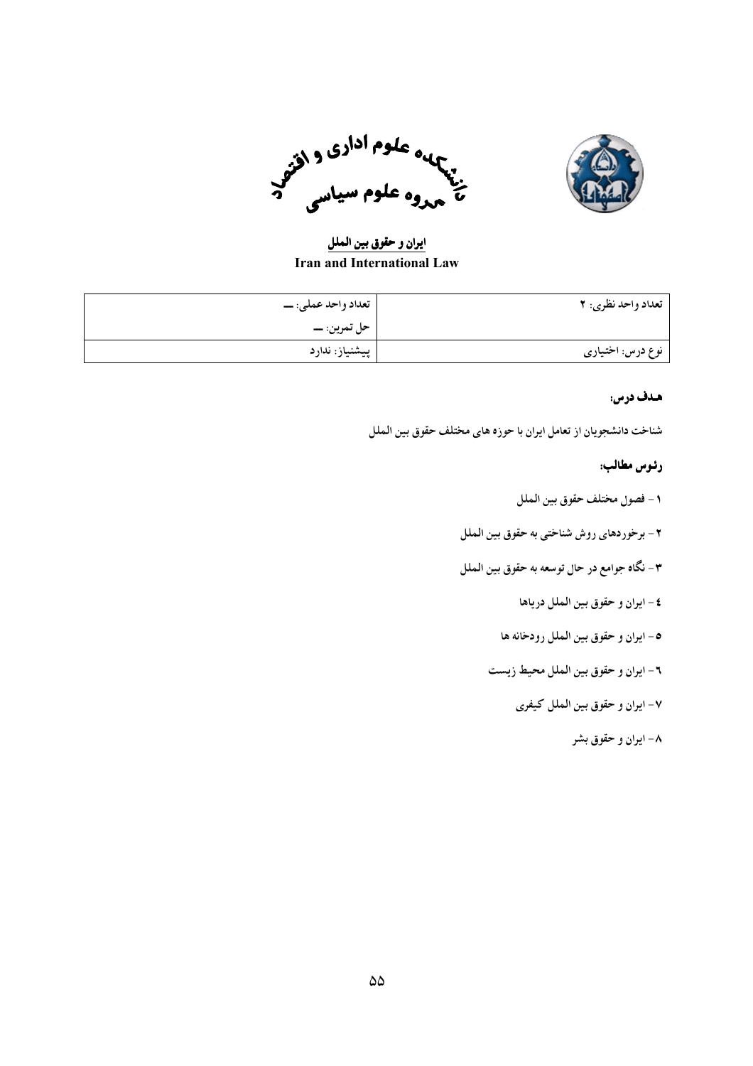دانشکده علوم اداری و اقتصاد
گروه علوم سیاسی

## ایران و حقوق بین الملل
**Iran and International Law**

| | |
|---|---|
| تعداد واحد نظری: ۲ | تعداد واحد عملی: ـــ<br>حل تمرین: ـــ |
| نوع درس: اختیاری | پیشنیاز: ندارد |

### هدف درس:

شناخت دانشجویان از تعامل ایران با حوزه های مختلف حقوق بین الملل

### رئوس مطالب:

۱ - فصول مختلف حقوق بین الملل

۲ - برخوردهای روش شناختی به حقوق بین الملل

۳ - نگاه جوامع در حال توسعه به حقوق بین الملل

٤ - ایران و حقوق بین الملل دریاها

٥ - ایران و حقوق بین الملل رودخانه ها

٦ - ایران و حقوق بین الملل محیط زیست

۷ - ایران و حقوق بین الملل کیفری

۸ - ایران و حقوق بشر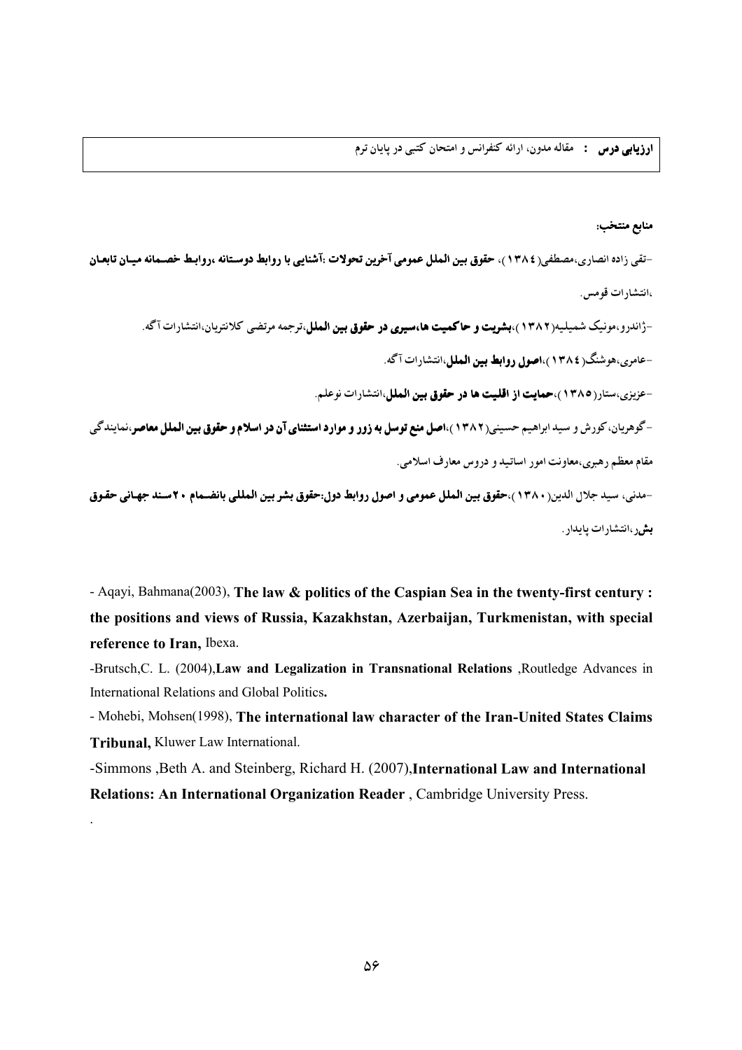| **ارزیابی درس** : مقاله مدون، ارائه کنفرانس و امتحان کتبی در پایان ترم |
| --- |

**منابع منتخب:**

-تقی زاده انصاری،مصطفی(۱۳۸٤)، **حقوق بین الملل عمومی آخرین تحولات :آشنایی با روابط دوستانه ،روابط خصمانه میان تابعان**،انتشارات قومس.

-ژاندرو،مونیک شمیلیه(۱۳۸۲)،**بشریت و حاکمیت ها،سیری در حقوق بین الملل**،ترجمه مرتضی کلانتریان،انتشارات آگه.

-عامری،هوشنگ(۱۳۸٤)،**اصول روابط بین الملل**،انتشارات آگه.

-عزیزی،ستار(۱۳۸۵)،**حمایت از اقلیت ها در حقوق بین الملل**،انتشارات نوعلم.

-گوهریان، کورش و سید ابراهیم حسینی(۱۳۸۲)،**اصل منع توسل به زور و موارد استثنای آن در اسلام و حقوق بین الملل معاصر**،نمایندگی مقام معظم رهبری،معاونت امور اساتید و دروس معارف اسلامی.

-مدنی، سید جلال الدین(۱۳۸۰)،**حقوق بین الملل عمومی و اصول روابط دول:حقوق بشر بین المللی بانضمام ۲۰ سند جهانی حقوق بشر**،انتشارات پایدار.

- Aqayi, Bahmana(2003), **The law & politics of the Caspian Sea in the twenty-first century : the positions and views of Russia, Kazakhstan, Azerbaijan, Turkmenistan, with special reference to Iran,** Ibexa.

-Brutsch,C. L. (2004),**Law and Legalization in Transnational Relations** ,Routledge Advances in International Relations and Global Politics**.**

- Mohebi, Mohsen(1998), **The international law character of the Iran-United States Claims Tribunal,** Kluwer Law International.

-Simmons ,Beth A. and Steinberg, Richard H. (2007),**International Law and International Relations: An International Organization Reader** , Cambridge University Press.

.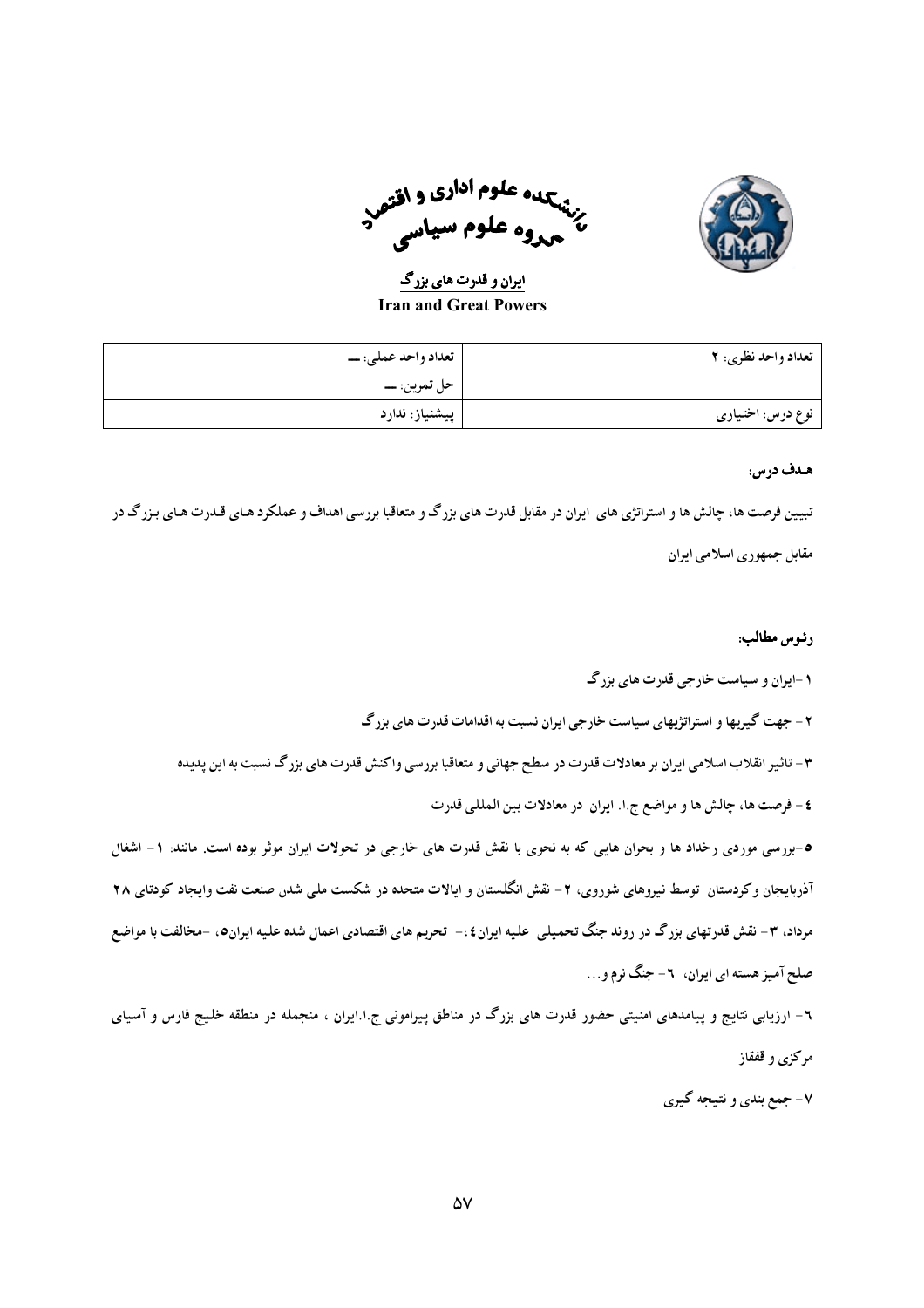دانشکده علوم اداری و اقتصاد
گروه علوم سیاسی

**ایران و قدرت های بزرگ**

**Iran and Great Powers**

| تعداد واحد نظری: ۲ | تعداد واحد عملی: — |
| --- | --- |
| | حل تمرین: — |
| نوع درس: اختیاری | پیشنیاز: ندارد |

**هـدف درس:**

تبیین فرصت ها، چالش ها و استراتژی های ایران در مقابل قدرت های بزرگ و متعاقبا بررسی اهداف و عملکرد هـای قـدرت هـای بـزرگ در مقابل جمهوری اسلامی ایران

**رئـوس مطالب:**

۱ -ایران و سیاست خارجی قدرت های بزرگ

۲ - جهت گیریها و استراتژیهای سیاست خارجی ایران نسبت به اقدامات قدرت های بزرگ

۳ - تاثیر انقلاب اسلامی ایران بر معادلات قدرت در سطح جهانی و متعاقبا بررسی واکنش قدرت های بزرگ نسبت به این پدیده

٤ - فرصت ها، چالش ها و مواضع ج.ا. ایران در معادلات بین المللی قدرت

۵ -بررسی موردی رخداد ها و بحران هایی که به نحوی با نقش قدرت های خارجی در تحولات ایران موثر بوده است. مانند: ۱ - اشغال آذربایجان وکردستان توسط نیروهای شوروی، ۲ - نقش انگلستان و ایالات متحده در شکست ملی شدن صنعت نفت وایجاد کودتای ۲۸ مرداد، ۳ - نقش قدرتهای بزرگ در روند جنگ تحمیلی علیه ایران٤، - تحریم های اقتصادی اعمال شده علیه ایران۵، -مخالفت با مواضع صلح آمیز هسته ای ایران، ٦ - جنگ نرم و...

٦ - ارزیابی نتایج و پیامدهای امنیتی حضور قدرت های بزرگ در مناطق پیرامونی ج.ا.ایران ، منجمله در منطقه خلیج فارس و آسیای مرکزی و قفقاز

۷ - جمع بندی و نتیجه گیری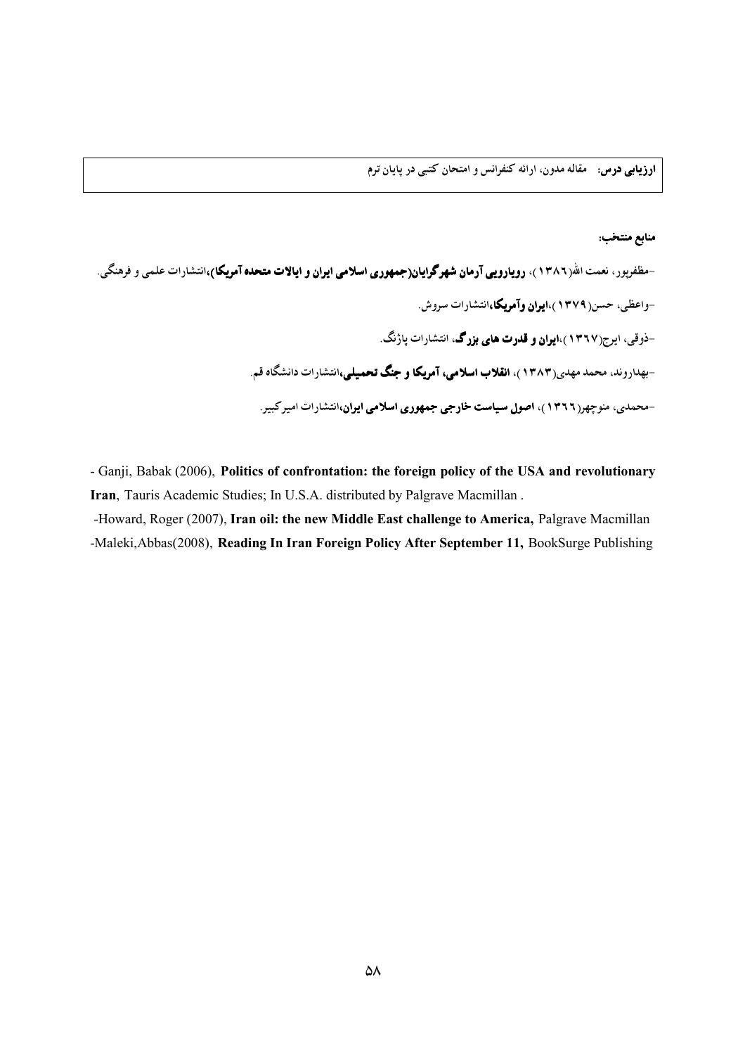| **ارزیابی درس:** مقاله مدون، ارائه کنفرانس و امتحان کتبی در پایان ترم |
| --- |

**منابع منتخب:**

-مظفرپور، نعمت الله(۱۳۸٦)، **رویارویی آرمان شهرگرایان(جمهوری اسلامی ایران و ایالات متحده آمریکا)**،انتشارات علمی و فرهنگی.

-واعظی، حسن(۱۳۷۹)،**ایران وآمریکا**،انتشارات سروش.

-ذوقی، ایرج(۱۳٦۷)،**ایران و قدرت های بزرگ**، انتشارات پاژنگ.

-بهداروند، محمد مهدی(۱۳۸۳)، **انقلاب اسلامی، آمریکا و جنگ تحمیلی**،انتشارات دانشگاه قم.

-محمدی، منوچهر(۱۳٦٦)، **اصول سیاست خارجی جمهوری اسلامی ایران**،انتشارات امیرکبیر.

- Ganji, Babak (2006), **Politics of confrontation: the foreign policy of the USA and revolutionary Iran**, Tauris Academic Studies; In U.S.A. distributed by Palgrave Macmillan .

-Howard, Roger (2007), **Iran oil: the new Middle East challenge to America,** Palgrave Macmillan

-Maleki,Abbas(2008), **Reading In Iran Foreign Policy After September 11,** BookSurge Publishing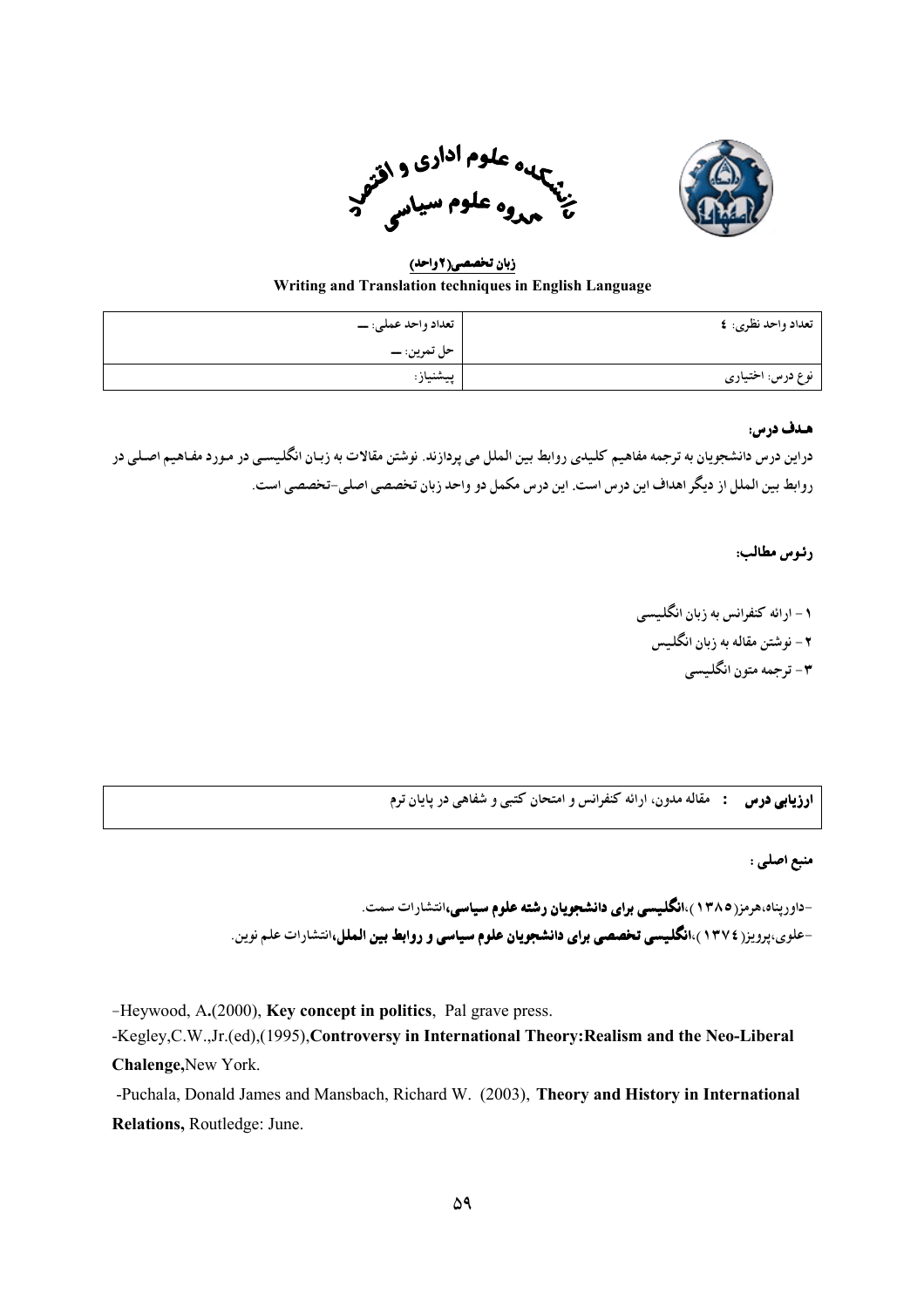دانشکده علوم اداری و اقتصاد
گروه علوم سیاسی

**زبان تخصصی(۲واحد)**

**Writing and Translation techniques in English Language**

| | |
|---|---|
| تعداد واحد نظری: ٤ | تعداد واحد عملی: ــ |
| | حل تمرین: ــ |
| نوع درس: اختیاری | پیشنیاز: |

**هدف درس:**

دراین درس دانشجویان به ترجمه مفاهیم کلیدی روابط بین الملل می پردازند. نوشتن مقالات به زبان انگلیسی در مورد مفاهیم اصلی در روابط بین الملل از دیگر اهداف این درس است. این درس مکمل دو واحد زبان تخصصی اصلی-تخصصی است.

**رئوس مطالب:**

۱- ارائه کنفرانس به زبان انگلیسی
۲- نوشتن مقاله به زبان انگلیس
۳- ترجمه متون انگلیسی

**ارزیابی درس** : مقاله مدون، ارائه کنفرانس و امتحان کتبی و شفاهی در پایان ترم

**منبع اصلی :**

-داورپناه،هرمز(۱۳۸۵)،**انگلیسی برای دانشجویان رشته علوم سیاسی**،انتشارات سمت.
-علوی،پرویز(۱۳۷٤)،**انگلیسی تخصصی برای دانشجویان علوم سیاسی و روابط بین الملل**،انتشارات علم نوین.

-Heywood, A.(2000), **Key concept in politics**, Pal grave press.
-Kegley,C.W.,Jr.(ed),(1995),**Controversy in International Theory:Realism and the Neo-Liberal Chalenge,**New York.
-Puchala, Donald James and Mansbach, Richard W. (2003), **Theory and History in International Relations,** Routledge: June.